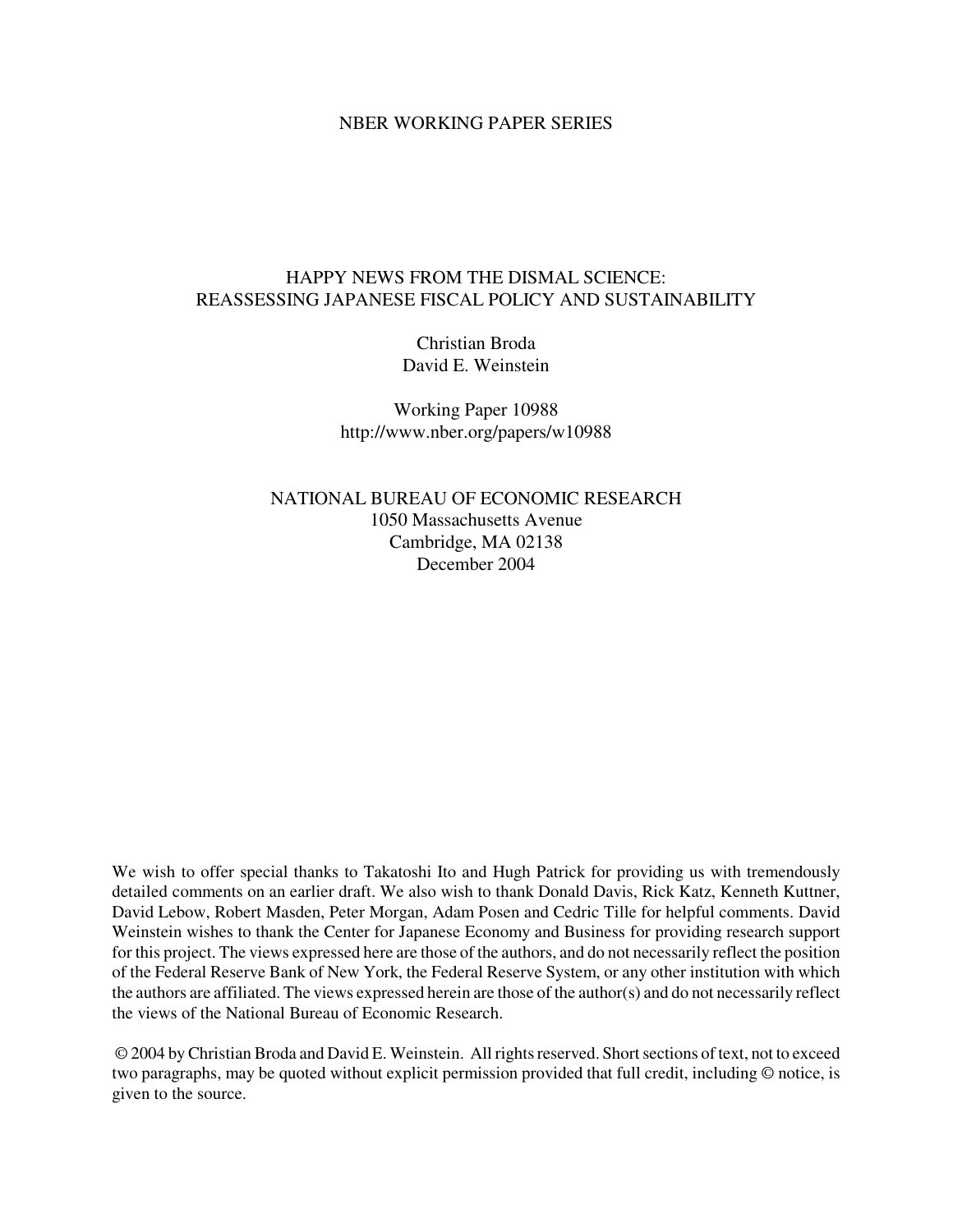NBER WORKING PAPER SERIES

# HAPPY NEWS FROM THE DISMAL SCIENCE: REASSESSING JAPANESE FISCAL POLICY AND SUSTAINABILITY

Christian Broda
David E. Weinstein

Working Paper 10988
http://www.nber.org/papers/w10988

NATIONAL BUREAU OF ECONOMIC RESEARCH
1050 Massachusetts Avenue
Cambridge, MA 02138
December 2004

We wish to offer special thanks to Takatoshi Ito and Hugh Patrick for providing us with tremendously detailed comments on an earlier draft. We also wish to thank Donald Davis, Rick Katz, Kenneth Kuttner, David Lebow, Robert Masden, Peter Morgan, Adam Posen and Cedric Tille for helpful comments. David Weinstein wishes to thank the Center for Japanese Economy and Business for providing research support for this project. The views expressed here are those of the authors, and do not necessarily reflect the position of the Federal Reserve Bank of New York, the Federal Reserve System, or any other institution with which the authors are affiliated. The views expressed herein are those of the author(s) and do not necessarily reflect the views of the National Bureau of Economic Research.

© 2004 by Christian Broda and David E. Weinstein. All rights reserved. Short sections of text, not to exceed two paragraphs, may be quoted without explicit permission provided that full credit, including © notice, is given to the source.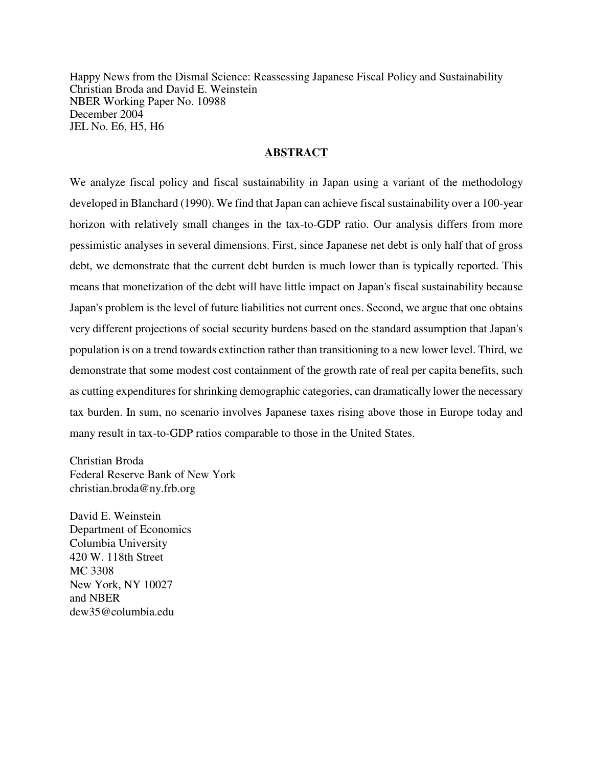Happy News from the Dismal Science: Reassessing Japanese Fiscal Policy and Sustainability
Christian Broda and David E. Weinstein
NBER Working Paper No. 10988
December 2004
JEL No. E6, H5, H6

## ABSTRACT

We analyze fiscal policy and fiscal sustainability in Japan using a variant of the methodology developed in Blanchard (1990). We find that Japan can achieve fiscal sustainability over a 100-year horizon with relatively small changes in the tax-to-GDP ratio. Our analysis differs from more pessimistic analyses in several dimensions. First, since Japanese net debt is only half that of gross debt, we demonstrate that the current debt burden is much lower than is typically reported. This means that monetization of the debt will have little impact on Japan's fiscal sustainability because Japan's problem is the level of future liabilities not current ones. Second, we argue that one obtains very different projections of social security burdens based on the standard assumption that Japan's population is on a trend towards extinction rather than transitioning to a new lower level. Third, we demonstrate that some modest cost containment of the growth rate of real per capita benefits, such as cutting expenditures for shrinking demographic categories, can dramatically lower the necessary tax burden. In sum, no scenario involves Japanese taxes rising above those in Europe today and many result in tax-to-GDP ratios comparable to those in the United States.

Christian Broda
Federal Reserve Bank of New York
christian.broda@ny.frb.org

David E. Weinstein
Department of Economics
Columbia University
420 W. 118th Street
MC 3308
New York, NY 10027
and NBER
dew35@columbia.edu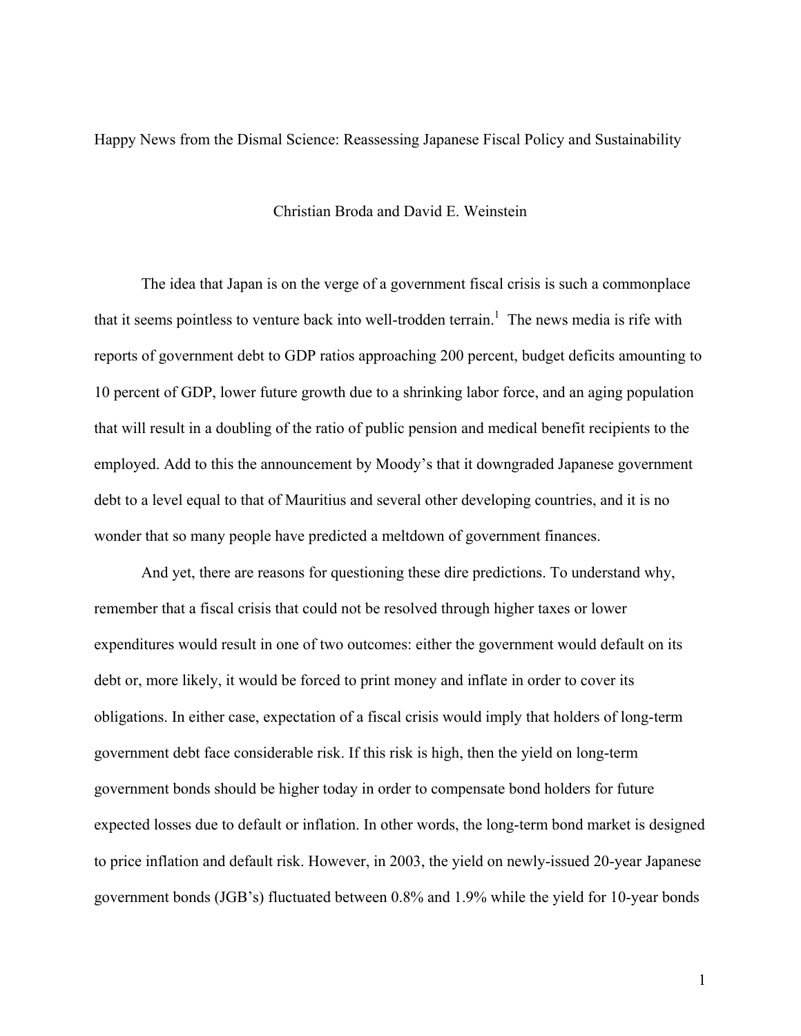Happy News from the Dismal Science: Reassessing Japanese Fiscal Policy and Sustainability

Christian Broda and David E. Weinstein

The idea that Japan is on the verge of a government fiscal crisis is such a commonplace that it seems pointless to venture back into well-trodden terrain.[1] The news media is rife with reports of government debt to GDP ratios approaching 200 percent, budget deficits amounting to 10 percent of GDP, lower future growth due to a shrinking labor force, and an aging population that will result in a doubling of the ratio of public pension and medical benefit recipients to the employed. Add to this the announcement by Moody's that it downgraded Japanese government debt to a level equal to that of Mauritius and several other developing countries, and it is no wonder that so many people have predicted a meltdown of government finances.

And yet, there are reasons for questioning these dire predictions. To understand why, remember that a fiscal crisis that could not be resolved through higher taxes or lower expenditures would result in one of two outcomes: either the government would default on its debt or, more likely, it would be forced to print money and inflate in order to cover its obligations. In either case, expectation of a fiscal crisis would imply that holders of long-term government debt face considerable risk. If this risk is high, then the yield on long-term government bonds should be higher today in order to compensate bond holders for future expected losses due to default or inflation. In other words, the long-term bond market is designed to price inflation and default risk. However, in 2003, the yield on newly-issued 20-year Japanese government bonds (JGB's) fluctuated between 0.8% and 1.9% while the yield for 10-year bonds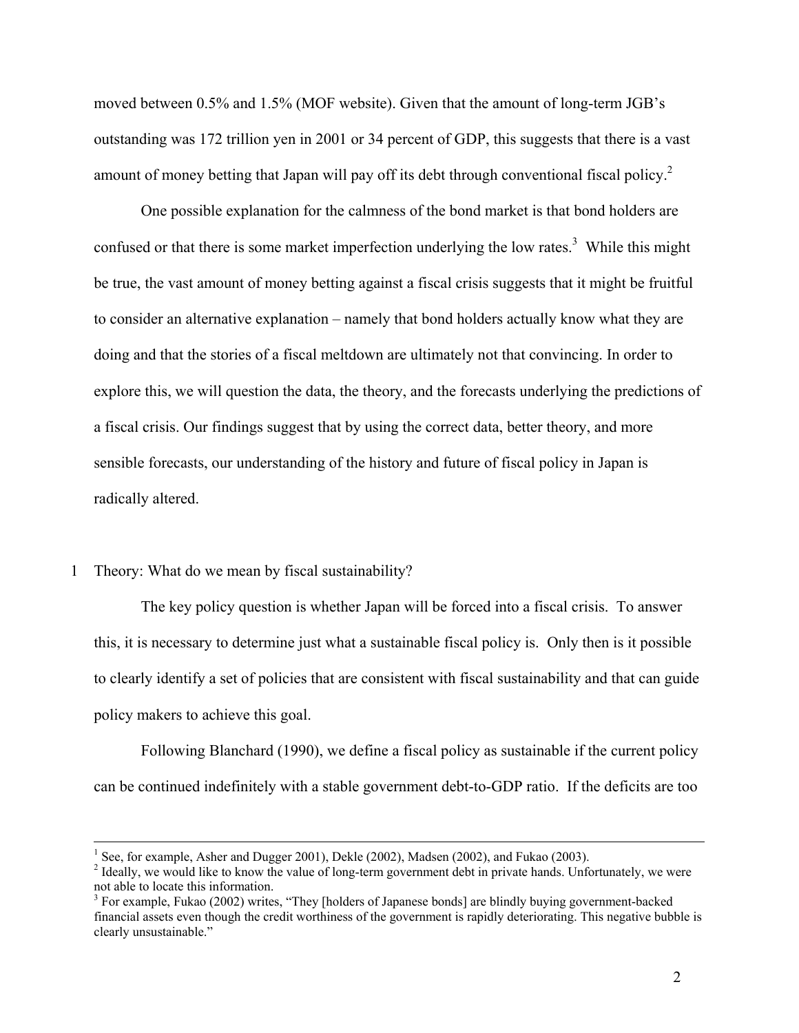moved between 0.5% and 1.5% (MOF website). Given that the amount of long-term JGB's outstanding was 172 trillion yen in 2001 or 34 percent of GDP, this suggests that there is a vast amount of money betting that Japan will pay off its debt through conventional fiscal policy.[2]

One possible explanation for the calmness of the bond market is that bond holders are confused or that there is some market imperfection underlying the low rates.[3] While this might be true, the vast amount of money betting against a fiscal crisis suggests that it might be fruitful to consider an alternative explanation – namely that bond holders actually know what they are doing and that the stories of a fiscal meltdown are ultimately not that convincing. In order to explore this, we will question the data, the theory, and the forecasts underlying the predictions of a fiscal crisis. Our findings suggest that by using the correct data, better theory, and more sensible forecasts, our understanding of the history and future of fiscal policy in Japan is radically altered.

## 1 Theory: What do we mean by fiscal sustainability?

The key policy question is whether Japan will be forced into a fiscal crisis. To answer this, it is necessary to determine just what a sustainable fiscal policy is. Only then is it possible to clearly identify a set of policies that are consistent with fiscal sustainability and that can guide policy makers to achieve this goal.

Following Blanchard (1990), we define a fiscal policy as sustainable if the current policy can be continued indefinitely with a stable government debt-to-GDP ratio. If the deficits are too

---

[1] See, for example, Asher and Dugger 2001), Dekle (2002), Madsen (2002), and Fukao (2003).

[2] Ideally, we would like to know the value of long-term government debt in private hands. Unfortunately, we were not able to locate this information.

[3] For example, Fukao (2002) writes, "They [holders of Japanese bonds] are blindly buying government-backed financial assets even though the credit worthiness of the government is rapidly deteriorating. This negative bubble is clearly unsustainable."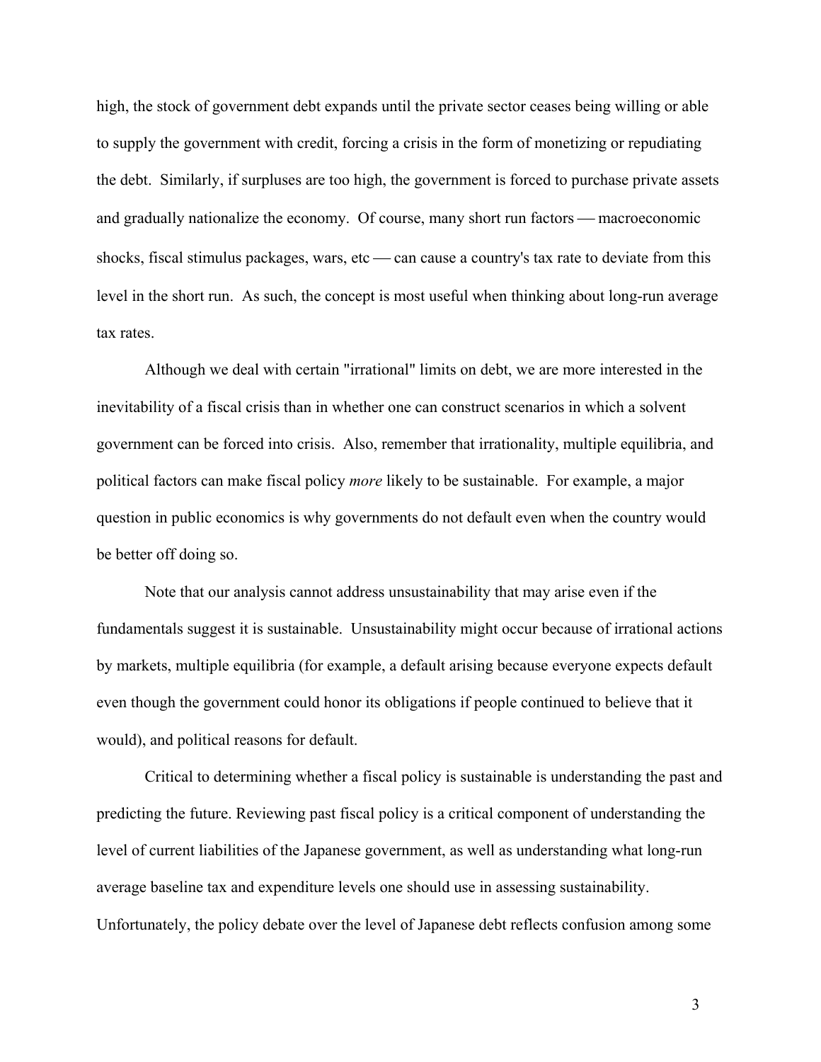high, the stock of government debt expands until the private sector ceases being willing or able to supply the government with credit, forcing a crisis in the form of monetizing or repudiating the debt. Similarly, if surpluses are too high, the government is forced to purchase private assets and gradually nationalize the economy. Of course, many short run factors — macroeconomic shocks, fiscal stimulus packages, wars, etc — can cause a country's tax rate to deviate from this level in the short run. As such, the concept is most useful when thinking about long-run average tax rates.

Although we deal with certain "irrational" limits on debt, we are more interested in the inevitability of a fiscal crisis than in whether one can construct scenarios in which a solvent government can be forced into crisis. Also, remember that irrationality, multiple equilibria, and political factors can make fiscal policy *more* likely to be sustainable. For example, a major question in public economics is why governments do not default even when the country would be better off doing so.

Note that our analysis cannot address unsustainability that may arise even if the fundamentals suggest it is sustainable. Unsustainability might occur because of irrational actions by markets, multiple equilibria (for example, a default arising because everyone expects default even though the government could honor its obligations if people continued to believe that it would), and political reasons for default.

Critical to determining whether a fiscal policy is sustainable is understanding the past and predicting the future. Reviewing past fiscal policy is a critical component of understanding the level of current liabilities of the Japanese government, as well as understanding what long-run average baseline tax and expenditure levels one should use in assessing sustainability. Unfortunately, the policy debate over the level of Japanese debt reflects confusion among some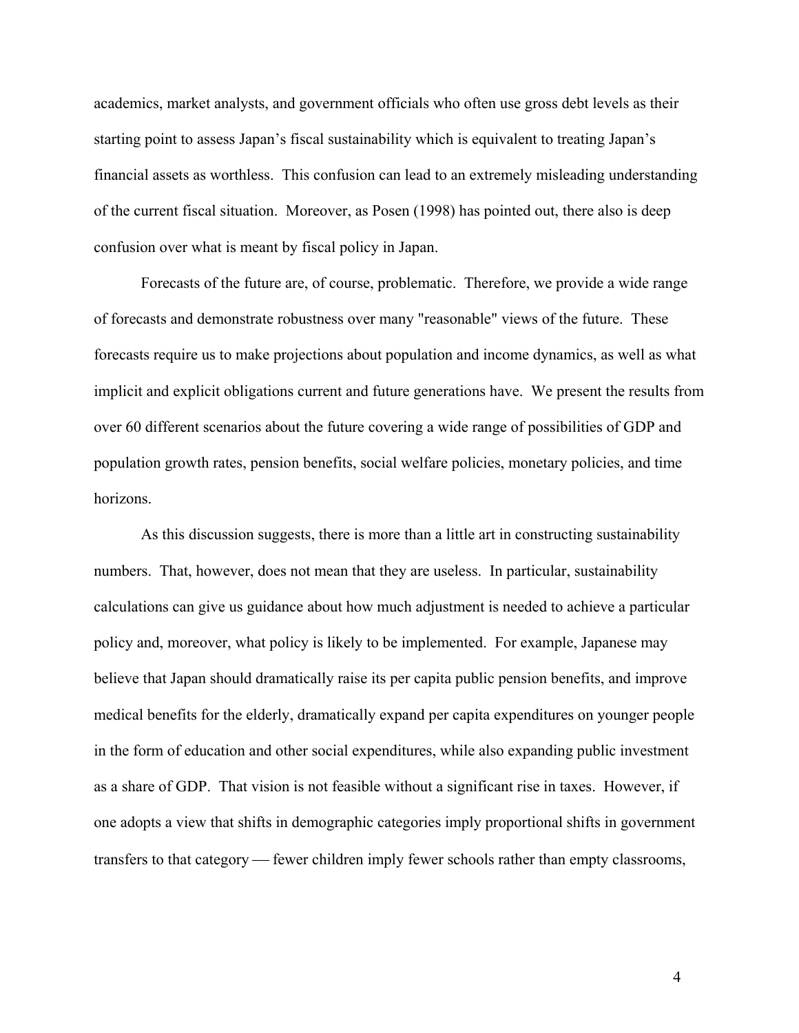academics, market analysts, and government officials who often use gross debt levels as their starting point to assess Japan's fiscal sustainability which is equivalent to treating Japan's financial assets as worthless. This confusion can lead to an extremely misleading understanding of the current fiscal situation. Moreover, as Posen (1998) has pointed out, there also is deep confusion over what is meant by fiscal policy in Japan.

Forecasts of the future are, of course, problematic. Therefore, we provide a wide range of forecasts and demonstrate robustness over many "reasonable" views of the future. These forecasts require us to make projections about population and income dynamics, as well as what implicit and explicit obligations current and future generations have. We present the results from over 60 different scenarios about the future covering a wide range of possibilities of GDP and population growth rates, pension benefits, social welfare policies, monetary policies, and time horizons.

As this discussion suggests, there is more than a little art in constructing sustainability numbers. That, however, does not mean that they are useless. In particular, sustainability calculations can give us guidance about how much adjustment is needed to achieve a particular policy and, moreover, what policy is likely to be implemented. For example, Japanese may believe that Japan should dramatically raise its per capita public pension benefits, and improve medical benefits for the elderly, dramatically expand per capita expenditures on younger people in the form of education and other social expenditures, while also expanding public investment as a share of GDP. That vision is not feasible without a significant rise in taxes. However, if one adopts a view that shifts in demographic categories imply proportional shifts in government transfers to that category — fewer children imply fewer schools rather than empty classrooms,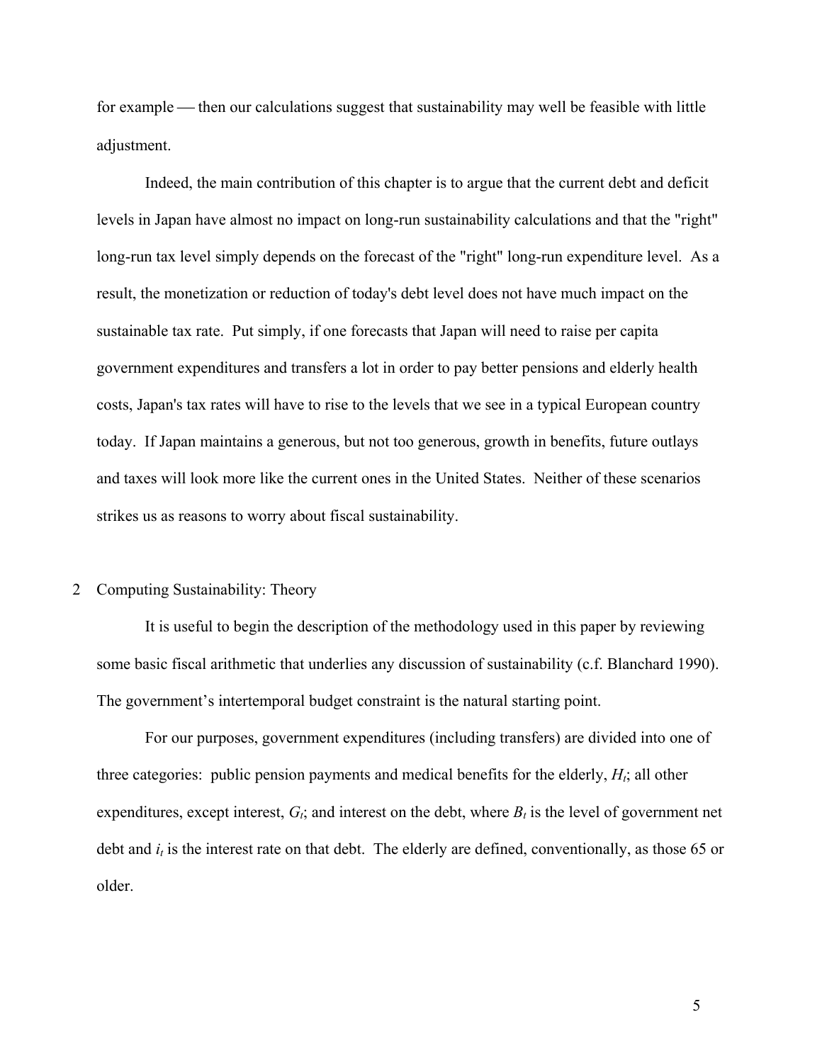for example — then our calculations suggest that sustainability may well be feasible with little adjustment.

Indeed, the main contribution of this chapter is to argue that the current debt and deficit levels in Japan have almost no impact on long-run sustainability calculations and that the "right" long-run tax level simply depends on the forecast of the "right" long-run expenditure level. As a result, the monetization or reduction of today's debt level does not have much impact on the sustainable tax rate. Put simply, if one forecasts that Japan will need to raise per capita government expenditures and transfers a lot in order to pay better pensions and elderly health costs, Japan's tax rates will have to rise to the levels that we see in a typical European country today. If Japan maintains a generous, but not too generous, growth in benefits, future outlays and taxes will look more like the current ones in the United States. Neither of these scenarios strikes us as reasons to worry about fiscal sustainability.

## 2 Computing Sustainability: Theory

It is useful to begin the description of the methodology used in this paper by reviewing some basic fiscal arithmetic that underlies any discussion of sustainability (c.f. Blanchard 1990). The government's intertemporal budget constraint is the natural starting point.

For our purposes, government expenditures (including transfers) are divided into one of three categories: public pension payments and medical benefits for the elderly, $H_t$; all other expenditures, except interest, $G_t$; and interest on the debt, where $B_t$ is the level of government net debt and $i_t$ is the interest rate on that debt. The elderly are defined, conventionally, as those 65 or older.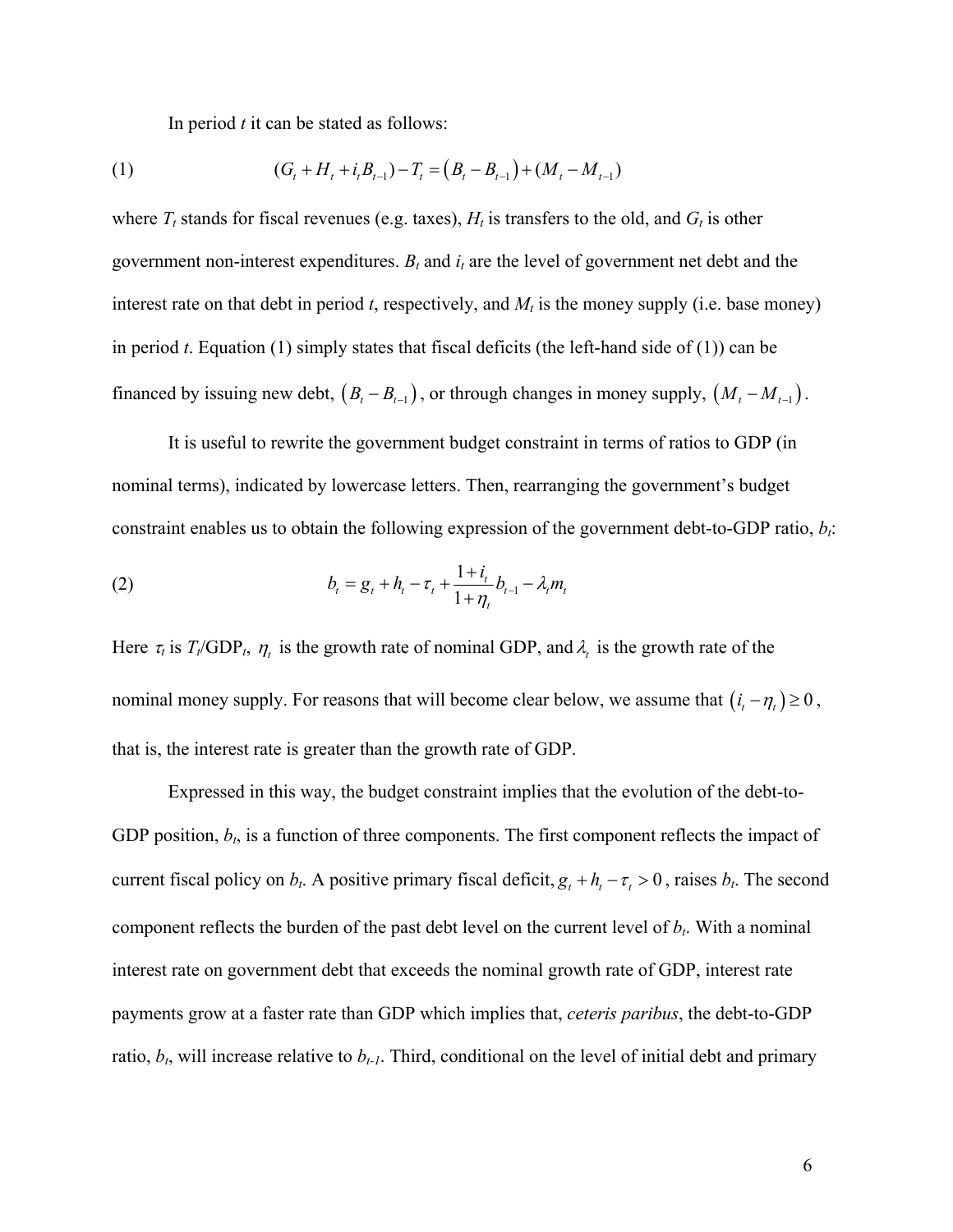In period $t$ it can be stated as follows:

$$(G_t + H_t + i_t B_{t-1}) - T_t = (B_t - B_{t-1}) + (M_t - M_{t-1}) \tag{1}$$

where $T_t$ stands for fiscal revenues (e.g. taxes), $H_t$ is transfers to the old, and $G_t$ is other government non-interest expenditures. $B_t$ and $i_t$ are the level of government net debt and the interest rate on that debt in period $t$, respectively, and $M_t$ is the money supply (i.e. base money) in period $t$. Equation (1) simply states that fiscal deficits (the left-hand side of (1)) can be financed by issuing new debt, $(B_t - B_{t-1})$, or through changes in money supply, $(M_t - M_{t-1})$.

It is useful to rewrite the government budget constraint in terms of ratios to GDP (in nominal terms), indicated by lowercase letters. Then, rearranging the government's budget constraint enables us to obtain the following expression of the government debt-to-GDP ratio, $b_t$:

$$b_t = g_t + h_t - \tau_t + \frac{1+i_t}{1+\eta_t} b_{t-1} - \lambda_t m_t \tag{2}$$

Here $\tau_t$ is $T_t$/GDP$_t$, $\eta_t$ is the growth rate of nominal GDP, and $\lambda_t$ is the growth rate of the nominal money supply. For reasons that will become clear below, we assume that $(i_t - \eta_t) \geq 0$, that is, the interest rate is greater than the growth rate of GDP.

Expressed in this way, the budget constraint implies that the evolution of the debt-to-GDP position, $b_t$, is a function of three components. The first component reflects the impact of current fiscal policy on $b_t$. A positive primary fiscal deficit, $g_t + h_t - \tau_t > 0$, raises $b_t$. The second component reflects the burden of the past debt level on the current level of $b_t$. With a nominal interest rate on government debt that exceeds the nominal growth rate of GDP, interest rate payments grow at a faster rate than GDP which implies that, *ceteris paribus*, the debt-to-GDP ratio, $b_t$, will increase relative to $b_{t-1}$. Third, conditional on the level of initial debt and primary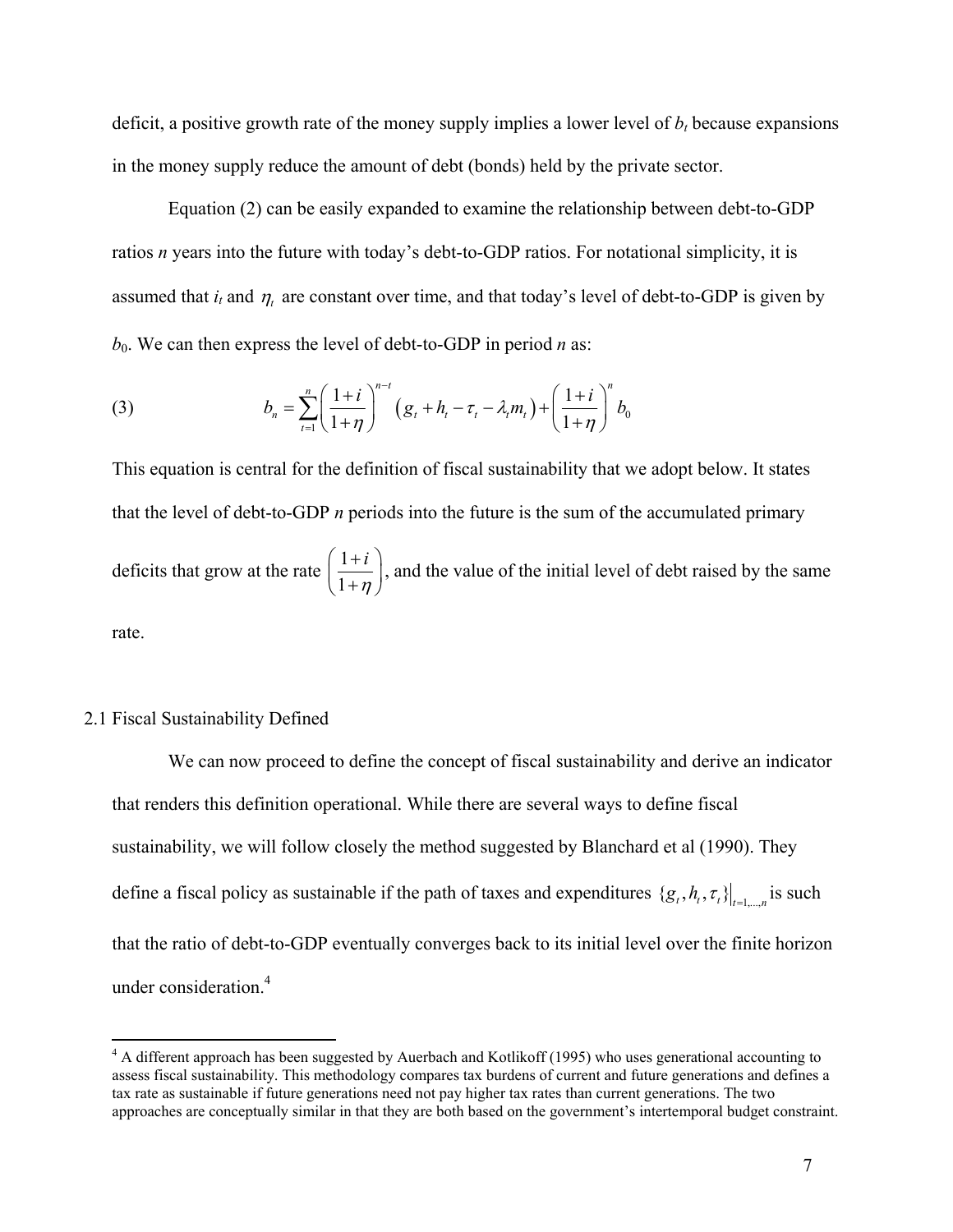deficit, a positive growth rate of the money supply implies a lower level of $b_t$ because expansions in the money supply reduce the amount of debt (bonds) held by the private sector.

Equation (2) can be easily expanded to examine the relationship between debt-to-GDP ratios *n* years into the future with today's debt-to-GDP ratios. For notational simplicity, it is assumed that $i_t$ and $\eta_t$ are constant over time, and that today's level of debt-to-GDP is given by $b_0$. We can then express the level of debt-to-GDP in period *n* as:

$$b_n = \sum_{t=1}^{n} \left( \frac{1+i}{1+\eta} \right)^{n-t} \left( g_t + h_t - \tau_t - \lambda_t m_t \right) + \left( \frac{1+i}{1+\eta} \right)^{n} b_0 \tag{3}$$

This equation is central for the definition of fiscal sustainability that we adopt below. It states that the level of debt-to-GDP *n* periods into the future is the sum of the accumulated primary deficits that grow at the rate $\left( \frac{1+i}{1+\eta} \right)$, and the value of the initial level of debt raised by the same rate.

### 2.1 Fiscal Sustainability Defined

We can now proceed to define the concept of fiscal sustainability and derive an indicator that renders this definition operational. While there are several ways to define fiscal sustainability, we will follow closely the method suggested by Blanchard et al (1990). They define a fiscal policy as sustainable if the path of taxes and expenditures $\{g_t, h_t, \tau_t\}\big|_{t=1,\ldots,n}$ is such that the ratio of debt-to-GDP eventually converges back to its initial level over the finite horizon under consideration.[4]

[4] A different approach has been suggested by Auerbach and Kotlikoff (1995) who uses generational accounting to assess fiscal sustainability. This methodology compares tax burdens of current and future generations and defines a tax rate as sustainable if future generations need not pay higher tax rates than current generations. The two approaches are conceptually similar in that they are both based on the government's intertemporal budget constraint.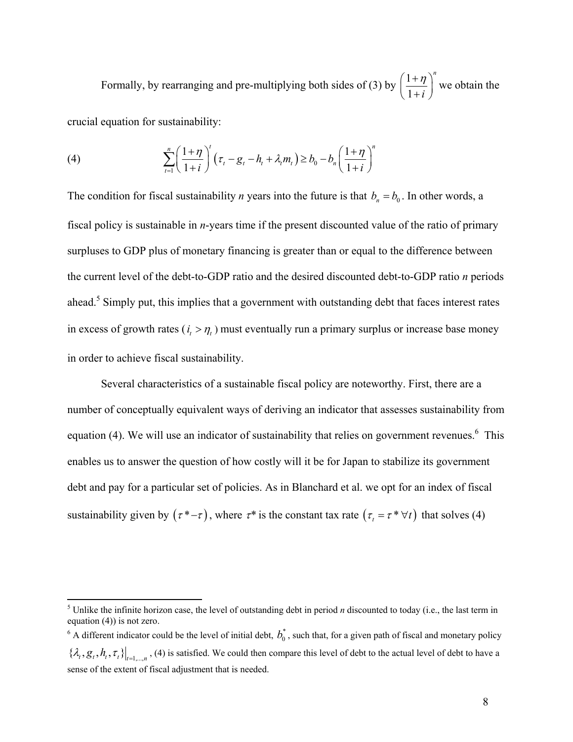Formally, by rearranging and pre-multiplying both sides of (3) by $\left(\frac{1+\eta}{1+i}\right)^n$ we obtain the crucial equation for sustainability:

$$\text{(4)} \qquad \sum_{t=1}^{n}\left(\frac{1+\eta}{1+i}\right)^t\left(\tau_t - g_t - h_t + \lambda_t m_t\right) \geq b_0 - b_n\left(\frac{1+\eta}{1+i}\right)^n$$

The condition for fiscal sustainability *n* years into the future is that $b_n = b_0$. In other words, a fiscal policy is sustainable in *n*-years time if the present discounted value of the ratio of primary surpluses to GDP plus of monetary financing is greater than or equal to the difference between the current level of the debt-to-GDP ratio and the desired discounted debt-to-GDP ratio *n* periods ahead.[5] Simply put, this implies that a government with outstanding debt that faces interest rates in excess of growth rates ($i_t > \eta_t$) must eventually run a primary surplus or increase base money in order to achieve fiscal sustainability.

Several characteristics of a sustainable fiscal policy are noteworthy. First, there are a number of conceptually equivalent ways of deriving an indicator that assesses sustainability from equation (4). We will use an indicator of sustainability that relies on government revenues.[6] This enables us to answer the question of how costly will it be for Japan to stabilize its government debt and pay for a particular set of policies. As in Blanchard et al. we opt for an index of fiscal sustainability given by $(\tau^* - \tau)$, where $\tau^*$ is the constant tax rate $(\tau_t = \tau^* \, \forall t)$ that solves (4)

[5] Unlike the infinite horizon case, the level of outstanding debt in period *n* discounted to today (i.e., the last term in equation (4)) is not zero.

[6] A different indicator could be the level of initial debt, $b_0^*$, such that, for a given path of fiscal and monetary policy $\{\lambda_t, g_t, h_t, \tau_t\}\big|_{t=1,\ldots,n}$, (4) is satisfied. We could then compare this level of debt to the actual level of debt to have a sense of the extent of fiscal adjustment that is needed.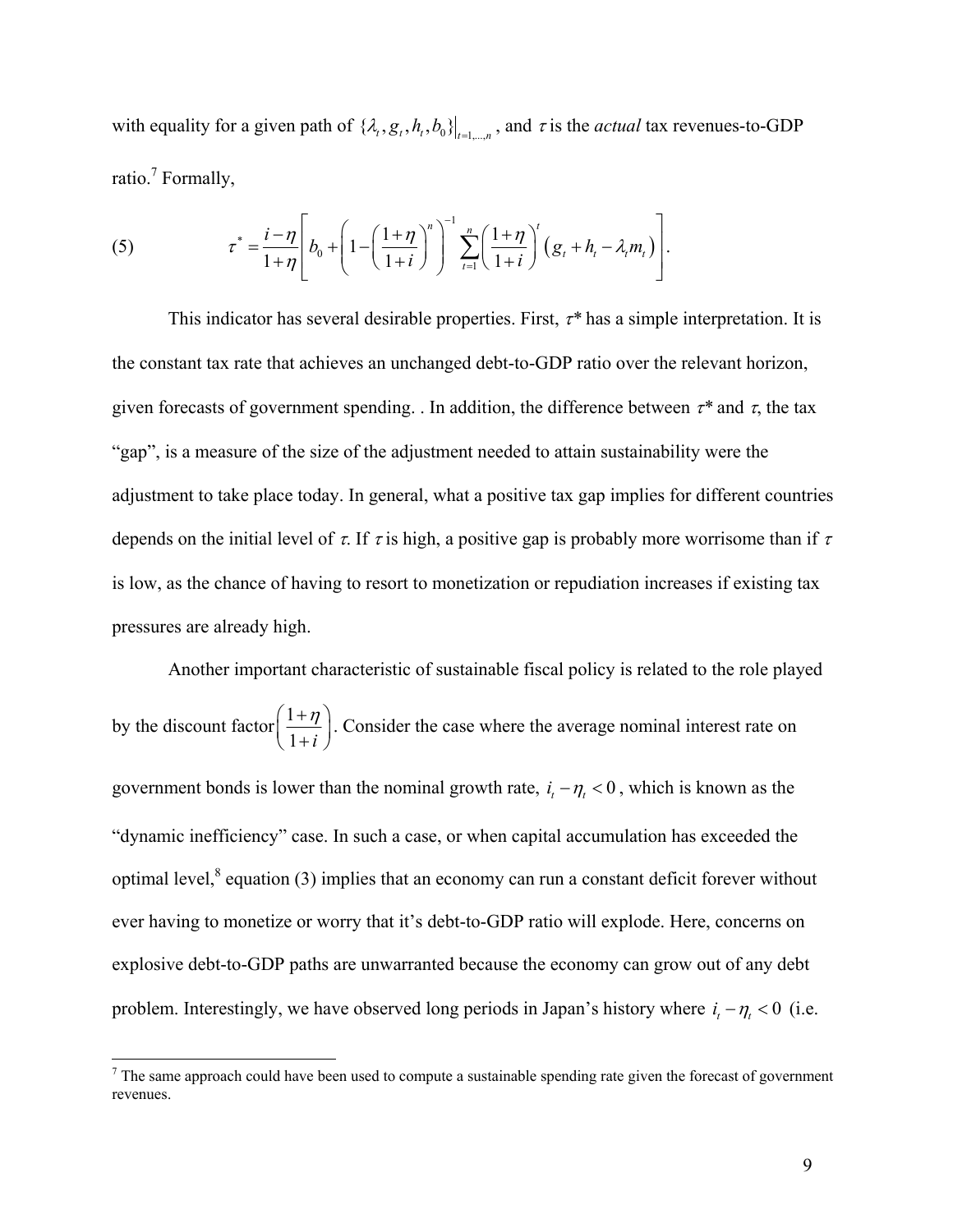with equality for a given path of $\{\lambda_t, g_t, h_t, b_0\}\big|_{t=1,\ldots,n}$, and $\tau$ is the *actual* tax revenues-to-GDP ratio.[7] Formally,

$$\tau^* = \frac{i-\eta}{1+\eta}\left[ b_0 + \left(1 - \left(\frac{1+\eta}{1+i}\right)^n\right)^{-1} \sum_{t=1}^{n} \left(\frac{1+\eta}{1+i}\right)^t \left(g_t + h_t - \lambda_t m_t\right) \right]. \tag{5}$$

This indicator has several desirable properties. First, $\tau^*$ has a simple interpretation. It is the constant tax rate that achieves an unchanged debt-to-GDP ratio over the relevant horizon, given forecasts of government spending. . In addition, the difference between $\tau^*$ and $\tau$, the tax "gap", is a measure of the size of the adjustment needed to attain sustainability were the adjustment to take place today. In general, what a positive tax gap implies for different countries depends on the initial level of $\tau$. If $\tau$ is high, a positive gap is probably more worrisome than if $\tau$ is low, as the chance of having to resort to monetization or repudiation increases if existing tax pressures are already high.

Another important characteristic of sustainable fiscal policy is related to the role played by the discount factor $\left(\frac{1+\eta}{1+i}\right)$. Consider the case where the average nominal interest rate on government bonds is lower than the nominal growth rate, $i_t - \eta_t < 0$, which is known as the "dynamic inefficiency" case. In such a case, or when capital accumulation has exceeded the optimal level,[8] equation (3) implies that an economy can run a constant deficit forever without ever having to monetize or worry that it's debt-to-GDP ratio will explode. Here, concerns on explosive debt-to-GDP paths are unwarranted because the economy can grow out of any debt problem. Interestingly, we have observed long periods in Japan's history where $i_t - \eta_t < 0$ (i.e.

[7] The same approach could have been used to compute a sustainable spending rate given the forecast of government revenues.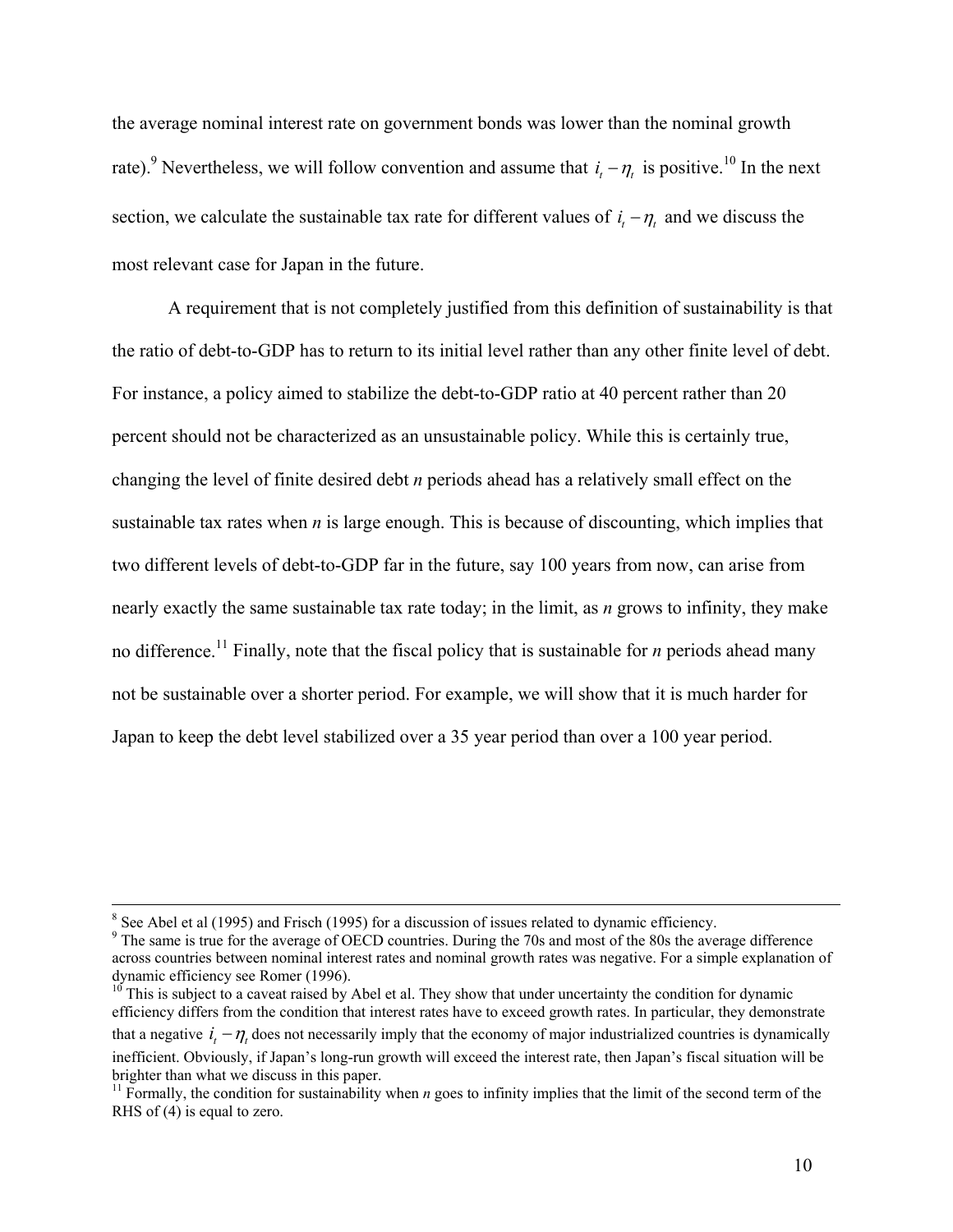the average nominal interest rate on government bonds was lower than the nominal growth rate).[9] Nevertheless, we will follow convention and assume that $i_t - \eta_t$ is positive.[10] In the next section, we calculate the sustainable tax rate for different values of $i_t - \eta_t$ and we discuss the most relevant case for Japan in the future.

A requirement that is not completely justified from this definition of sustainability is that the ratio of debt-to-GDP has to return to its initial level rather than any other finite level of debt. For instance, a policy aimed to stabilize the debt-to-GDP ratio at 40 percent rather than 20 percent should not be characterized as an unsustainable policy. While this is certainly true, changing the level of finite desired debt *n* periods ahead has a relatively small effect on the sustainable tax rates when *n* is large enough. This is because of discounting, which implies that two different levels of debt-to-GDP far in the future, say 100 years from now, can arise from nearly exactly the same sustainable tax rate today; in the limit, as *n* grows to infinity, they make no difference.[11] Finally, note that the fiscal policy that is sustainable for *n* periods ahead many not be sustainable over a shorter period. For example, we will show that it is much harder for Japan to keep the debt level stabilized over a 35 year period than over a 100 year period.

---

[8] See Abel et al (1995) and Frisch (1995) for a discussion of issues related to dynamic efficiency.

[9] The same is true for the average of OECD countries. During the 70s and most of the 80s the average difference across countries between nominal interest rates and nominal growth rates was negative. For a simple explanation of dynamic efficiency see Romer (1996).

[10] This is subject to a caveat raised by Abel et al. They show that under uncertainty the condition for dynamic efficiency differs from the condition that interest rates have to exceed growth rates. In particular, they demonstrate that a negative $i_t - \eta_t$ does not necessarily imply that the economy of major industrialized countries is dynamically inefficient. Obviously, if Japan's long-run growth will exceed the interest rate, then Japan's fiscal situation will be brighter than what we discuss in this paper.

[11] Formally, the condition for sustainability when *n* goes to infinity implies that the limit of the second term of the RHS of (4) is equal to zero.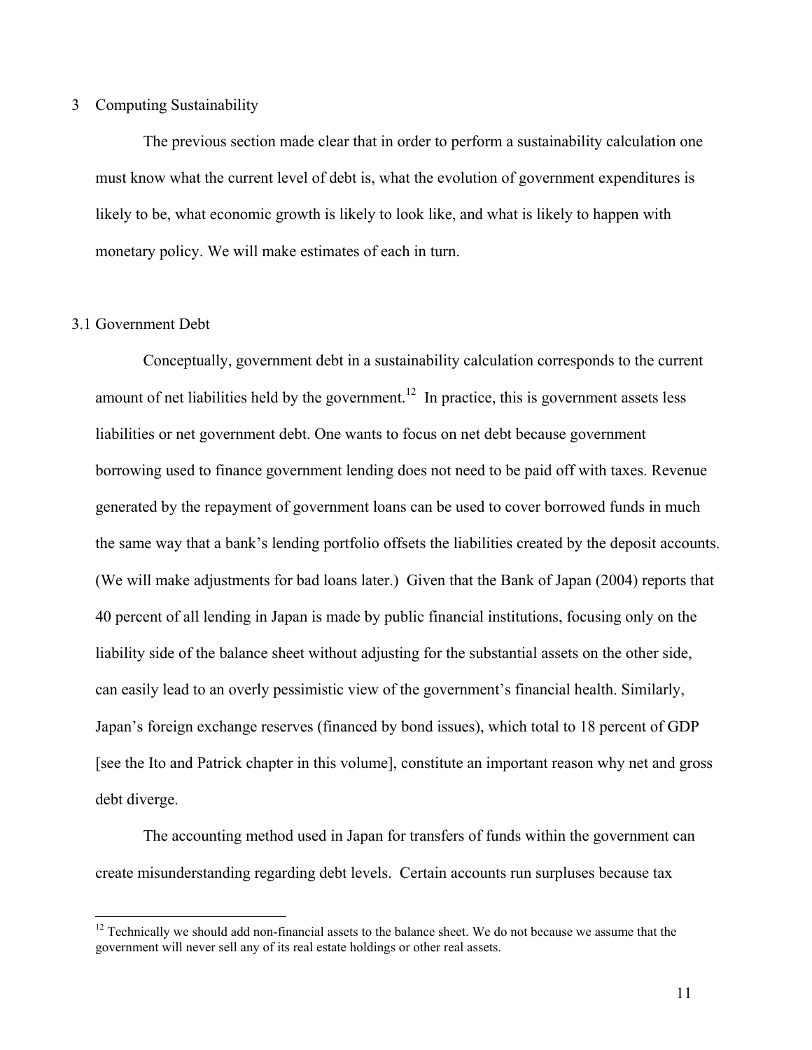## 3 Computing Sustainability

The previous section made clear that in order to perform a sustainability calculation one must know what the current level of debt is, what the evolution of government expenditures is likely to be, what economic growth is likely to look like, and what is likely to happen with monetary policy. We will make estimates of each in turn.

### 3.1 Government Debt

Conceptually, government debt in a sustainability calculation corresponds to the current amount of net liabilities held by the government.[12] In practice, this is government assets less liabilities or net government debt. One wants to focus on net debt because government borrowing used to finance government lending does not need to be paid off with taxes. Revenue generated by the repayment of government loans can be used to cover borrowed funds in much the same way that a bank's lending portfolio offsets the liabilities created by the deposit accounts. (We will make adjustments for bad loans later.) Given that the Bank of Japan (2004) reports that 40 percent of all lending in Japan is made by public financial institutions, focusing only on the liability side of the balance sheet without adjusting for the substantial assets on the other side, can easily lead to an overly pessimistic view of the government's financial health. Similarly, Japan's foreign exchange reserves (financed by bond issues), which total to 18 percent of GDP [see the Ito and Patrick chapter in this volume], constitute an important reason why net and gross debt diverge.

The accounting method used in Japan for transfers of funds within the government can create misunderstanding regarding debt levels. Certain accounts run surpluses because tax

[12] Technically we should add non-financial assets to the balance sheet. We do not because we assume that the government will never sell any of its real estate holdings or other real assets.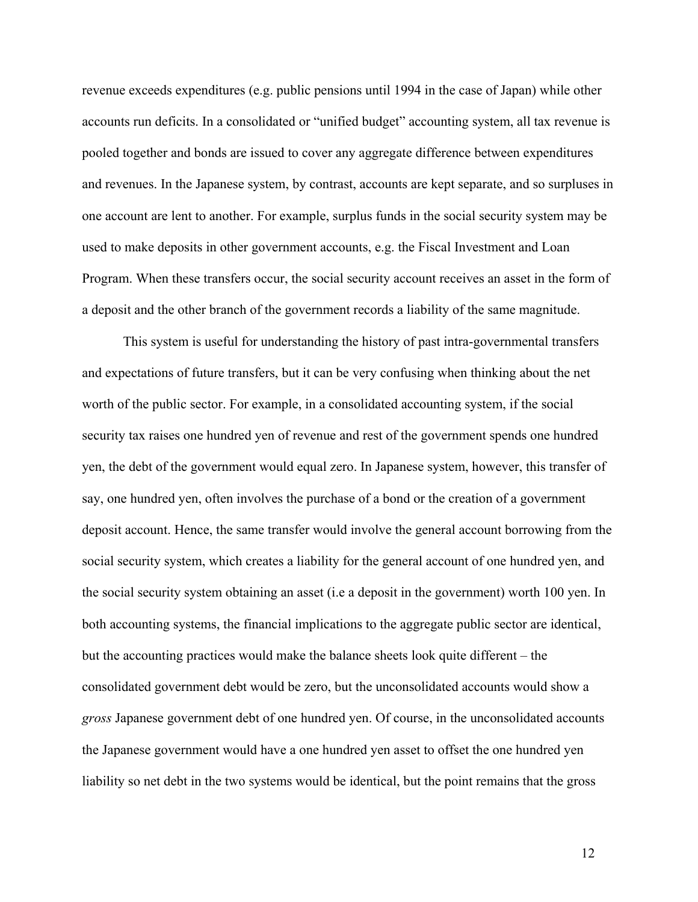revenue exceeds expenditures (e.g. public pensions until 1994 in the case of Japan) while other accounts run deficits. In a consolidated or "unified budget" accounting system, all tax revenue is pooled together and bonds are issued to cover any aggregate difference between expenditures and revenues. In the Japanese system, by contrast, accounts are kept separate, and so surpluses in one account are lent to another. For example, surplus funds in the social security system may be used to make deposits in other government accounts, e.g. the Fiscal Investment and Loan Program. When these transfers occur, the social security account receives an asset in the form of a deposit and the other branch of the government records a liability of the same magnitude.

This system is useful for understanding the history of past intra-governmental transfers and expectations of future transfers, but it can be very confusing when thinking about the net worth of the public sector. For example, in a consolidated accounting system, if the social security tax raises one hundred yen of revenue and rest of the government spends one hundred yen, the debt of the government would equal zero. In Japanese system, however, this transfer of say, one hundred yen, often involves the purchase of a bond or the creation of a government deposit account. Hence, the same transfer would involve the general account borrowing from the social security system, which creates a liability for the general account of one hundred yen, and the social security system obtaining an asset (i.e a deposit in the government) worth 100 yen. In both accounting systems, the financial implications to the aggregate public sector are identical, but the accounting practices would make the balance sheets look quite different – the consolidated government debt would be zero, but the unconsolidated accounts would show a *gross* Japanese government debt of one hundred yen. Of course, in the unconsolidated accounts the Japanese government would have a one hundred yen asset to offset the one hundred yen liability so net debt in the two systems would be identical, but the point remains that the gross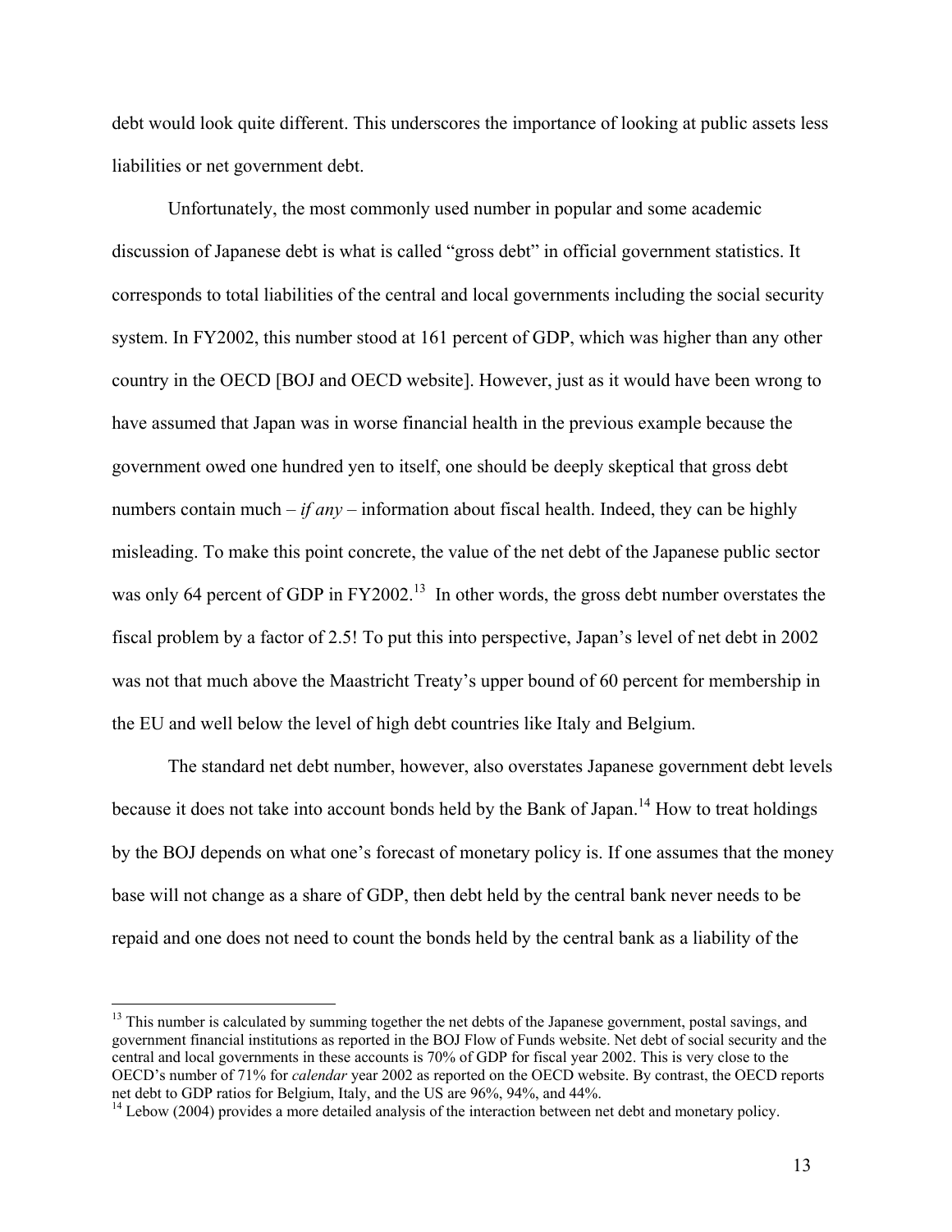debt would look quite different. This underscores the importance of looking at public assets less liabilities or net government debt.

Unfortunately, the most commonly used number in popular and some academic discussion of Japanese debt is what is called "gross debt" in official government statistics. It corresponds to total liabilities of the central and local governments including the social security system. In FY2002, this number stood at 161 percent of GDP, which was higher than any other country in the OECD [BOJ and OECD website]. However, just as it would have been wrong to have assumed that Japan was in worse financial health in the previous example because the government owed one hundred yen to itself, one should be deeply skeptical that gross debt numbers contain much – *if any* – information about fiscal health. Indeed, they can be highly misleading. To make this point concrete, the value of the net debt of the Japanese public sector was only 64 percent of GDP in FY2002.[13] In other words, the gross debt number overstates the fiscal problem by a factor of 2.5! To put this into perspective, Japan's level of net debt in 2002 was not that much above the Maastricht Treaty's upper bound of 60 percent for membership in the EU and well below the level of high debt countries like Italy and Belgium.

The standard net debt number, however, also overstates Japanese government debt levels because it does not take into account bonds held by the Bank of Japan.[14] How to treat holdings by the BOJ depends on what one's forecast of monetary policy is. If one assumes that the money base will not change as a share of GDP, then debt held by the central bank never needs to be repaid and one does not need to count the bonds held by the central bank as a liability of the

---

[13] This number is calculated by summing together the net debts of the Japanese government, postal savings, and government financial institutions as reported in the BOJ Flow of Funds website. Net debt of social security and the central and local governments in these accounts is 70% of GDP for fiscal year 2002. This is very close to the OECD's number of 71% for *calendar* year 2002 as reported on the OECD website. By contrast, the OECD reports net debt to GDP ratios for Belgium, Italy, and the US are 96%, 94%, and 44%.

[14] Lebow (2004) provides a more detailed analysis of the interaction between net debt and monetary policy.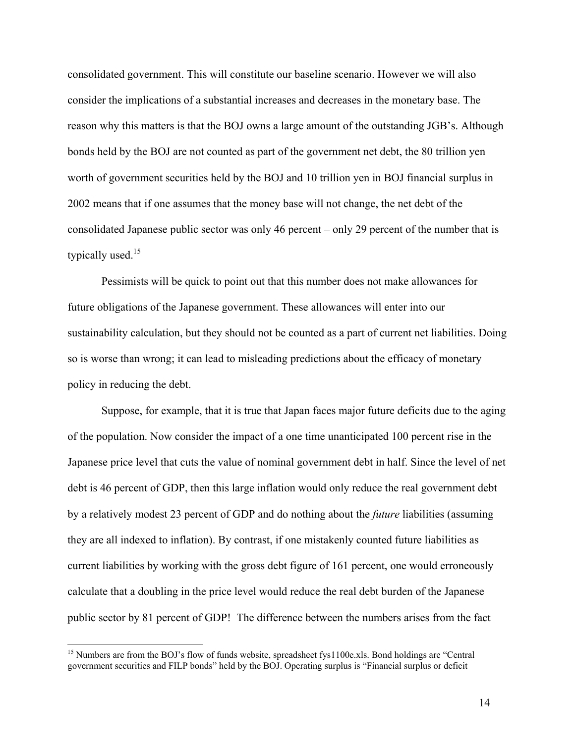consolidated government. This will constitute our baseline scenario. However we will also consider the implications of a substantial increases and decreases in the monetary base. The reason why this matters is that the BOJ owns a large amount of the outstanding JGB's. Although bonds held by the BOJ are not counted as part of the government net debt, the 80 trillion yen worth of government securities held by the BOJ and 10 trillion yen in BOJ financial surplus in 2002 means that if one assumes that the money base will not change, the net debt of the consolidated Japanese public sector was only 46 percent – only 29 percent of the number that is typically used.[15]

Pessimists will be quick to point out that this number does not make allowances for future obligations of the Japanese government. These allowances will enter into our sustainability calculation, but they should not be counted as a part of current net liabilities. Doing so is worse than wrong; it can lead to misleading predictions about the efficacy of monetary policy in reducing the debt.

Suppose, for example, that it is true that Japan faces major future deficits due to the aging of the population. Now consider the impact of a one time unanticipated 100 percent rise in the Japanese price level that cuts the value of nominal government debt in half. Since the level of net debt is 46 percent of GDP, then this large inflation would only reduce the real government debt by a relatively modest 23 percent of GDP and do nothing about the *future* liabilities (assuming they are all indexed to inflation). By contrast, if one mistakenly counted future liabilities as current liabilities by working with the gross debt figure of 161 percent, one would erroneously calculate that a doubling in the price level would reduce the real debt burden of the Japanese public sector by 81 percent of GDP! The difference between the numbers arises from the fact

[15] Numbers are from the BOJ's flow of funds website, spreadsheet fys1100e.xls. Bond holdings are "Central government securities and FILP bonds" held by the BOJ. Operating surplus is "Financial surplus or deficit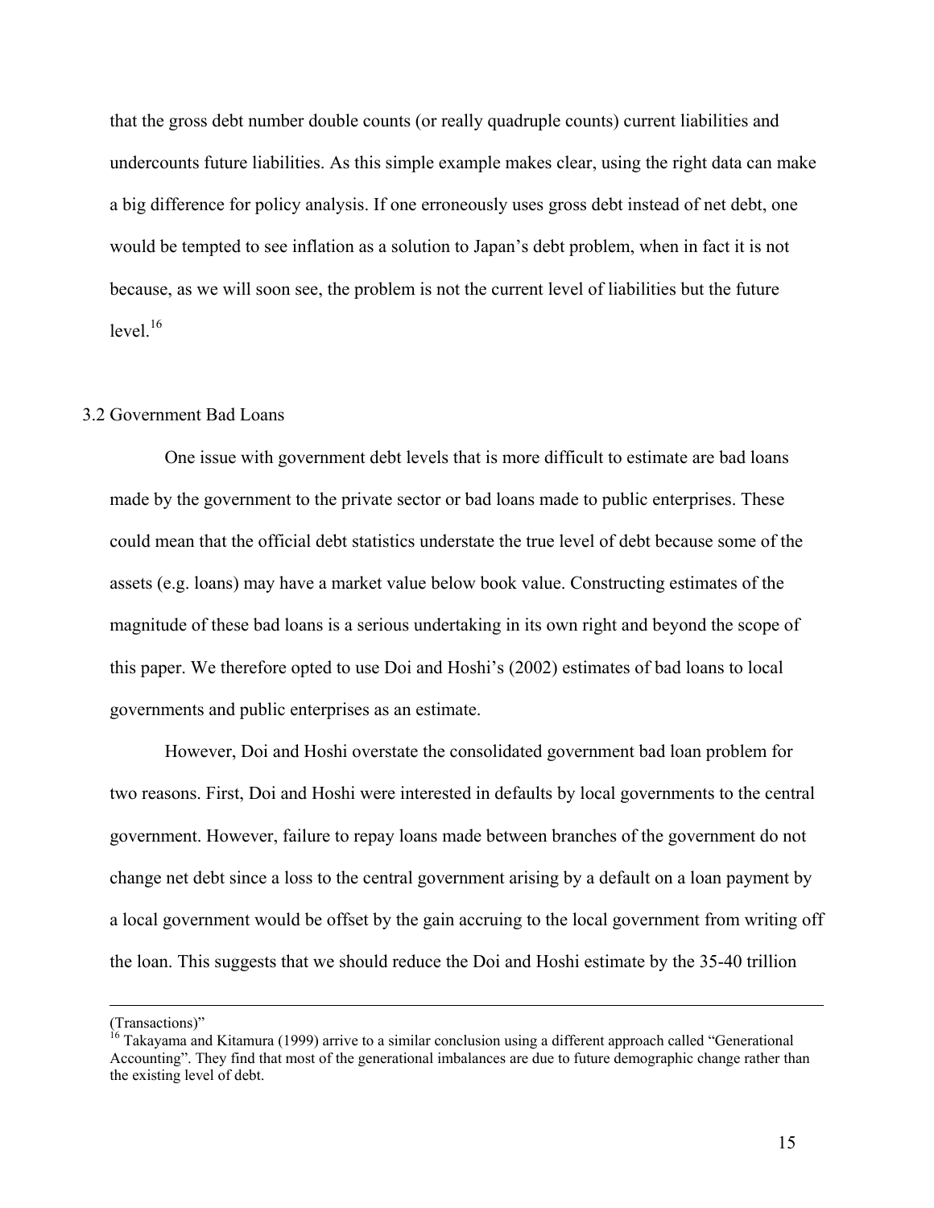that the gross debt number double counts (or really quadruple counts) current liabilities and undercounts future liabilities. As this simple example makes clear, using the right data can make a big difference for policy analysis. If one erroneously uses gross debt instead of net debt, one would be tempted to see inflation as a solution to Japan's debt problem, when in fact it is not because, as we will soon see, the problem is not the current level of liabilities but the future level.[16]

### 3.2 Government Bad Loans

One issue with government debt levels that is more difficult to estimate are bad loans made by the government to the private sector or bad loans made to public enterprises. These could mean that the official debt statistics understate the true level of debt because some of the assets (e.g. loans) may have a market value below book value. Constructing estimates of the magnitude of these bad loans is a serious undertaking in its own right and beyond the scope of this paper. We therefore opted to use Doi and Hoshi's (2002) estimates of bad loans to local governments and public enterprises as an estimate.

However, Doi and Hoshi overstate the consolidated government bad loan problem for two reasons. First, Doi and Hoshi were interested in defaults by local governments to the central government. However, failure to repay loans made between branches of the government do not change net debt since a loss to the central government arising by a default on a loan payment by a local government would be offset by the gain accruing to the local government from writing off the loan. This suggests that we should reduce the Doi and Hoshi estimate by the 35-40 trillion

---

(Transactions)"

[16] Takayama and Kitamura (1999) arrive to a similar conclusion using a different approach called "Generational Accounting". They find that most of the generational imbalances are due to future demographic change rather than the existing level of debt.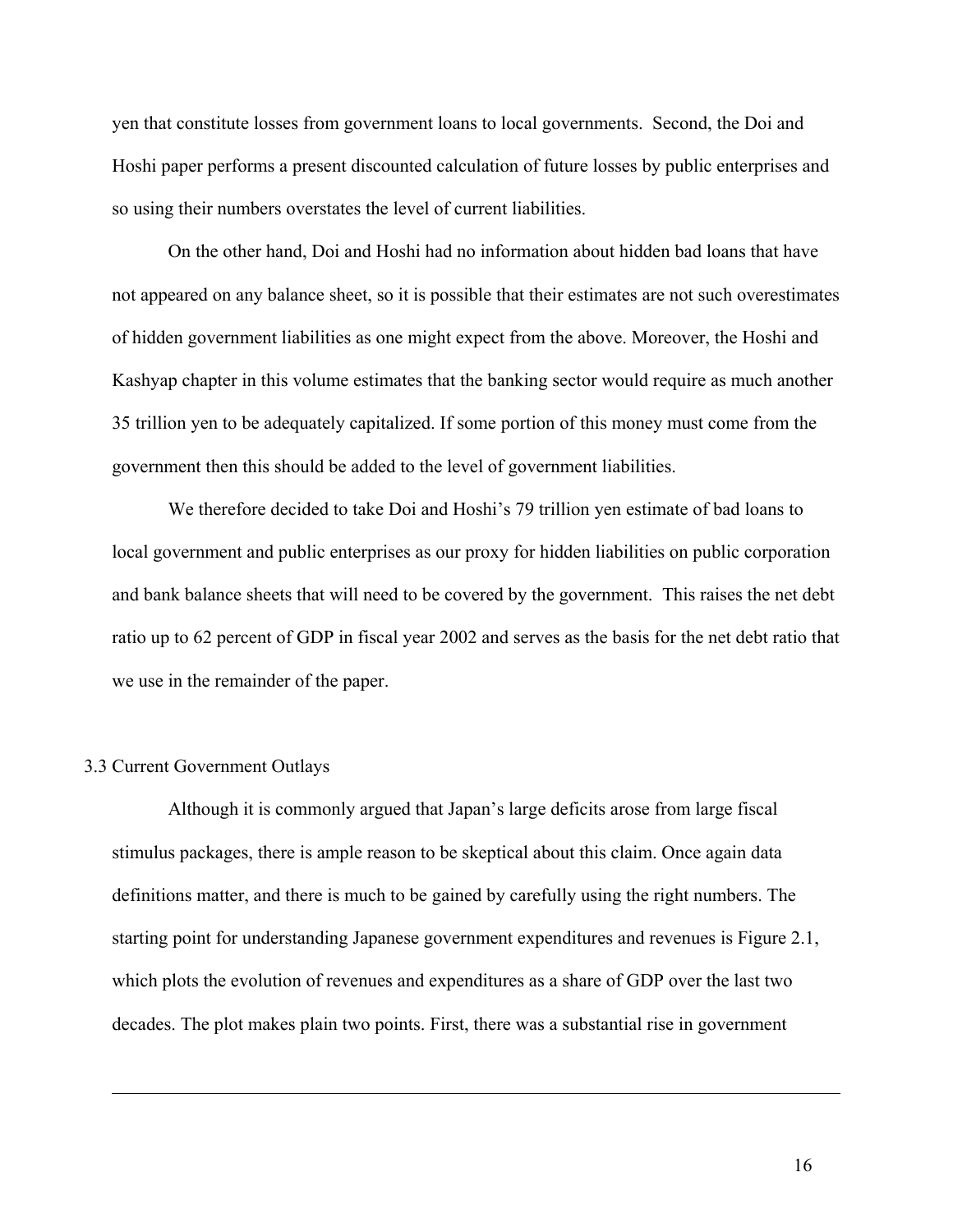yen that constitute losses from government loans to local governments. Second, the Doi and Hoshi paper performs a present discounted calculation of future losses by public enterprises and so using their numbers overstates the level of current liabilities.

On the other hand, Doi and Hoshi had no information about hidden bad loans that have not appeared on any balance sheet, so it is possible that their estimates are not such overestimates of hidden government liabilities as one might expect from the above. Moreover, the Hoshi and Kashyap chapter in this volume estimates that the banking sector would require as much another 35 trillion yen to be adequately capitalized. If some portion of this money must come from the government then this should be added to the level of government liabilities.

We therefore decided to take Doi and Hoshi's 79 trillion yen estimate of bad loans to local government and public enterprises as our proxy for hidden liabilities on public corporation and bank balance sheets that will need to be covered by the government. This raises the net debt ratio up to 62 percent of GDP in fiscal year 2002 and serves as the basis for the net debt ratio that we use in the remainder of the paper.

### 3.3 Current Government Outlays

Although it is commonly argued that Japan's large deficits arose from large fiscal stimulus packages, there is ample reason to be skeptical about this claim. Once again data definitions matter, and there is much to be gained by carefully using the right numbers. The starting point for understanding Japanese government expenditures and revenues is Figure 2.1, which plots the evolution of revenues and expenditures as a share of GDP over the last two decades. The plot makes plain two points. First, there was a substantial rise in government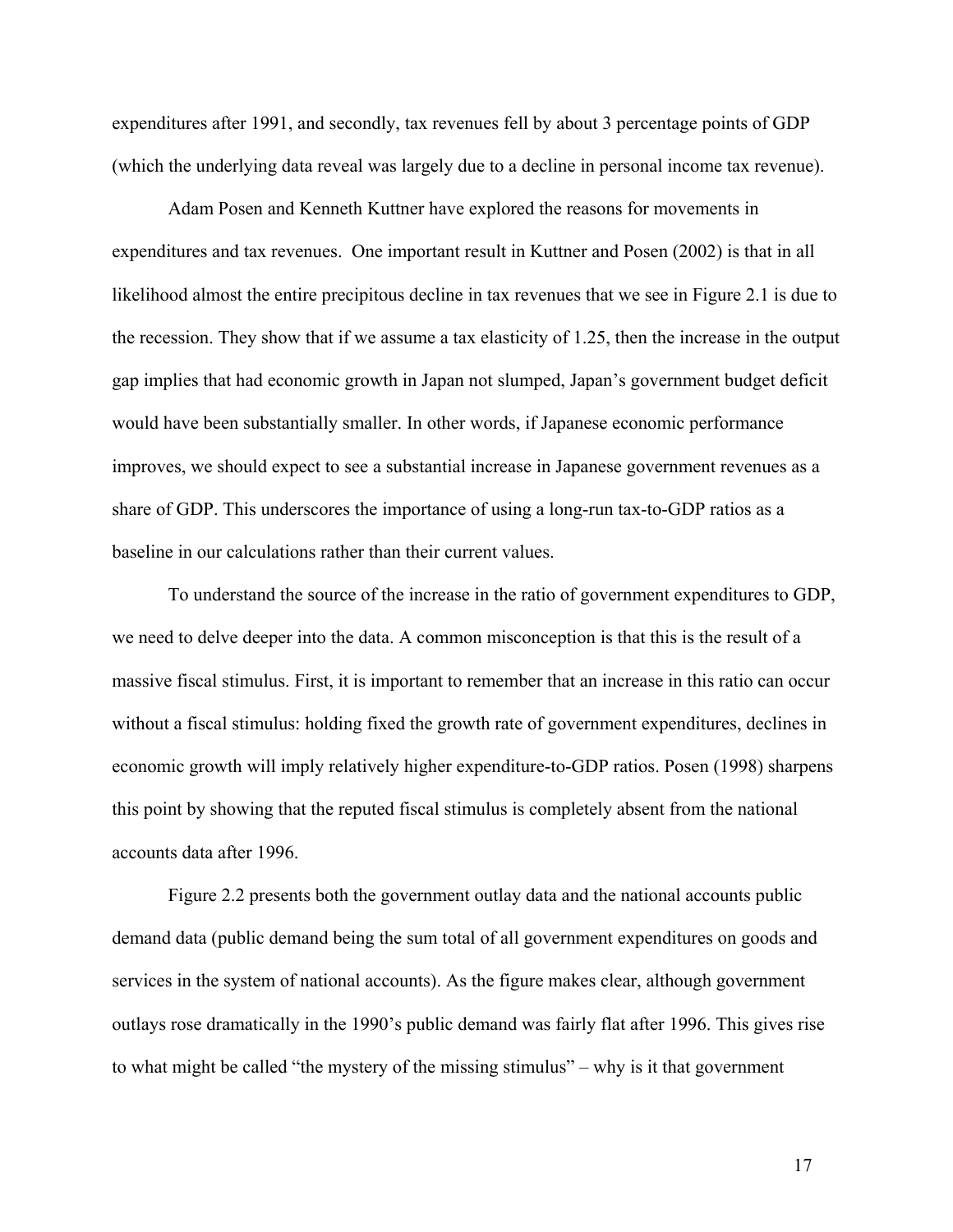expenditures after 1991, and secondly, tax revenues fell by about 3 percentage points of GDP (which the underlying data reveal was largely due to a decline in personal income tax revenue).

Adam Posen and Kenneth Kuttner have explored the reasons for movements in expenditures and tax revenues. One important result in Kuttner and Posen (2002) is that in all likelihood almost the entire precipitous decline in tax revenues that we see in Figure 2.1 is due to the recession. They show that if we assume a tax elasticity of 1.25, then the increase in the output gap implies that had economic growth in Japan not slumped, Japan's government budget deficit would have been substantially smaller. In other words, if Japanese economic performance improves, we should expect to see a substantial increase in Japanese government revenues as a share of GDP. This underscores the importance of using a long-run tax-to-GDP ratios as a baseline in our calculations rather than their current values.

To understand the source of the increase in the ratio of government expenditures to GDP, we need to delve deeper into the data. A common misconception is that this is the result of a massive fiscal stimulus. First, it is important to remember that an increase in this ratio can occur without a fiscal stimulus: holding fixed the growth rate of government expenditures, declines in economic growth will imply relatively higher expenditure-to-GDP ratios. Posen (1998) sharpens this point by showing that the reputed fiscal stimulus is completely absent from the national accounts data after 1996.

Figure 2.2 presents both the government outlay data and the national accounts public demand data (public demand being the sum total of all government expenditures on goods and services in the system of national accounts). As the figure makes clear, although government outlays rose dramatically in the 1990's public demand was fairly flat after 1996. This gives rise to what might be called "the mystery of the missing stimulus" – why is it that government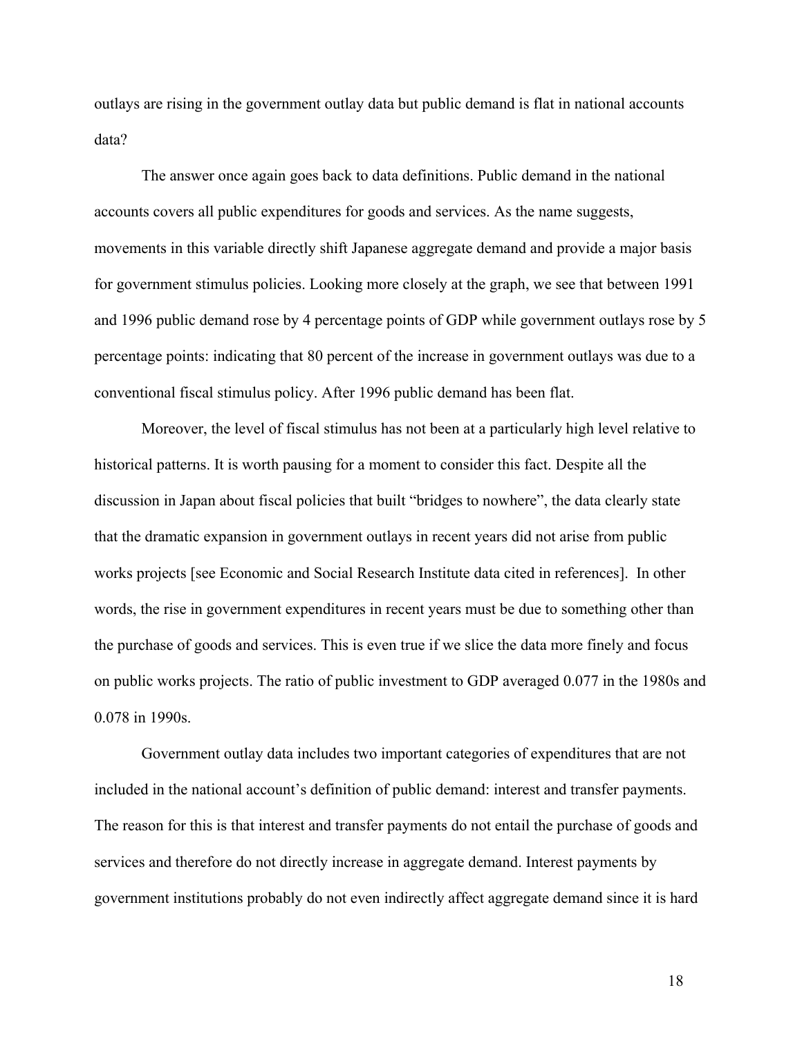outlays are rising in the government outlay data but public demand is flat in national accounts data?

The answer once again goes back to data definitions. Public demand in the national accounts covers all public expenditures for goods and services. As the name suggests, movements in this variable directly shift Japanese aggregate demand and provide a major basis for government stimulus policies. Looking more closely at the graph, we see that between 1991 and 1996 public demand rose by 4 percentage points of GDP while government outlays rose by 5 percentage points: indicating that 80 percent of the increase in government outlays was due to a conventional fiscal stimulus policy. After 1996 public demand has been flat.

Moreover, the level of fiscal stimulus has not been at a particularly high level relative to historical patterns. It is worth pausing for a moment to consider this fact. Despite all the discussion in Japan about fiscal policies that built "bridges to nowhere", the data clearly state that the dramatic expansion in government outlays in recent years did not arise from public works projects [see Economic and Social Research Institute data cited in references]. In other words, the rise in government expenditures in recent years must be due to something other than the purchase of goods and services. This is even true if we slice the data more finely and focus on public works projects. The ratio of public investment to GDP averaged 0.077 in the 1980s and 0.078 in 1990s.

Government outlay data includes two important categories of expenditures that are not included in the national account's definition of public demand: interest and transfer payments. The reason for this is that interest and transfer payments do not entail the purchase of goods and services and therefore do not directly increase in aggregate demand. Interest payments by government institutions probably do not even indirectly affect aggregate demand since it is hard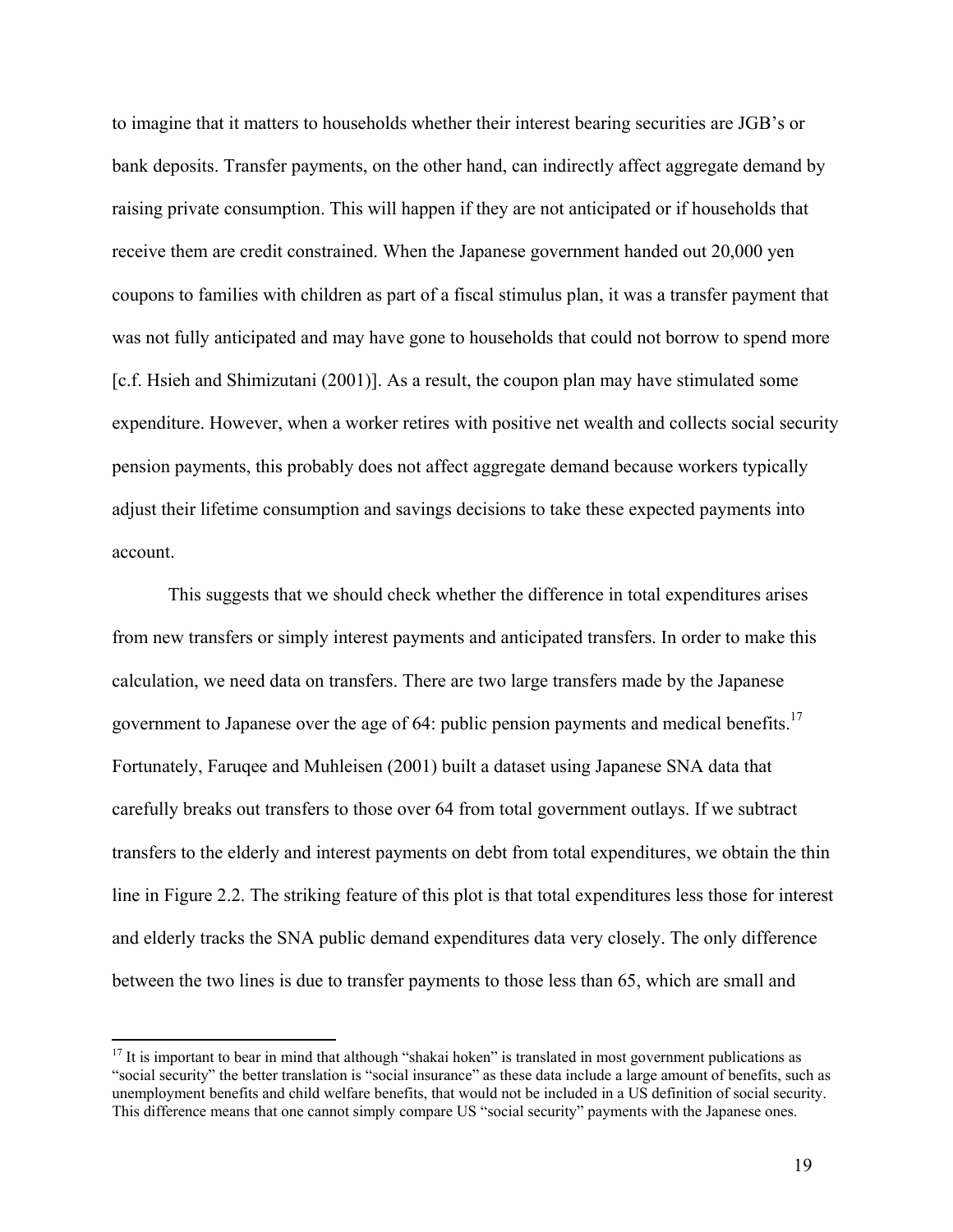to imagine that it matters to households whether their interest bearing securities are JGB's or bank deposits. Transfer payments, on the other hand, can indirectly affect aggregate demand by raising private consumption. This will happen if they are not anticipated or if households that receive them are credit constrained. When the Japanese government handed out 20,000 yen coupons to families with children as part of a fiscal stimulus plan, it was a transfer payment that was not fully anticipated and may have gone to households that could not borrow to spend more [c.f. Hsieh and Shimizutani (2001)]. As a result, the coupon plan may have stimulated some expenditure. However, when a worker retires with positive net wealth and collects social security pension payments, this probably does not affect aggregate demand because workers typically adjust their lifetime consumption and savings decisions to take these expected payments into account.

This suggests that we should check whether the difference in total expenditures arises from new transfers or simply interest payments and anticipated transfers. In order to make this calculation, we need data on transfers. There are two large transfers made by the Japanese government to Japanese over the age of 64: public pension payments and medical benefits.[17] Fortunately, Faruqee and Muhleisen (2001) built a dataset using Japanese SNA data that carefully breaks out transfers to those over 64 from total government outlays. If we subtract transfers to the elderly and interest payments on debt from total expenditures, we obtain the thin line in Figure 2.2. The striking feature of this plot is that total expenditures less those for interest and elderly tracks the SNA public demand expenditures data very closely. The only difference between the two lines is due to transfer payments to those less than 65, which are small and

[17] It is important to bear in mind that although "shakai hoken" is translated in most government publications as "social security" the better translation is "social insurance" as these data include a large amount of benefits, such as unemployment benefits and child welfare benefits, that would not be included in a US definition of social security. This difference means that one cannot simply compare US "social security" payments with the Japanese ones.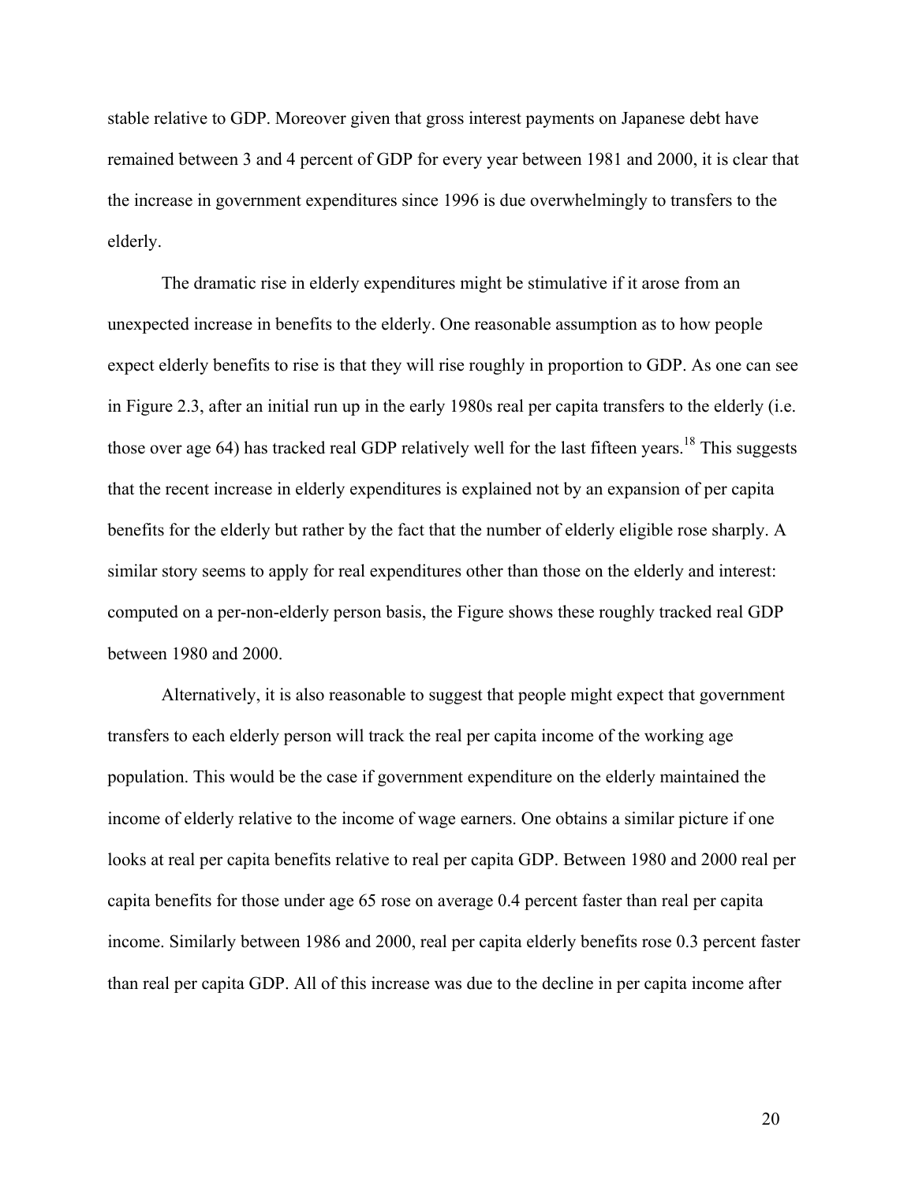stable relative to GDP. Moreover given that gross interest payments on Japanese debt have remained between 3 and 4 percent of GDP for every year between 1981 and 2000, it is clear that the increase in government expenditures since 1996 is due overwhelmingly to transfers to the elderly.

The dramatic rise in elderly expenditures might be stimulative if it arose from an unexpected increase in benefits to the elderly. One reasonable assumption as to how people expect elderly benefits to rise is that they will rise roughly in proportion to GDP. As one can see in Figure 2.3, after an initial run up in the early 1980s real per capita transfers to the elderly (i.e. those over age 64) has tracked real GDP relatively well for the last fifteen years.[18] This suggests that the recent increase in elderly expenditures is explained not by an expansion of per capita benefits for the elderly but rather by the fact that the number of elderly eligible rose sharply. A similar story seems to apply for real expenditures other than those on the elderly and interest: computed on a per-non-elderly person basis, the Figure shows these roughly tracked real GDP between 1980 and 2000.

Alternatively, it is also reasonable to suggest that people might expect that government transfers to each elderly person will track the real per capita income of the working age population. This would be the case if government expenditure on the elderly maintained the income of elderly relative to the income of wage earners. One obtains a similar picture if one looks at real per capita benefits relative to real per capita GDP. Between 1980 and 2000 real per capita benefits for those under age 65 rose on average 0.4 percent faster than real per capita income. Similarly between 1986 and 2000, real per capita elderly benefits rose 0.3 percent faster than real per capita GDP. All of this increase was due to the decline in per capita income after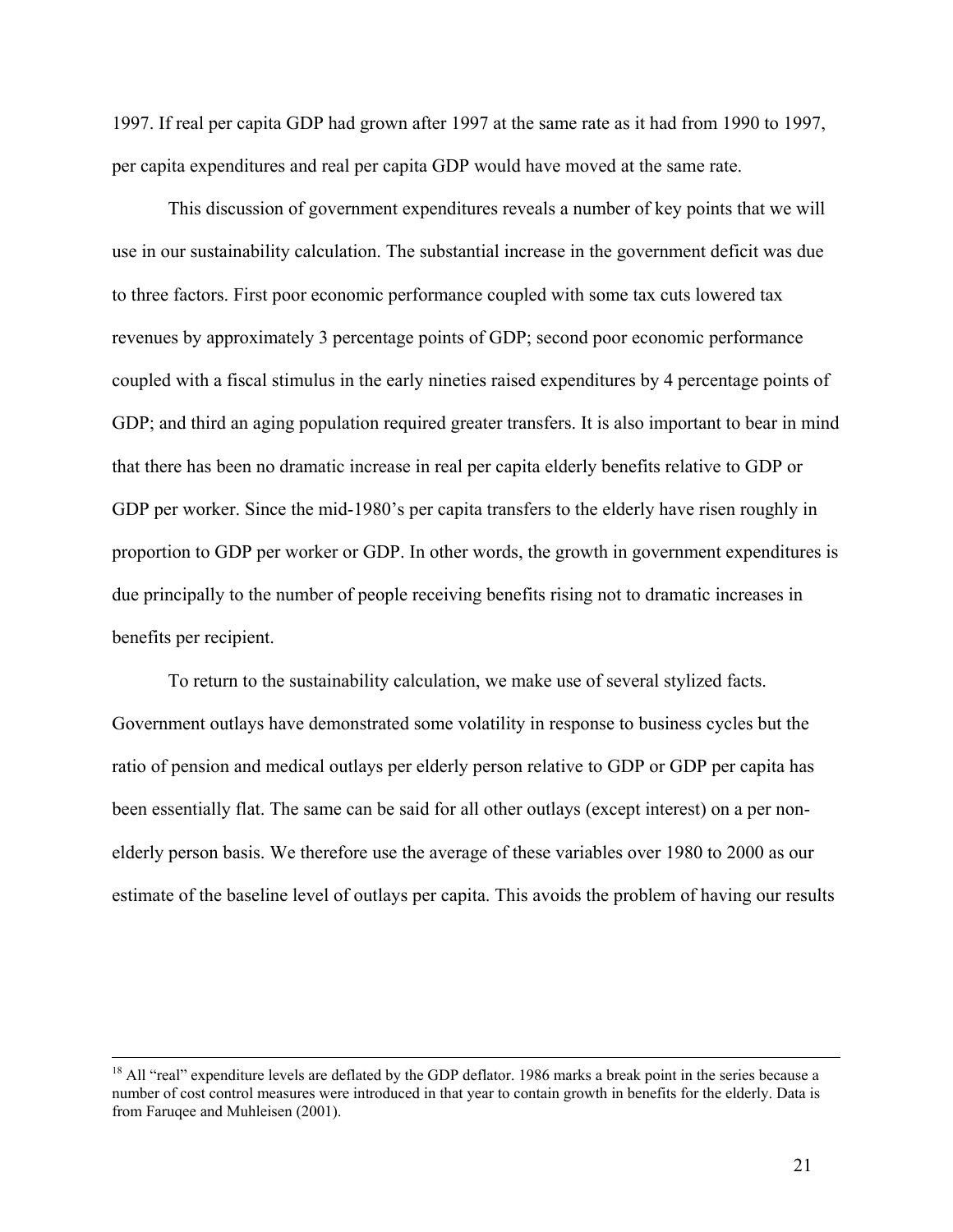1997. If real per capita GDP had grown after 1997 at the same rate as it had from 1990 to 1997, per capita expenditures and real per capita GDP would have moved at the same rate.

This discussion of government expenditures reveals a number of key points that we will use in our sustainability calculation. The substantial increase in the government deficit was due to three factors. First poor economic performance coupled with some tax cuts lowered tax revenues by approximately 3 percentage points of GDP; second poor economic performance coupled with a fiscal stimulus in the early nineties raised expenditures by 4 percentage points of GDP; and third an aging population required greater transfers. It is also important to bear in mind that there has been no dramatic increase in real per capita elderly benefits relative to GDP or GDP per worker. Since the mid-1980's per capita transfers to the elderly have risen roughly in proportion to GDP per worker or GDP. In other words, the growth in government expenditures is due principally to the number of people receiving benefits rising not to dramatic increases in benefits per recipient.

To return to the sustainability calculation, we make use of several stylized facts. Government outlays have demonstrated some volatility in response to business cycles but the ratio of pension and medical outlays per elderly person relative to GDP or GDP per capita has been essentially flat. The same can be said for all other outlays (except interest) on a per non-elderly person basis. We therefore use the average of these variables over 1980 to 2000 as our estimate of the baseline level of outlays per capita. This avoids the problem of having our results

---

[18] All "real" expenditure levels are deflated by the GDP deflator. 1986 marks a break point in the series because a number of cost control measures were introduced in that year to contain growth in benefits for the elderly. Data is from Faruqee and Muhleisen (2001).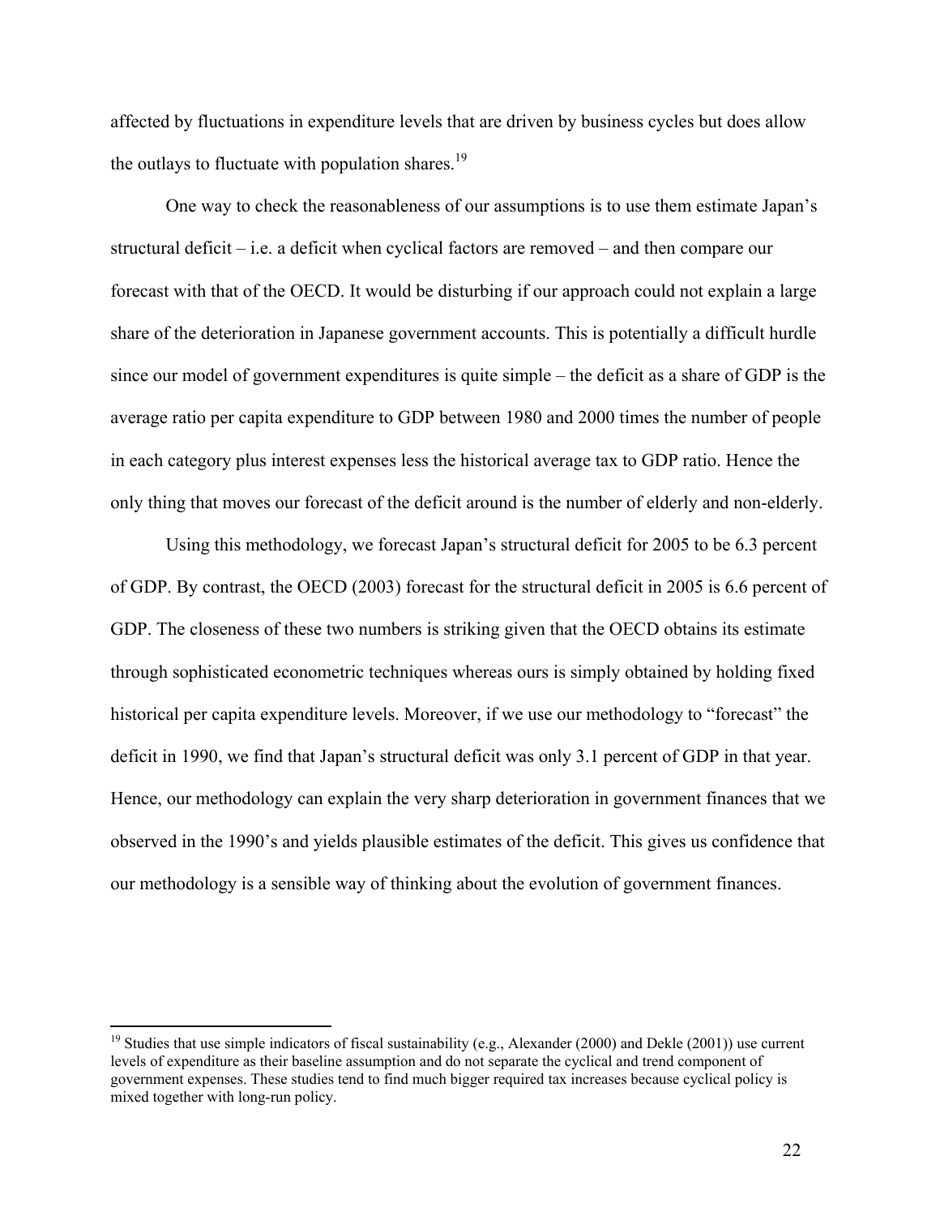affected by fluctuations in expenditure levels that are driven by business cycles but does allow the outlays to fluctuate with population shares.[19]

One way to check the reasonableness of our assumptions is to use them estimate Japan's structural deficit – i.e. a deficit when cyclical factors are removed – and then compare our forecast with that of the OECD. It would be disturbing if our approach could not explain a large share of the deterioration in Japanese government accounts. This is potentially a difficult hurdle since our model of government expenditures is quite simple – the deficit as a share of GDP is the average ratio per capita expenditure to GDP between 1980 and 2000 times the number of people in each category plus interest expenses less the historical average tax to GDP ratio. Hence the only thing that moves our forecast of the deficit around is the number of elderly and non-elderly.

Using this methodology, we forecast Japan's structural deficit for 2005 to be 6.3 percent of GDP. By contrast, the OECD (2003) forecast for the structural deficit in 2005 is 6.6 percent of GDP. The closeness of these two numbers is striking given that the OECD obtains its estimate through sophisticated econometric techniques whereas ours is simply obtained by holding fixed historical per capita expenditure levels. Moreover, if we use our methodology to "forecast" the deficit in 1990, we find that Japan's structural deficit was only 3.1 percent of GDP in that year. Hence, our methodology can explain the very sharp deterioration in government finances that we observed in the 1990's and yields plausible estimates of the deficit. This gives us confidence that our methodology is a sensible way of thinking about the evolution of government finances.

---

[19] Studies that use simple indicators of fiscal sustainability (e.g., Alexander (2000) and Dekle (2001)) use current levels of expenditure as their baseline assumption and do not separate the cyclical and trend component of government expenses. These studies tend to find much bigger required tax increases because cyclical policy is mixed together with long-run policy.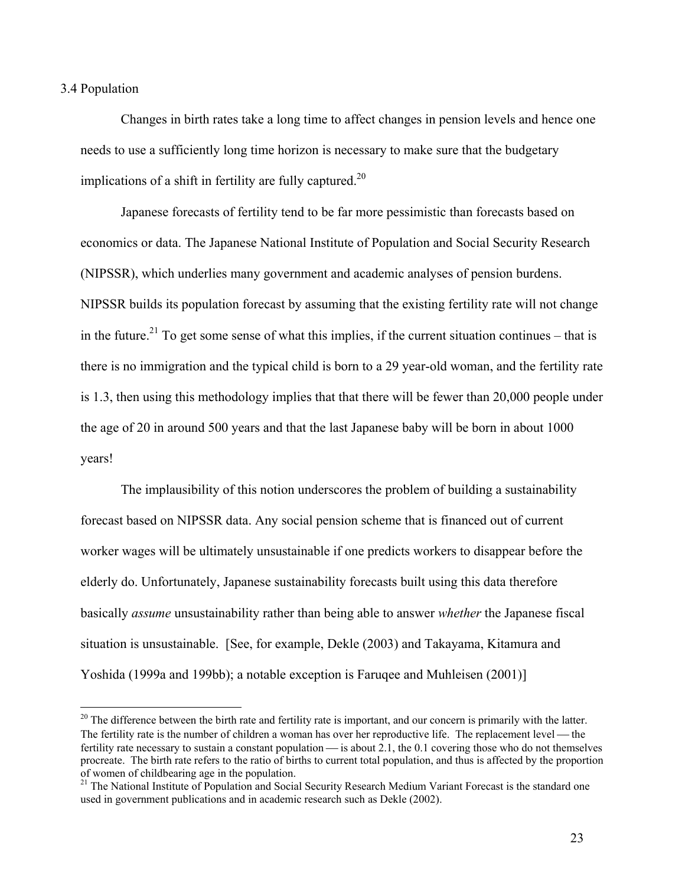### 3.4 Population

Changes in birth rates take a long time to affect changes in pension levels and hence one needs to use a sufficiently long time horizon is necessary to make sure that the budgetary implications of a shift in fertility are fully captured.[20]

Japanese forecasts of fertility tend to be far more pessimistic than forecasts based on economics or data. The Japanese National Institute of Population and Social Security Research (NIPSSR), which underlies many government and academic analyses of pension burdens. NIPSSR builds its population forecast by assuming that the existing fertility rate will not change in the future.[21] To get some sense of what this implies, if the current situation continues – that is there is no immigration and the typical child is born to a 29 year-old woman, and the fertility rate is 1.3, then using this methodology implies that that there will be fewer than 20,000 people under the age of 20 in around 500 years and that the last Japanese baby will be born in about 1000 years!

The implausibility of this notion underscores the problem of building a sustainability forecast based on NIPSSR data. Any social pension scheme that is financed out of current worker wages will be ultimately unsustainable if one predicts workers to disappear before the elderly do. Unfortunately, Japanese sustainability forecasts built using this data therefore basically *assume* unsustainability rather than being able to answer *whether* the Japanese fiscal situation is unsustainable. [See, for example, Dekle (2003) and Takayama, Kitamura and Yoshida (1999a and 199bb); a notable exception is Faruqee and Muhleisen (2001)]

---

[20] The difference between the birth rate and fertility rate is important, and our concern is primarily with the latter. The fertility rate is the number of children a woman has over her reproductive life. The replacement level — the fertility rate necessary to sustain a constant population — is about 2.1, the 0.1 covering those who do not themselves procreate. The birth rate refers to the ratio of births to current total population, and thus is affected by the proportion of women of childbearing age in the population.

[21] The National Institute of Population and Social Security Research Medium Variant Forecast is the standard one used in government publications and in academic research such as Dekle (2002).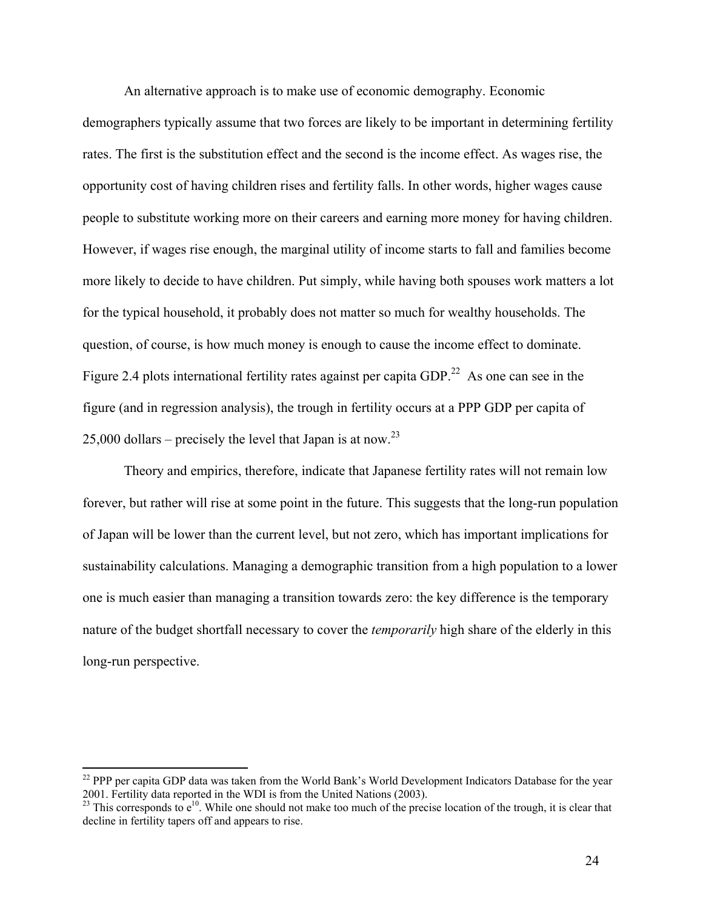An alternative approach is to make use of economic demography. Economic demographers typically assume that two forces are likely to be important in determining fertility rates. The first is the substitution effect and the second is the income effect. As wages rise, the opportunity cost of having children rises and fertility falls. In other words, higher wages cause people to substitute working more on their careers and earning more money for having children. However, if wages rise enough, the marginal utility of income starts to fall and families become more likely to decide to have children. Put simply, while having both spouses work matters a lot for the typical household, it probably does not matter so much for wealthy households. The question, of course, is how much money is enough to cause the income effect to dominate. Figure 2.4 plots international fertility rates against per capita GDP.[22] As one can see in the figure (and in regression analysis), the trough in fertility occurs at a PPP GDP per capita of 25,000 dollars – precisely the level that Japan is at now.[23]

Theory and empirics, therefore, indicate that Japanese fertility rates will not remain low forever, but rather will rise at some point in the future. This suggests that the long-run population of Japan will be lower than the current level, but not zero, which has important implications for sustainability calculations. Managing a demographic transition from a high population to a lower one is much easier than managing a transition towards zero: the key difference is the temporary nature of the budget shortfall necessary to cover the *temporarily* high share of the elderly in this long-run perspective.

---

[22] PPP per capita GDP data was taken from the World Bank's World Development Indicators Database for the year 2001. Fertility data reported in the WDI is from the United Nations (2003).

[23] This corresponds to $e^{10}$. While one should not make too much of the precise location of the trough, it is clear that decline in fertility tapers off and appears to rise.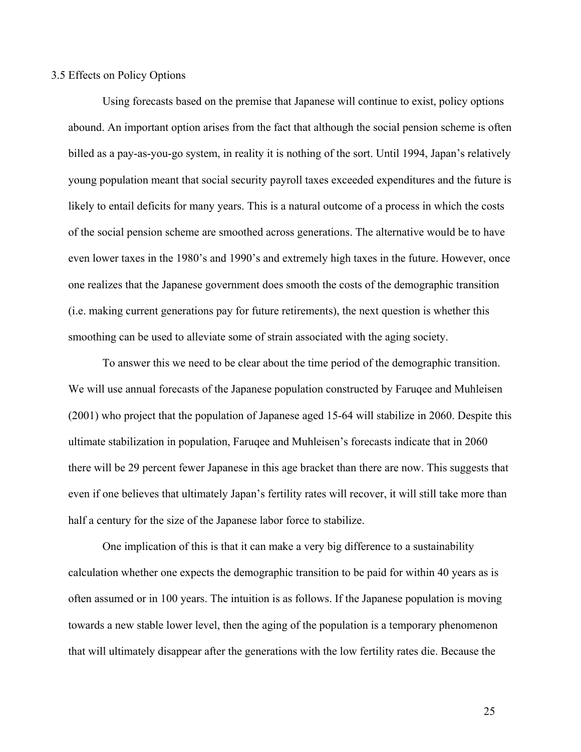### 3.5 Effects on Policy Options

Using forecasts based on the premise that Japanese will continue to exist, policy options abound. An important option arises from the fact that although the social pension scheme is often billed as a pay-as-you-go system, in reality it is nothing of the sort. Until 1994, Japan's relatively young population meant that social security payroll taxes exceeded expenditures and the future is likely to entail deficits for many years. This is a natural outcome of a process in which the costs of the social pension scheme are smoothed across generations. The alternative would be to have even lower taxes in the 1980's and 1990's and extremely high taxes in the future. However, once one realizes that the Japanese government does smooth the costs of the demographic transition (i.e. making current generations pay for future retirements), the next question is whether this smoothing can be used to alleviate some of strain associated with the aging society.

To answer this we need to be clear about the time period of the demographic transition. We will use annual forecasts of the Japanese population constructed by Faruqee and Muhleisen (2001) who project that the population of Japanese aged 15-64 will stabilize in 2060. Despite this ultimate stabilization in population, Faruqee and Muhleisen's forecasts indicate that in 2060 there will be 29 percent fewer Japanese in this age bracket than there are now. This suggests that even if one believes that ultimately Japan's fertility rates will recover, it will still take more than half a century for the size of the Japanese labor force to stabilize.

One implication of this is that it can make a very big difference to a sustainability calculation whether one expects the demographic transition to be paid for within 40 years as is often assumed or in 100 years. The intuition is as follows. If the Japanese population is moving towards a new stable lower level, then the aging of the population is a temporary phenomenon that will ultimately disappear after the generations with the low fertility rates die. Because the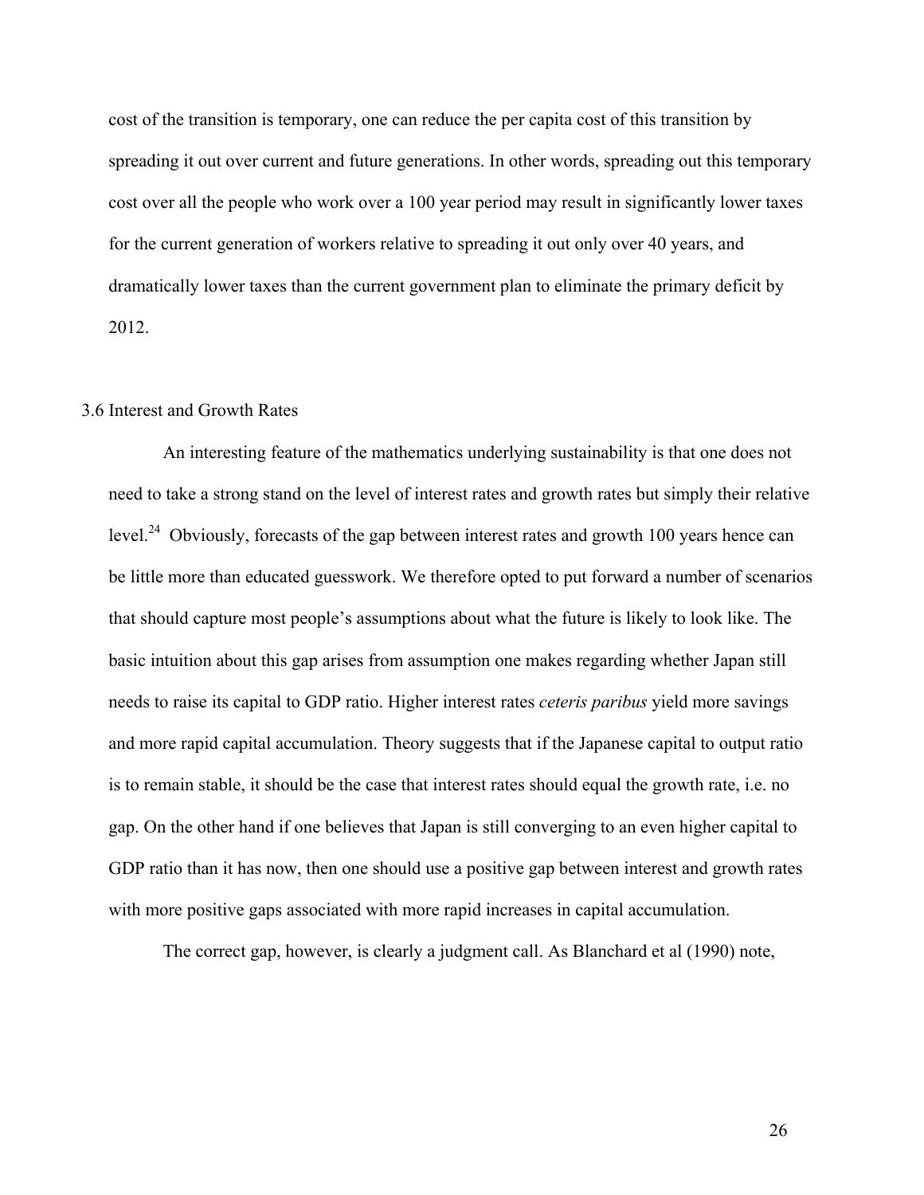cost of the transition is temporary, one can reduce the per capita cost of this transition by spreading it out over current and future generations. In other words, spreading out this temporary cost over all the people who work over a 100 year period may result in significantly lower taxes for the current generation of workers relative to spreading it out only over 40 years, and dramatically lower taxes than the current government plan to eliminate the primary deficit by 2012.

### 3.6 Interest and Growth Rates

An interesting feature of the mathematics underlying sustainability is that one does not need to take a strong stand on the level of interest rates and growth rates but simply their relative level.[24] Obviously, forecasts of the gap between interest rates and growth 100 years hence can be little more than educated guesswork. We therefore opted to put forward a number of scenarios that should capture most people's assumptions about what the future is likely to look like. The basic intuition about this gap arises from assumption one makes regarding whether Japan still needs to raise its capital to GDP ratio. Higher interest rates *ceteris paribus* yield more savings and more rapid capital accumulation. Theory suggests that if the Japanese capital to output ratio is to remain stable, it should be the case that interest rates should equal the growth rate, i.e. no gap. On the other hand if one believes that Japan is still converging to an even higher capital to GDP ratio than it has now, then one should use a positive gap between interest and growth rates with more positive gaps associated with more rapid increases in capital accumulation.

The correct gap, however, is clearly a judgment call. As Blanchard et al (1990) note,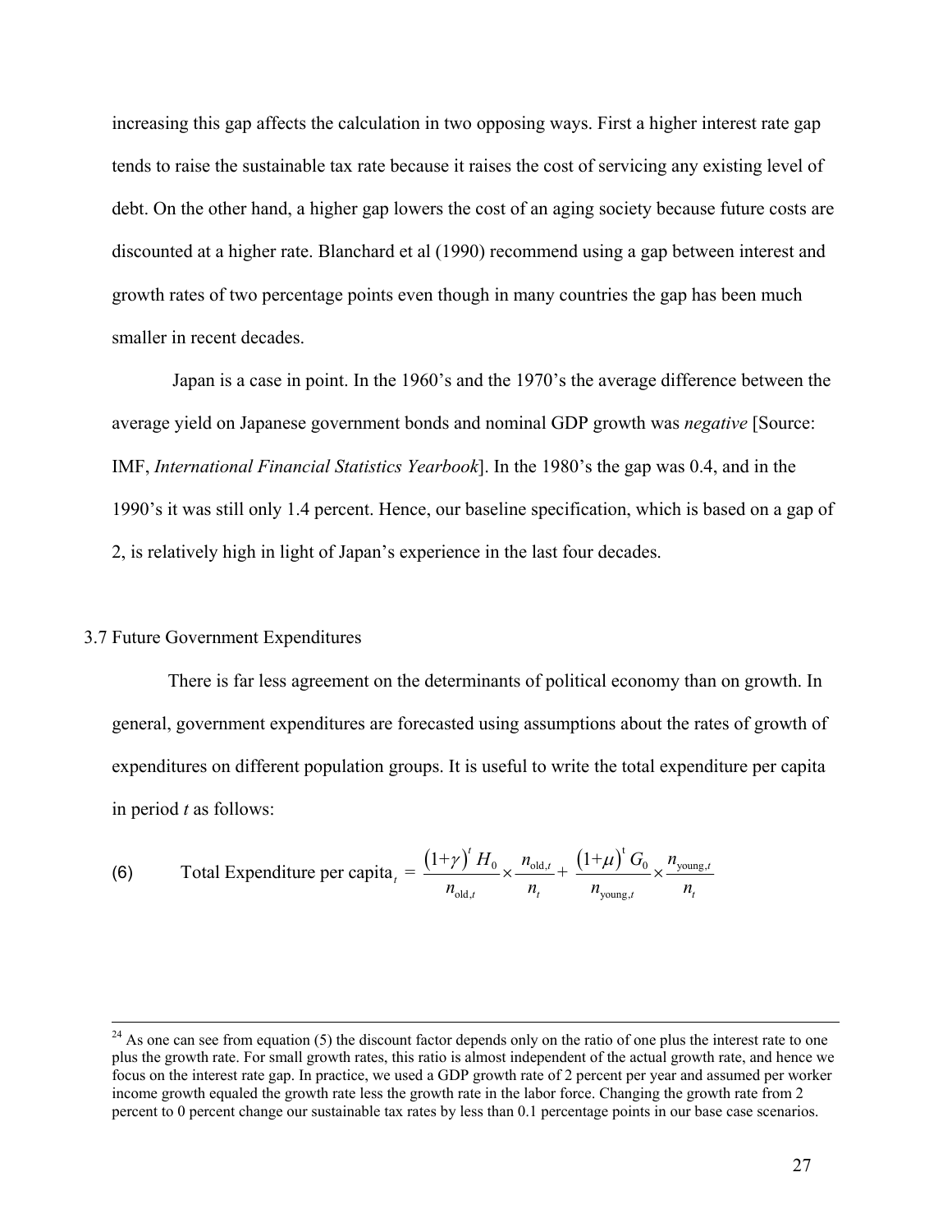increasing this gap affects the calculation in two opposing ways. First a higher interest rate gap tends to raise the sustainable tax rate because it raises the cost of servicing any existing level of debt. On the other hand, a higher gap lowers the cost of an aging society because future costs are discounted at a higher rate. Blanchard et al (1990) recommend using a gap between interest and growth rates of two percentage points even though in many countries the gap has been much smaller in recent decades.

Japan is a case in point. In the 1960's and the 1970's the average difference between the average yield on Japanese government bonds and nominal GDP growth was *negative* [Source: IMF, *International Financial Statistics Yearbook*]. In the 1980's the gap was 0.4, and in the 1990's it was still only 1.4 percent. Hence, our baseline specification, which is based on a gap of 2, is relatively high in light of Japan's experience in the last four decades.

### 3.7 Future Government Expenditures

There is far less agreement on the determinants of political economy than on growth. In general, government expenditures are forecasted using assumptions about the rates of growth of expenditures on different population groups. It is useful to write the total expenditure per capita in period *t* as follows:

$$\text{(6)} \qquad \text{Total Expenditure per capita}_t = \frac{(1+\gamma)^t H_0}{n_{\text{old},t}} \times \frac{n_{\text{old},t}}{n_t} + \frac{(1+\mu)^t G_0}{n_{\text{young},t}} \times \frac{n_{\text{young},t}}{n_t}$$

---

[24] As one can see from equation (5) the discount factor depends only on the ratio of one plus the interest rate to one plus the growth rate. For small growth rates, this ratio is almost independent of the actual growth rate, and hence we focus on the interest rate gap. In practice, we used a GDP growth rate of 2 percent per year and assumed per worker income growth equaled the growth rate less the growth rate in the labor force. Changing the growth rate from 2 percent to 0 percent change our sustainable tax rates by less than 0.1 percentage points in our base case scenarios.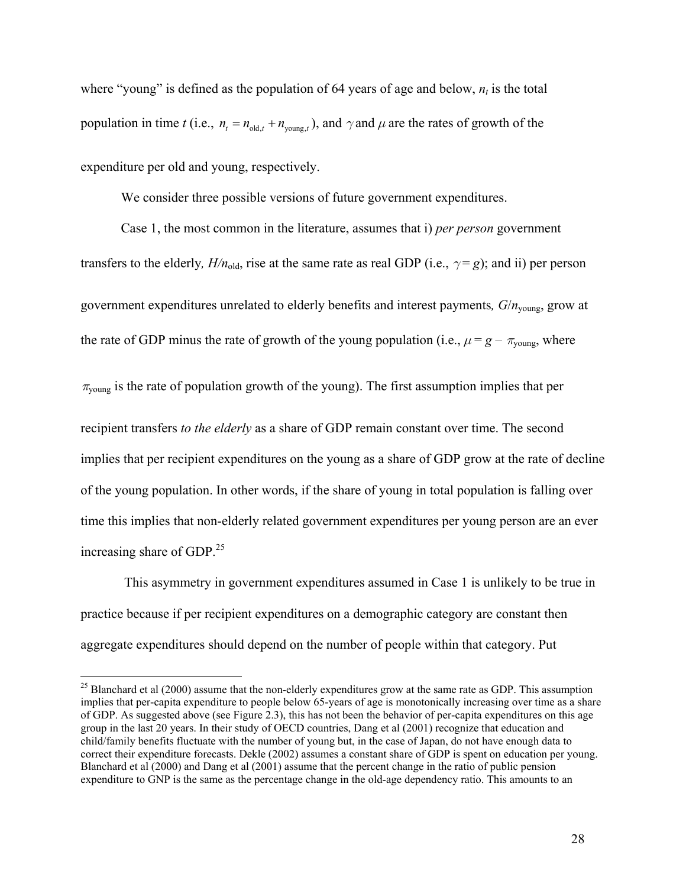where "young" is defined as the population of 64 years of age and below, $n_t$ is the total population in time $t$ (i.e., $n_t = n_{\text{old},t} + n_{\text{young},t}$), and $\gamma$ and $\mu$ are the rates of growth of the expenditure per old and young, respectively.

We consider three possible versions of future government expenditures.

Case 1, the most common in the literature, assumes that i) *per person* government transfers to the elderly, $H/n_{\text{old}}$, rise at the same rate as real GDP (i.e., $\gamma = g$); and ii) per person government expenditures unrelated to elderly benefits and interest payments, $G/n_{\text{young}}$, grow at the rate of GDP minus the rate of growth of the young population (i.e., $\mu = g - \pi_{\text{young}}$, where $\pi_{\text{young}}$ is the rate of population growth of the young). The first assumption implies that per recipient transfers *to the elderly* as a share of GDP remain constant over time. The second implies that per recipient expenditures on the young as a share of GDP grow at the rate of decline of the young population. In other words, if the share of young in total population is falling over time this implies that non-elderly related government expenditures per young person are an ever increasing share of GDP.[25]

This asymmetry in government expenditures assumed in Case 1 is unlikely to be true in practice because if per recipient expenditures on a demographic category are constant then aggregate expenditures should depend on the number of people within that category. Put

[25] Blanchard et al (2000) assume that the non-elderly expenditures grow at the same rate as GDP. This assumption implies that per-capita expenditure to people below 65-years of age is monotonically increasing over time as a share of GDP. As suggested above (see Figure 2.3), this has not been the behavior of per-capita expenditures on this age group in the last 20 years. In their study of OECD countries, Dang et al (2001) recognize that education and child/family benefits fluctuate with the number of young but, in the case of Japan, do not have enough data to correct their expenditure forecasts. Dekle (2002) assumes a constant share of GDP is spent on education per young. Blanchard et al (2000) and Dang et al (2001) assume that the percent change in the ratio of public pension expenditure to GNP is the same as the percentage change in the old-age dependency ratio. This amounts to an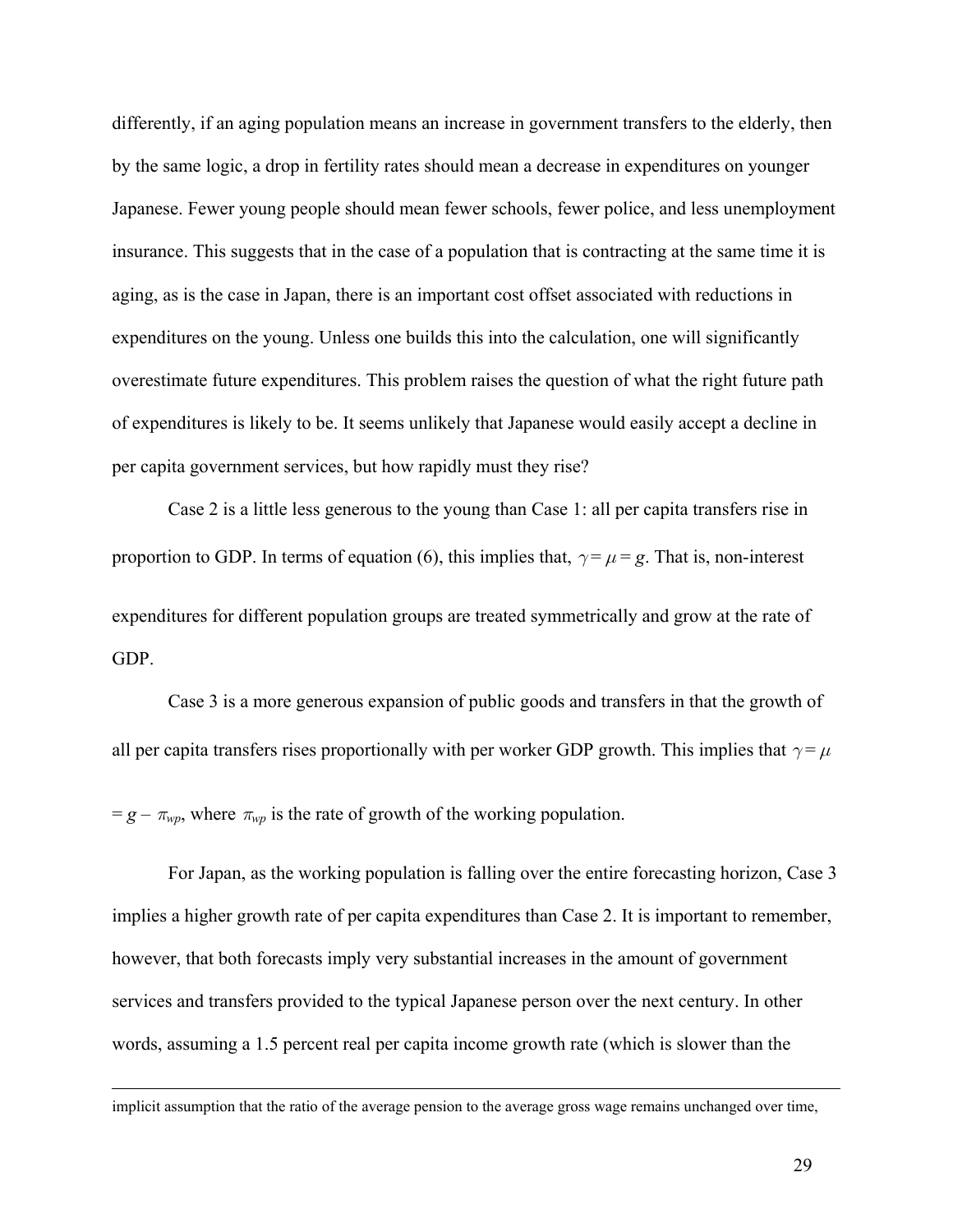differently, if an aging population means an increase in government transfers to the elderly, then by the same logic, a drop in fertility rates should mean a decrease in expenditures on younger Japanese. Fewer young people should mean fewer schools, fewer police, and less unemployment insurance. This suggests that in the case of a population that is contracting at the same time it is aging, as is the case in Japan, there is an important cost offset associated with reductions in expenditures on the young. Unless one builds this into the calculation, one will significantly overestimate future expenditures. This problem raises the question of what the right future path of expenditures is likely to be. It seems unlikely that Japanese would easily accept a decline in per capita government services, but how rapidly must they rise?

Case 2 is a little less generous to the young than Case 1: all per capita transfers rise in proportion to GDP. In terms of equation (6), this implies that, $\gamma = \mu = g$. That is, non-interest expenditures for different population groups are treated symmetrically and grow at the rate of GDP.

Case 3 is a more generous expansion of public goods and transfers in that the growth of all per capita transfers rises proportionally with per worker GDP growth. This implies that $\gamma = \mu = g - \pi_{wp}$, where $\pi_{wp}$ is the rate of growth of the working population.

For Japan, as the working population is falling over the entire forecasting horizon, Case 3 implies a higher growth rate of per capita expenditures than Case 2. It is important to remember, however, that both forecasts imply very substantial increases in the amount of government services and transfers provided to the typical Japanese person over the next century. In other words, assuming a 1.5 percent real per capita income growth rate (which is slower than the

---

implicit assumption that the ratio of the average pension to the average gross wage remains unchanged over time,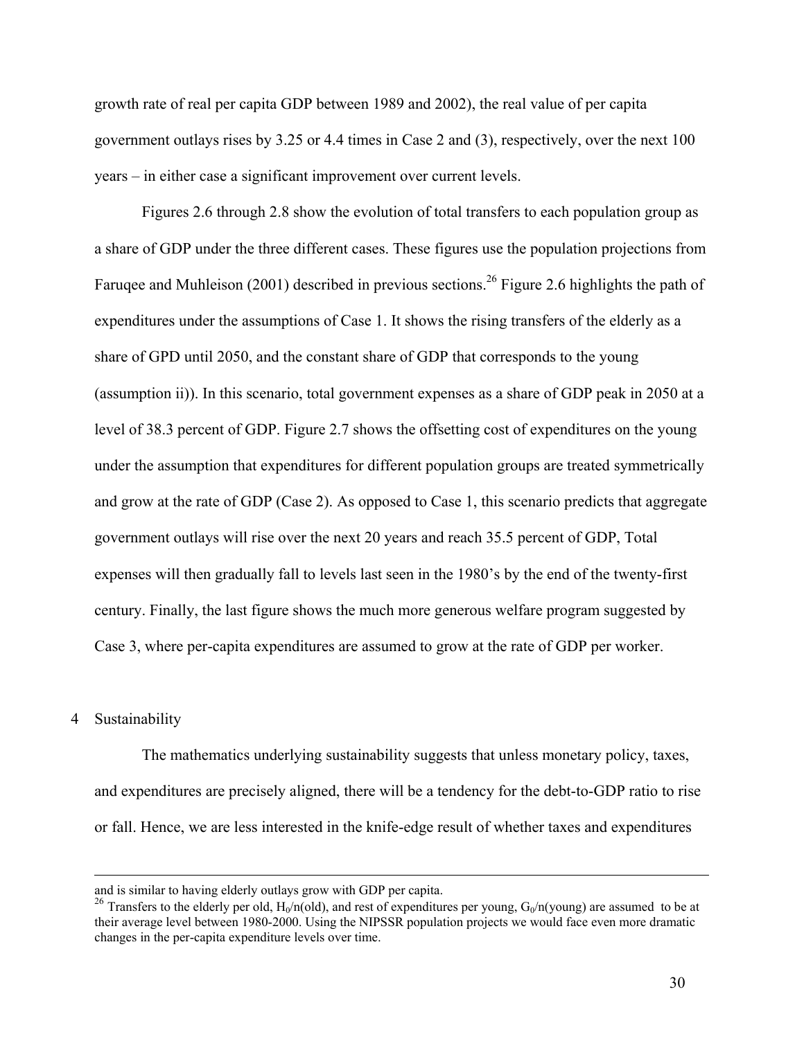growth rate of real per capita GDP between 1989 and 2002), the real value of per capita government outlays rises by 3.25 or 4.4 times in Case 2 and (3), respectively, over the next 100 years – in either case a significant improvement over current levels.

Figures 2.6 through 2.8 show the evolution of total transfers to each population group as a share of GDP under the three different cases. These figures use the population projections from Faruqee and Muhleison (2001) described in previous sections.[26] Figure 2.6 highlights the path of expenditures under the assumptions of Case 1. It shows the rising transfers of the elderly as a share of GPD until 2050, and the constant share of GDP that corresponds to the young (assumption ii)). In this scenario, total government expenses as a share of GDP peak in 2050 at a level of 38.3 percent of GDP. Figure 2.7 shows the offsetting cost of expenditures on the young under the assumption that expenditures for different population groups are treated symmetrically and grow at the rate of GDP (Case 2). As opposed to Case 1, this scenario predicts that aggregate government outlays will rise over the next 20 years and reach 35.5 percent of GDP, Total expenses will then gradually fall to levels last seen in the 1980's by the end of the twenty-first century. Finally, the last figure shows the much more generous welfare program suggested by Case 3, where per-capita expenditures are assumed to grow at the rate of GDP per worker.

## 4 Sustainability

The mathematics underlying sustainability suggests that unless monetary policy, taxes, and expenditures are precisely aligned, there will be a tendency for the debt-to-GDP ratio to rise or fall. Hence, we are less interested in the knife-edge result of whether taxes and expenditures

---

and is similar to having elderly outlays grow with GDP per capita.

[26] Transfers to the elderly per old, $H_0$/n(old), and rest of expenditures per young, $G_0$/n(young) are assumed to be at their average level between 1980-2000. Using the NIPSSR population projects we would face even more dramatic changes in the per-capita expenditure levels over time.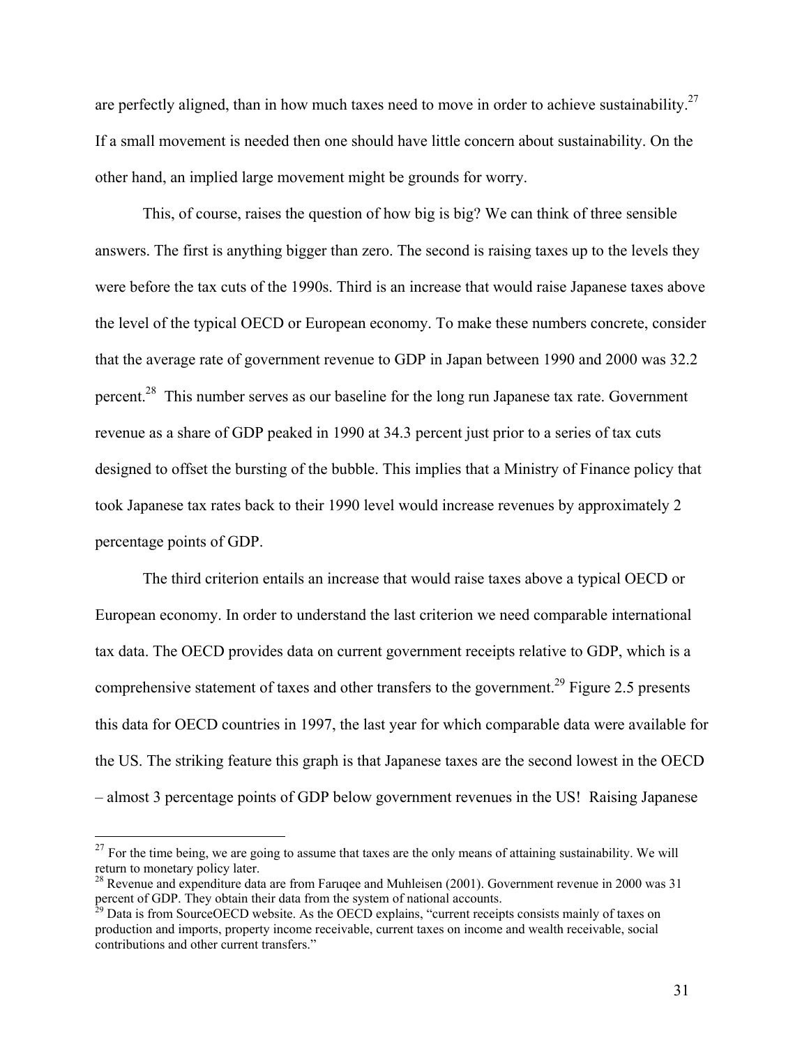are perfectly aligned, than in how much taxes need to move in order to achieve sustainability.[27] If a small movement is needed then one should have little concern about sustainability. On the other hand, an implied large movement might be grounds for worry.

This, of course, raises the question of how big is big? We can think of three sensible answers. The first is anything bigger than zero. The second is raising taxes up to the levels they were before the tax cuts of the 1990s. Third is an increase that would raise Japanese taxes above the level of the typical OECD or European economy. To make these numbers concrete, consider that the average rate of government revenue to GDP in Japan between 1990 and 2000 was 32.2 percent.[28] This number serves as our baseline for the long run Japanese tax rate. Government revenue as a share of GDP peaked in 1990 at 34.3 percent just prior to a series of tax cuts designed to offset the bursting of the bubble. This implies that a Ministry of Finance policy that took Japanese tax rates back to their 1990 level would increase revenues by approximately 2 percentage points of GDP.

The third criterion entails an increase that would raise taxes above a typical OECD or European economy. In order to understand the last criterion we need comparable international tax data. The OECD provides data on current government receipts relative to GDP, which is a comprehensive statement of taxes and other transfers to the government.[29] Figure 2.5 presents this data for OECD countries in 1997, the last year for which comparable data were available for the US. The striking feature this graph is that Japanese taxes are the second lowest in the OECD – almost 3 percentage points of GDP below government revenues in the US! Raising Japanese

---

[27] For the time being, we are going to assume that taxes are the only means of attaining sustainability. We will return to monetary policy later.

[28] Revenue and expenditure data are from Faruqee and Muhleisen (2001). Government revenue in 2000 was 31 percent of GDP. They obtain their data from the system of national accounts.

[29] Data is from SourceOECD website. As the OECD explains, "current receipts consists mainly of taxes on production and imports, property income receivable, current taxes on income and wealth receivable, social contributions and other current transfers."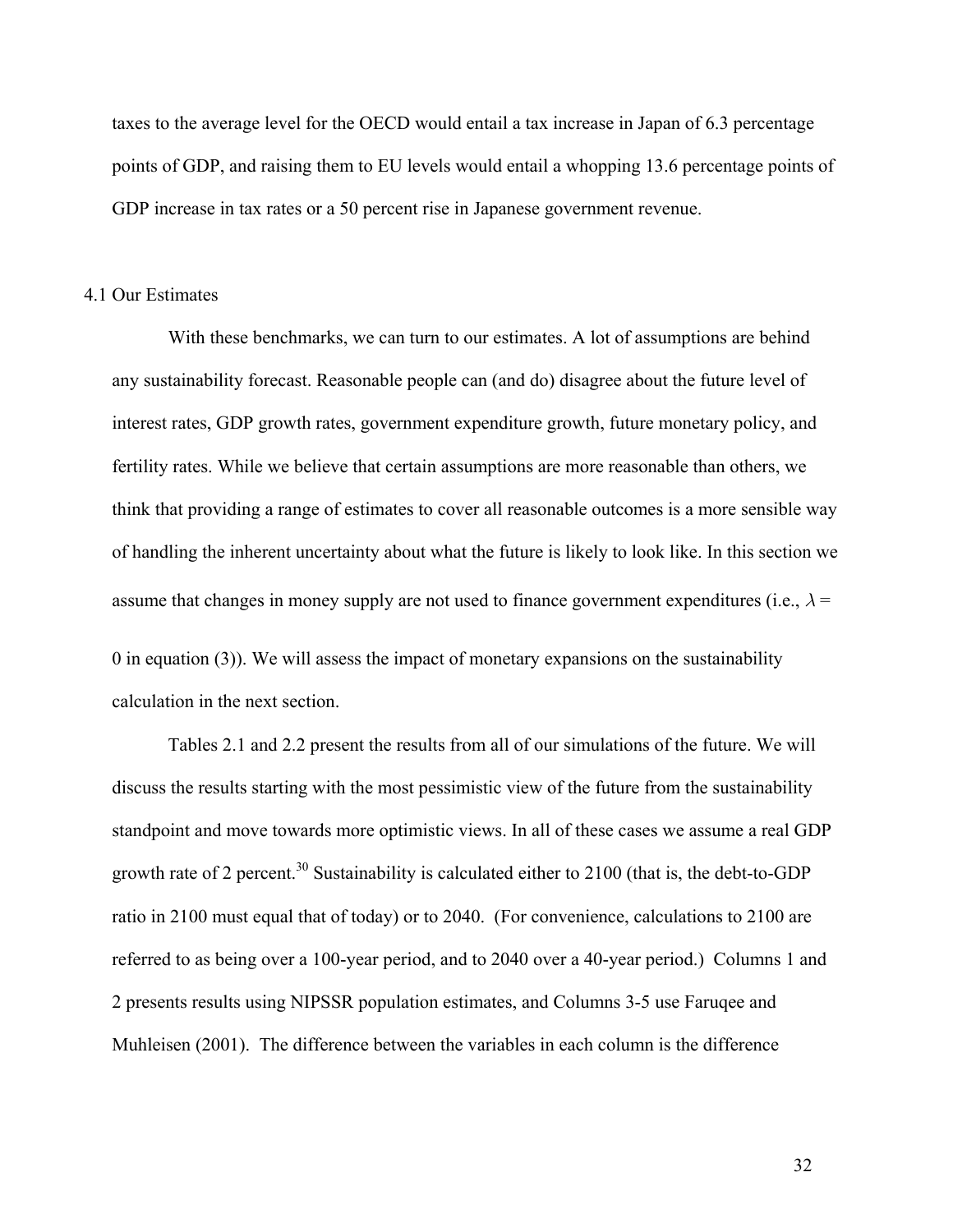taxes to the average level for the OECD would entail a tax increase in Japan of 6.3 percentage points of GDP, and raising them to EU levels would entail a whopping 13.6 percentage points of GDP increase in tax rates or a 50 percent rise in Japanese government revenue.

## 4.1 Our Estimates

With these benchmarks, we can turn to our estimates. A lot of assumptions are behind any sustainability forecast. Reasonable people can (and do) disagree about the future level of interest rates, GDP growth rates, government expenditure growth, future monetary policy, and fertility rates. While we believe that certain assumptions are more reasonable than others, we think that providing a range of estimates to cover all reasonable outcomes is a more sensible way of handling the inherent uncertainty about what the future is likely to look like. In this section we assume that changes in money supply are not used to finance government expenditures (i.e., $\lambda = 0$ in equation (3)). We will assess the impact of monetary expansions on the sustainability calculation in the next section.

Tables 2.1 and 2.2 present the results from all of our simulations of the future. We will discuss the results starting with the most pessimistic view of the future from the sustainability standpoint and move towards more optimistic views. In all of these cases we assume a real GDP growth rate of 2 percent.[30] Sustainability is calculated either to 2100 (that is, the debt-to-GDP ratio in 2100 must equal that of today) or to 2040. (For convenience, calculations to 2100 are referred to as being over a 100-year period, and to 2040 over a 40-year period.) Columns 1 and 2 presents results using NIPSSR population estimates, and Columns 3-5 use Faruqee and Muhleisen (2001). The difference between the variables in each column is the difference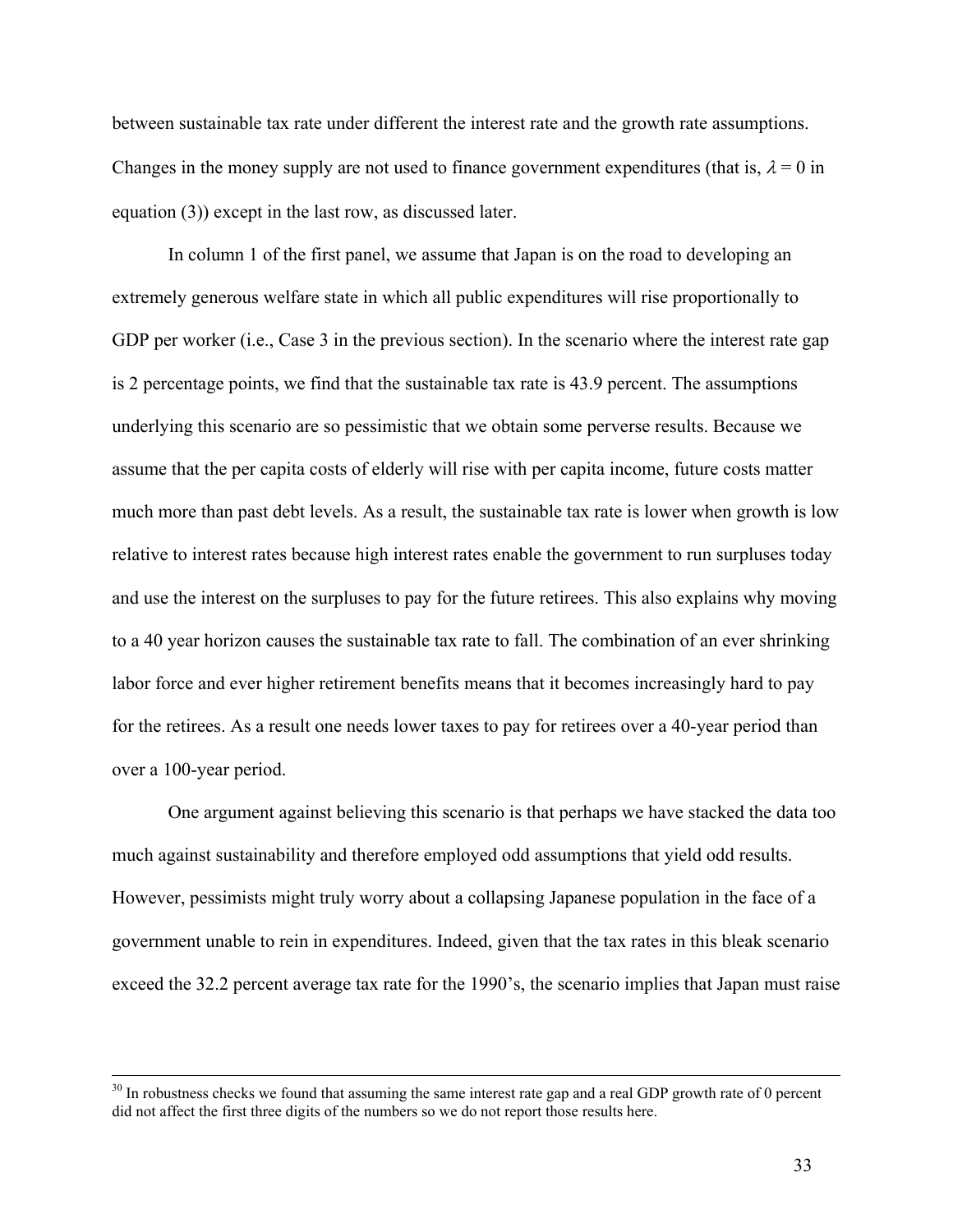between sustainable tax rate under different the interest rate and the growth rate assumptions. Changes in the money supply are not used to finance government expenditures (that is, $\lambda = 0$ in equation (3)) except in the last row, as discussed later.

In column 1 of the first panel, we assume that Japan is on the road to developing an extremely generous welfare state in which all public expenditures will rise proportionally to GDP per worker (i.e., Case 3 in the previous section). In the scenario where the interest rate gap is 2 percentage points, we find that the sustainable tax rate is 43.9 percent. The assumptions underlying this scenario are so pessimistic that we obtain some perverse results. Because we assume that the per capita costs of elderly will rise with per capita income, future costs matter much more than past debt levels. As a result, the sustainable tax rate is lower when growth is low relative to interest rates because high interest rates enable the government to run surpluses today and use the interest on the surpluses to pay for the future retirees. This also explains why moving to a 40 year horizon causes the sustainable tax rate to fall. The combination of an ever shrinking labor force and ever higher retirement benefits means that it becomes increasingly hard to pay for the retirees. As a result one needs lower taxes to pay for retirees over a 40-year period than over a 100-year period.

One argument against believing this scenario is that perhaps we have stacked the data too much against sustainability and therefore employed odd assumptions that yield odd results. However, pessimists might truly worry about a collapsing Japanese population in the face of a government unable to rein in expenditures. Indeed, given that the tax rates in this bleak scenario exceed the 32.2 percent average tax rate for the 1990's, the scenario implies that Japan must raise

---

[30] In robustness checks we found that assuming the same interest rate gap and a real GDP growth rate of 0 percent did not affect the first three digits of the numbers so we do not report those results here.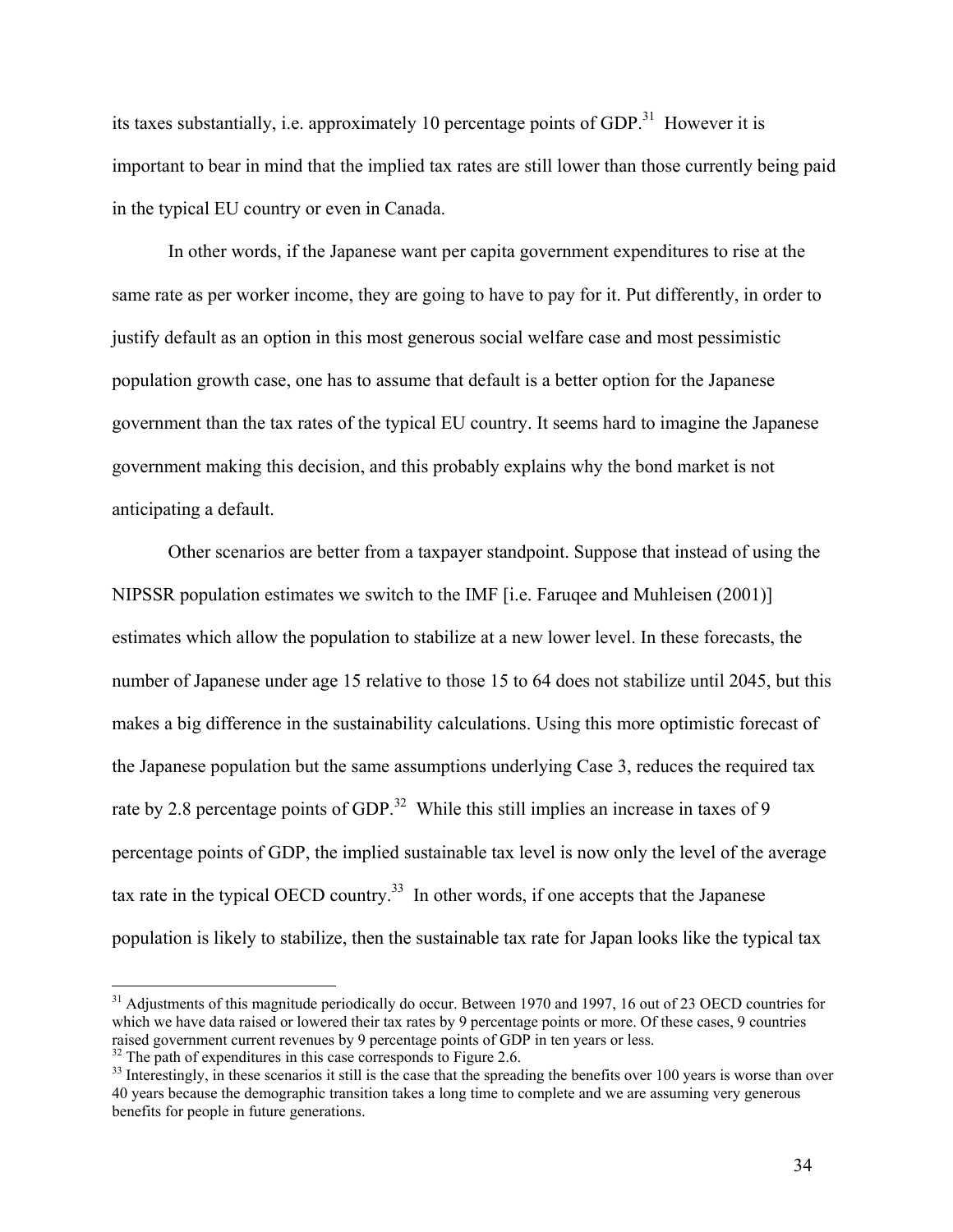its taxes substantially, i.e. approximately 10 percentage points of GDP.[31] However it is important to bear in mind that the implied tax rates are still lower than those currently being paid in the typical EU country or even in Canada.

In other words, if the Japanese want per capita government expenditures to rise at the same rate as per worker income, they are going to have to pay for it. Put differently, in order to justify default as an option in this most generous social welfare case and most pessimistic population growth case, one has to assume that default is a better option for the Japanese government than the tax rates of the typical EU country. It seems hard to imagine the Japanese government making this decision, and this probably explains why the bond market is not anticipating a default.

Other scenarios are better from a taxpayer standpoint. Suppose that instead of using the NIPSSR population estimates we switch to the IMF [i.e. Faruqee and Muhleisen (2001)] estimates which allow the population to stabilize at a new lower level. In these forecasts, the number of Japanese under age 15 relative to those 15 to 64 does not stabilize until 2045, but this makes a big difference in the sustainability calculations. Using this more optimistic forecast of the Japanese population but the same assumptions underlying Case 3, reduces the required tax rate by 2.8 percentage points of GDP.[32] While this still implies an increase in taxes of 9 percentage points of GDP, the implied sustainable tax level is now only the level of the average tax rate in the typical OECD country.[33] In other words, if one accepts that the Japanese population is likely to stabilize, then the sustainable tax rate for Japan looks like the typical tax

---

[31] Adjustments of this magnitude periodically do occur. Between 1970 and 1997, 16 out of 23 OECD countries for which we have data raised or lowered their tax rates by 9 percentage points or more. Of these cases, 9 countries raised government current revenues by 9 percentage points of GDP in ten years or less.

[32] The path of expenditures in this case corresponds to Figure 2.6.

[33] Interestingly, in these scenarios it still is the case that the spreading the benefits over 100 years is worse than over 40 years because the demographic transition takes a long time to complete and we are assuming very generous benefits for people in future generations.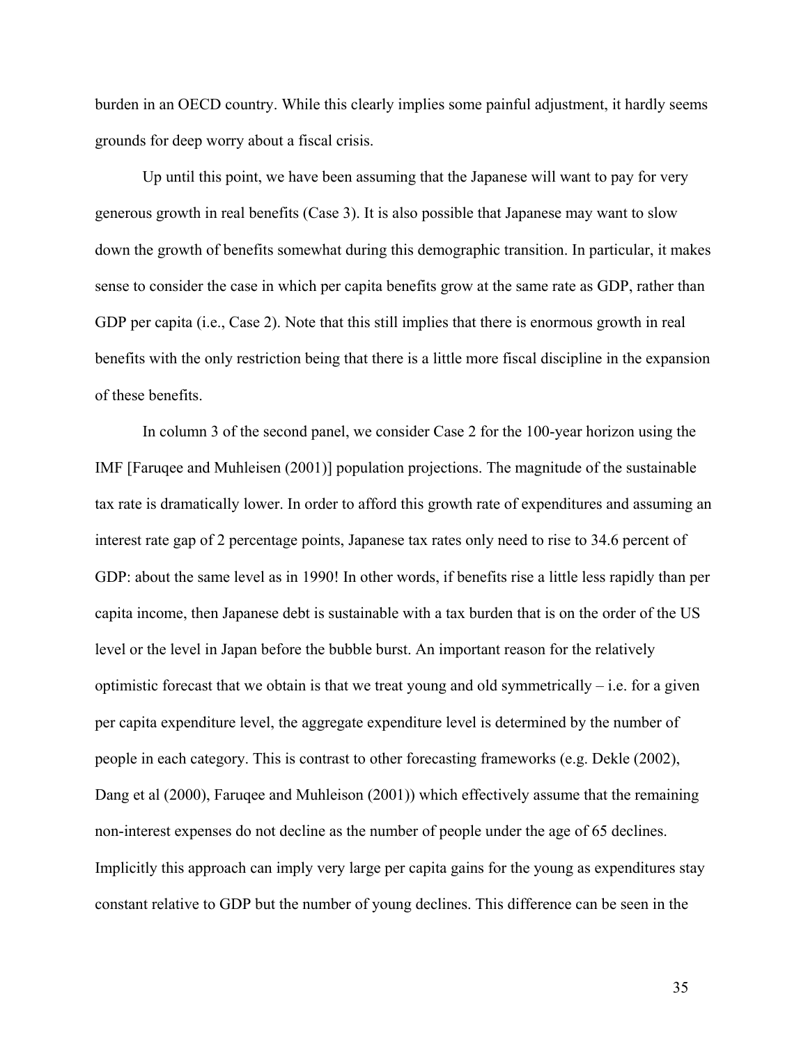burden in an OECD country. While this clearly implies some painful adjustment, it hardly seems grounds for deep worry about a fiscal crisis.

Up until this point, we have been assuming that the Japanese will want to pay for very generous growth in real benefits (Case 3). It is also possible that Japanese may want to slow down the growth of benefits somewhat during this demographic transition. In particular, it makes sense to consider the case in which per capita benefits grow at the same rate as GDP, rather than GDP per capita (i.e., Case 2). Note that this still implies that there is enormous growth in real benefits with the only restriction being that there is a little more fiscal discipline in the expansion of these benefits.

In column 3 of the second panel, we consider Case 2 for the 100-year horizon using the IMF [Faruqee and Muhleisen (2001)] population projections. The magnitude of the sustainable tax rate is dramatically lower. In order to afford this growth rate of expenditures and assuming an interest rate gap of 2 percentage points, Japanese tax rates only need to rise to 34.6 percent of GDP: about the same level as in 1990! In other words, if benefits rise a little less rapidly than per capita income, then Japanese debt is sustainable with a tax burden that is on the order of the US level or the level in Japan before the bubble burst. An important reason for the relatively optimistic forecast that we obtain is that we treat young and old symmetrically – i.e. for a given per capita expenditure level, the aggregate expenditure level is determined by the number of people in each category. This is contrast to other forecasting frameworks (e.g. Dekle (2002), Dang et al (2000), Faruqee and Muhleison (2001)) which effectively assume that the remaining non-interest expenses do not decline as the number of people under the age of 65 declines. Implicitly this approach can imply very large per capita gains for the young as expenditures stay constant relative to GDP but the number of young declines. This difference can be seen in the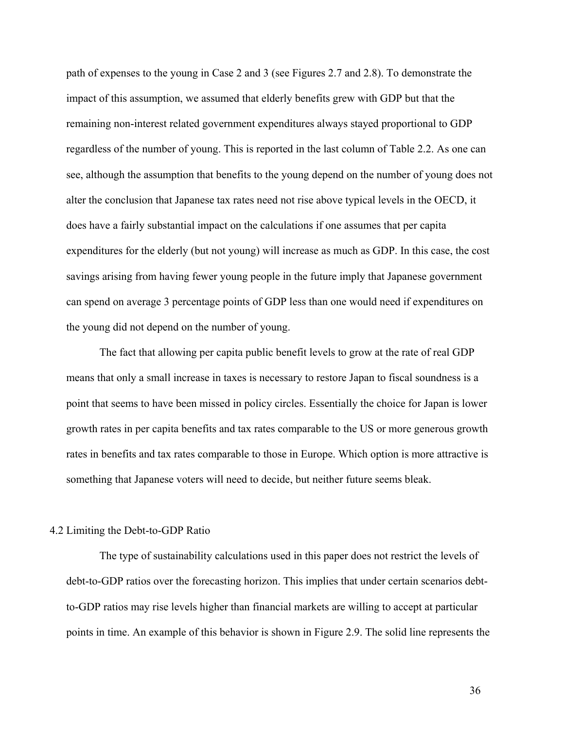path of expenses to the young in Case 2 and 3 (see Figures 2.7 and 2.8). To demonstrate the impact of this assumption, we assumed that elderly benefits grew with GDP but that the remaining non-interest related government expenditures always stayed proportional to GDP regardless of the number of young. This is reported in the last column of Table 2.2. As one can see, although the assumption that benefits to the young depend on the number of young does not alter the conclusion that Japanese tax rates need not rise above typical levels in the OECD, it does have a fairly substantial impact on the calculations if one assumes that per capita expenditures for the elderly (but not young) will increase as much as GDP. In this case, the cost savings arising from having fewer young people in the future imply that Japanese government can spend on average 3 percentage points of GDP less than one would need if expenditures on the young did not depend on the number of young.

The fact that allowing per capita public benefit levels to grow at the rate of real GDP means that only a small increase in taxes is necessary to restore Japan to fiscal soundness is a point that seems to have been missed in policy circles. Essentially the choice for Japan is lower growth rates in per capita benefits and tax rates comparable to the US or more generous growth rates in benefits and tax rates comparable to those in Europe. Which option is more attractive is something that Japanese voters will need to decide, but neither future seems bleak.

## 4.2 Limiting the Debt-to-GDP Ratio

The type of sustainability calculations used in this paper does not restrict the levels of debt-to-GDP ratios over the forecasting horizon. This implies that under certain scenarios debt-to-GDP ratios may rise levels higher than financial markets are willing to accept at particular points in time. An example of this behavior is shown in Figure 2.9. The solid line represents the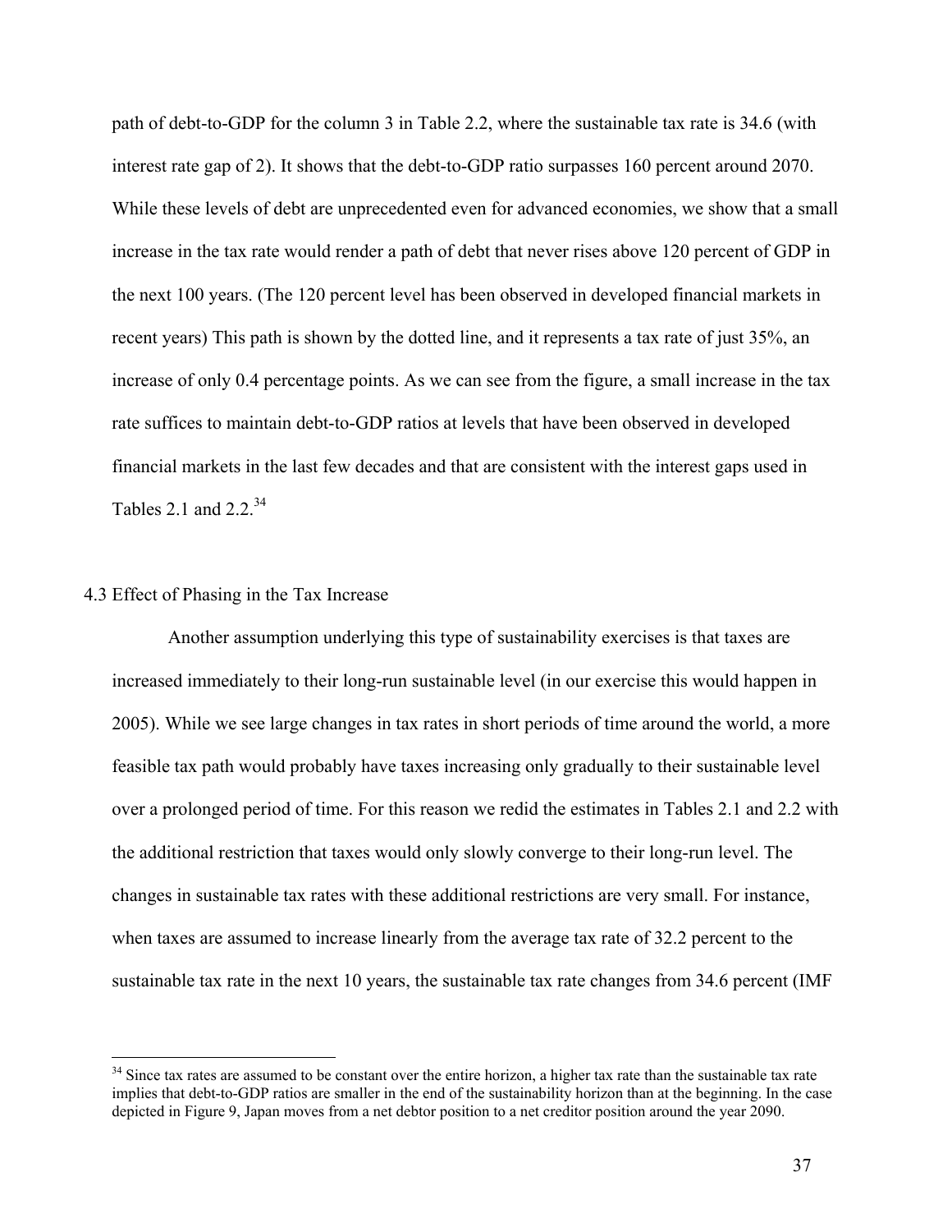path of debt-to-GDP for the column 3 in Table 2.2, where the sustainable tax rate is 34.6 (with interest rate gap of 2). It shows that the debt-to-GDP ratio surpasses 160 percent around 2070. While these levels of debt are unprecedented even for advanced economies, we show that a small increase in the tax rate would render a path of debt that never rises above 120 percent of GDP in the next 100 years. (The 120 percent level has been observed in developed financial markets in recent years) This path is shown by the dotted line, and it represents a tax rate of just 35%, an increase of only 0.4 percentage points. As we can see from the figure, a small increase in the tax rate suffices to maintain debt-to-GDP ratios at levels that have been observed in developed financial markets in the last few decades and that are consistent with the interest gaps used in Tables 2.1 and 2.2.[34]

### 4.3 Effect of Phasing in the Tax Increase

Another assumption underlying this type of sustainability exercises is that taxes are increased immediately to their long-run sustainable level (in our exercise this would happen in 2005). While we see large changes in tax rates in short periods of time around the world, a more feasible tax path would probably have taxes increasing only gradually to their sustainable level over a prolonged period of time. For this reason we redid the estimates in Tables 2.1 and 2.2 with the additional restriction that taxes would only slowly converge to their long-run level. The changes in sustainable tax rates with these additional restrictions are very small. For instance, when taxes are assumed to increase linearly from the average tax rate of 32.2 percent to the sustainable tax rate in the next 10 years, the sustainable tax rate changes from 34.6 percent (IMF

[34] Since tax rates are assumed to be constant over the entire horizon, a higher tax rate than the sustainable tax rate implies that debt-to-GDP ratios are smaller in the end of the sustainability horizon than at the beginning. In the case depicted in Figure 9, Japan moves from a net debtor position to a net creditor position around the year 2090.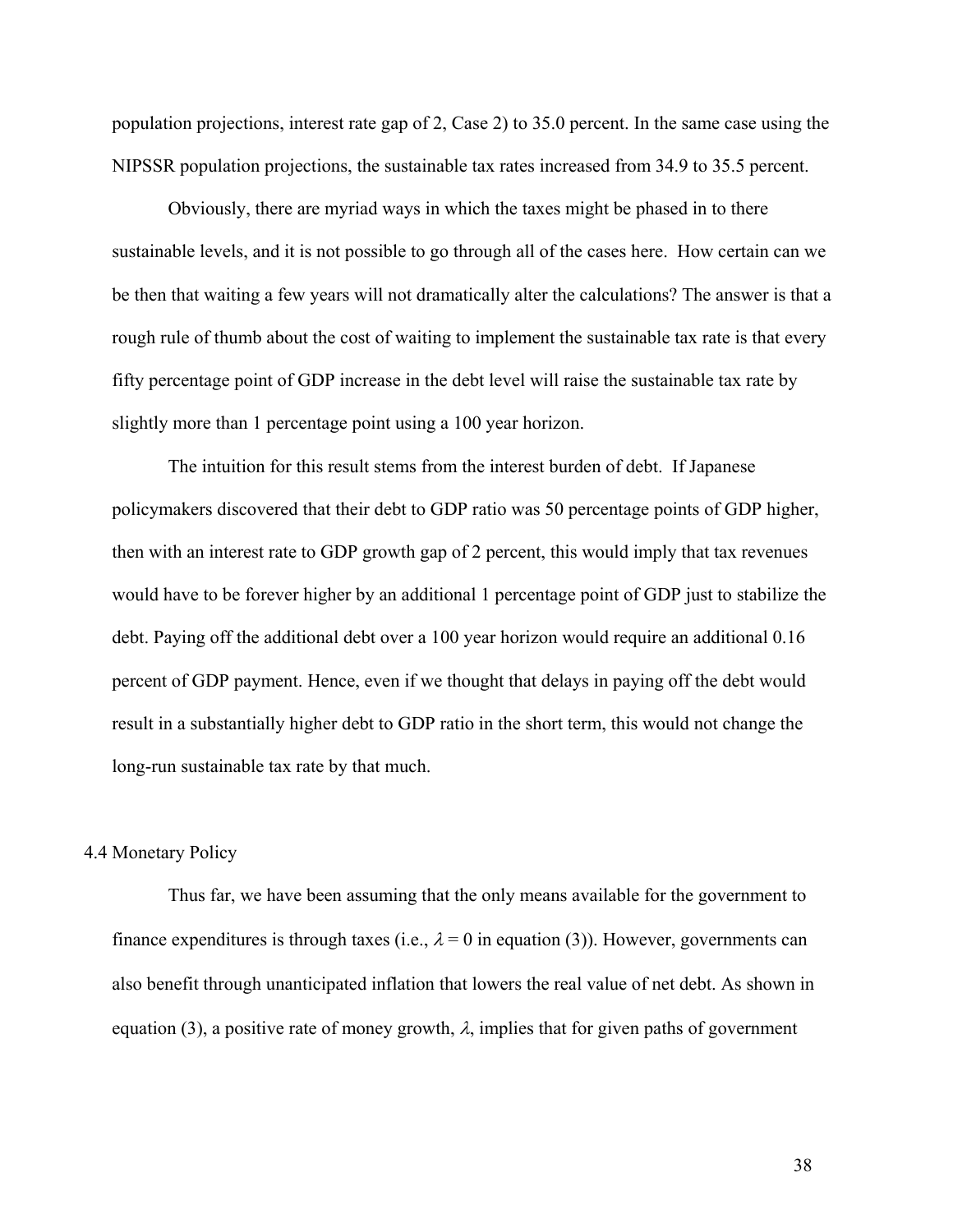population projections, interest rate gap of 2, Case 2) to 35.0 percent. In the same case using the NIPSSR population projections, the sustainable tax rates increased from 34.9 to 35.5 percent.

Obviously, there are myriad ways in which the taxes might be phased in to there sustainable levels, and it is not possible to go through all of the cases here. How certain can we be then that waiting a few years will not dramatically alter the calculations? The answer is that a rough rule of thumb about the cost of waiting to implement the sustainable tax rate is that every fifty percentage point of GDP increase in the debt level will raise the sustainable tax rate by slightly more than 1 percentage point using a 100 year horizon.

The intuition for this result stems from the interest burden of debt. If Japanese policymakers discovered that their debt to GDP ratio was 50 percentage points of GDP higher, then with an interest rate to GDP growth gap of 2 percent, this would imply that tax revenues would have to be forever higher by an additional 1 percentage point of GDP just to stabilize the debt. Paying off the additional debt over a 100 year horizon would require an additional 0.16 percent of GDP payment. Hence, even if we thought that delays in paying off the debt would result in a substantially higher debt to GDP ratio in the short term, this would not change the long-run sustainable tax rate by that much.

### 4.4 Monetary Policy

Thus far, we have been assuming that the only means available for the government to finance expenditures is through taxes (i.e., $\lambda = 0$ in equation (3)). However, governments can also benefit through unanticipated inflation that lowers the real value of net debt. As shown in equation (3), a positive rate of money growth, $\lambda$, implies that for given paths of government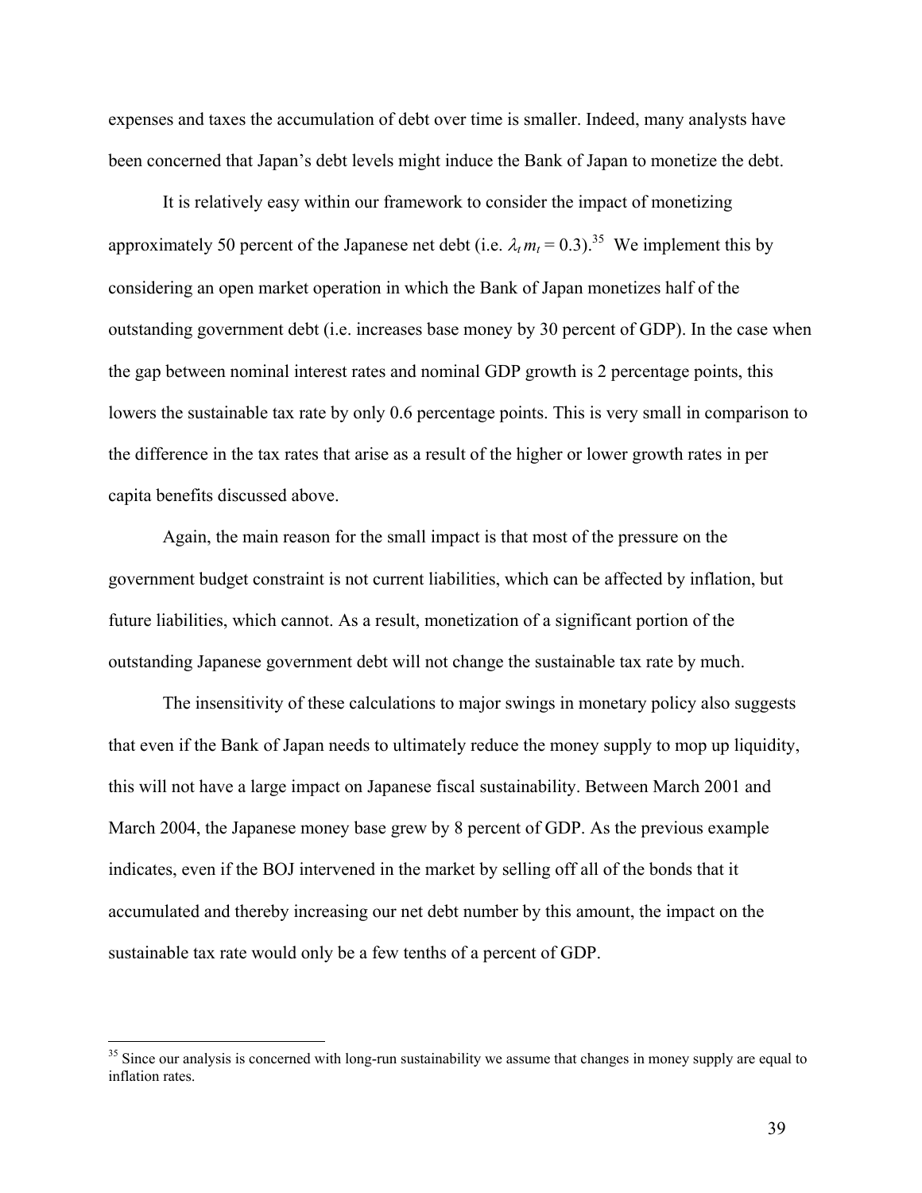expenses and taxes the accumulation of debt over time is smaller. Indeed, many analysts have been concerned that Japan's debt levels might induce the Bank of Japan to monetize the debt.

It is relatively easy within our framework to consider the impact of monetizing approximately 50 percent of the Japanese net debt (i.e. $\lambda_t m_t = 0.3$).[35] We implement this by considering an open market operation in which the Bank of Japan monetizes half of the outstanding government debt (i.e. increases base money by 30 percent of GDP). In the case when the gap between nominal interest rates and nominal GDP growth is 2 percentage points, this lowers the sustainable tax rate by only 0.6 percentage points. This is very small in comparison to the difference in the tax rates that arise as a result of the higher or lower growth rates in per capita benefits discussed above.

Again, the main reason for the small impact is that most of the pressure on the government budget constraint is not current liabilities, which can be affected by inflation, but future liabilities, which cannot. As a result, monetization of a significant portion of the outstanding Japanese government debt will not change the sustainable tax rate by much.

The insensitivity of these calculations to major swings in monetary policy also suggests that even if the Bank of Japan needs to ultimately reduce the money supply to mop up liquidity, this will not have a large impact on Japanese fiscal sustainability. Between March 2001 and March 2004, the Japanese money base grew by 8 percent of GDP. As the previous example indicates, even if the BOJ intervened in the market by selling off all of the bonds that it accumulated and thereby increasing our net debt number by this amount, the impact on the sustainable tax rate would only be a few tenths of a percent of GDP.

[35] Since our analysis is concerned with long-run sustainability we assume that changes in money supply are equal to inflation rates.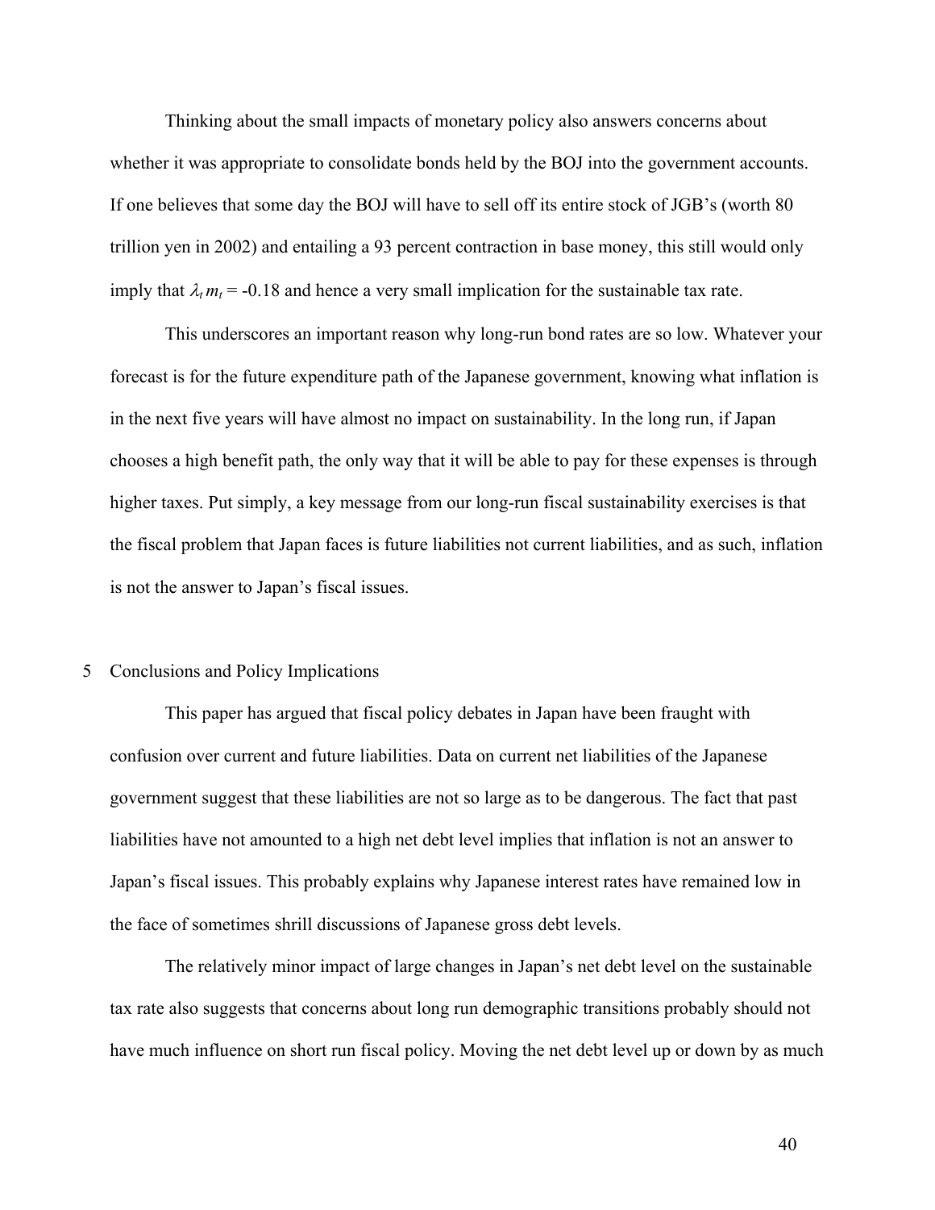Thinking about the small impacts of monetary policy also answers concerns about whether it was appropriate to consolidate bonds held by the BOJ into the government accounts. If one believes that some day the BOJ will have to sell off its entire stock of JGB's (worth 80 trillion yen in 2002) and entailing a 93 percent contraction in base money, this still would only imply that $\lambda_t m_t = -0.18$ and hence a very small implication for the sustainable tax rate.

This underscores an important reason why long-run bond rates are so low. Whatever your forecast is for the future expenditure path of the Japanese government, knowing what inflation is in the next five years will have almost no impact on sustainability. In the long run, if Japan chooses a high benefit path, the only way that it will be able to pay for these expenses is through higher taxes. Put simply, a key message from our long-run fiscal sustainability exercises is that the fiscal problem that Japan faces is future liabilities not current liabilities, and as such, inflation is not the answer to Japan's fiscal issues.

## 5 Conclusions and Policy Implications

This paper has argued that fiscal policy debates in Japan have been fraught with confusion over current and future liabilities. Data on current net liabilities of the Japanese government suggest that these liabilities are not so large as to be dangerous. The fact that past liabilities have not amounted to a high net debt level implies that inflation is not an answer to Japan's fiscal issues. This probably explains why Japanese interest rates have remained low in the face of sometimes shrill discussions of Japanese gross debt levels.

The relatively minor impact of large changes in Japan's net debt level on the sustainable tax rate also suggests that concerns about long run demographic transitions probably should not have much influence on short run fiscal policy. Moving the net debt level up or down by as much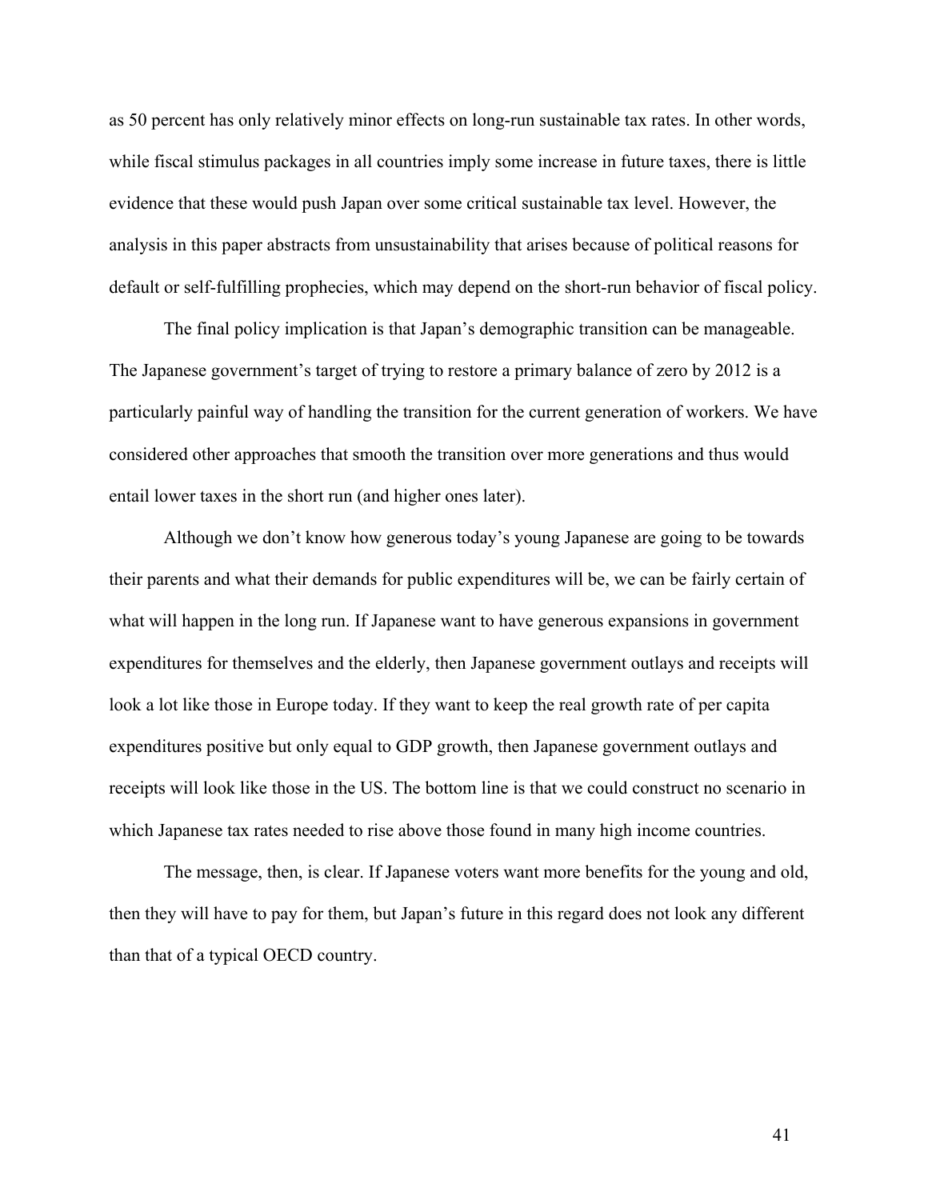as 50 percent has only relatively minor effects on long-run sustainable tax rates. In other words, while fiscal stimulus packages in all countries imply some increase in future taxes, there is little evidence that these would push Japan over some critical sustainable tax level. However, the analysis in this paper abstracts from unsustainability that arises because of political reasons for default or self-fulfilling prophecies, which may depend on the short-run behavior of fiscal policy.

The final policy implication is that Japan's demographic transition can be manageable. The Japanese government's target of trying to restore a primary balance of zero by 2012 is a particularly painful way of handling the transition for the current generation of workers. We have considered other approaches that smooth the transition over more generations and thus would entail lower taxes in the short run (and higher ones later).

Although we don't know how generous today's young Japanese are going to be towards their parents and what their demands for public expenditures will be, we can be fairly certain of what will happen in the long run. If Japanese want to have generous expansions in government expenditures for themselves and the elderly, then Japanese government outlays and receipts will look a lot like those in Europe today. If they want to keep the real growth rate of per capita expenditures positive but only equal to GDP growth, then Japanese government outlays and receipts will look like those in the US. The bottom line is that we could construct no scenario in which Japanese tax rates needed to rise above those found in many high income countries.

The message, then, is clear. If Japanese voters want more benefits for the young and old, then they will have to pay for them, but Japan's future in this regard does not look any different than that of a typical OECD country.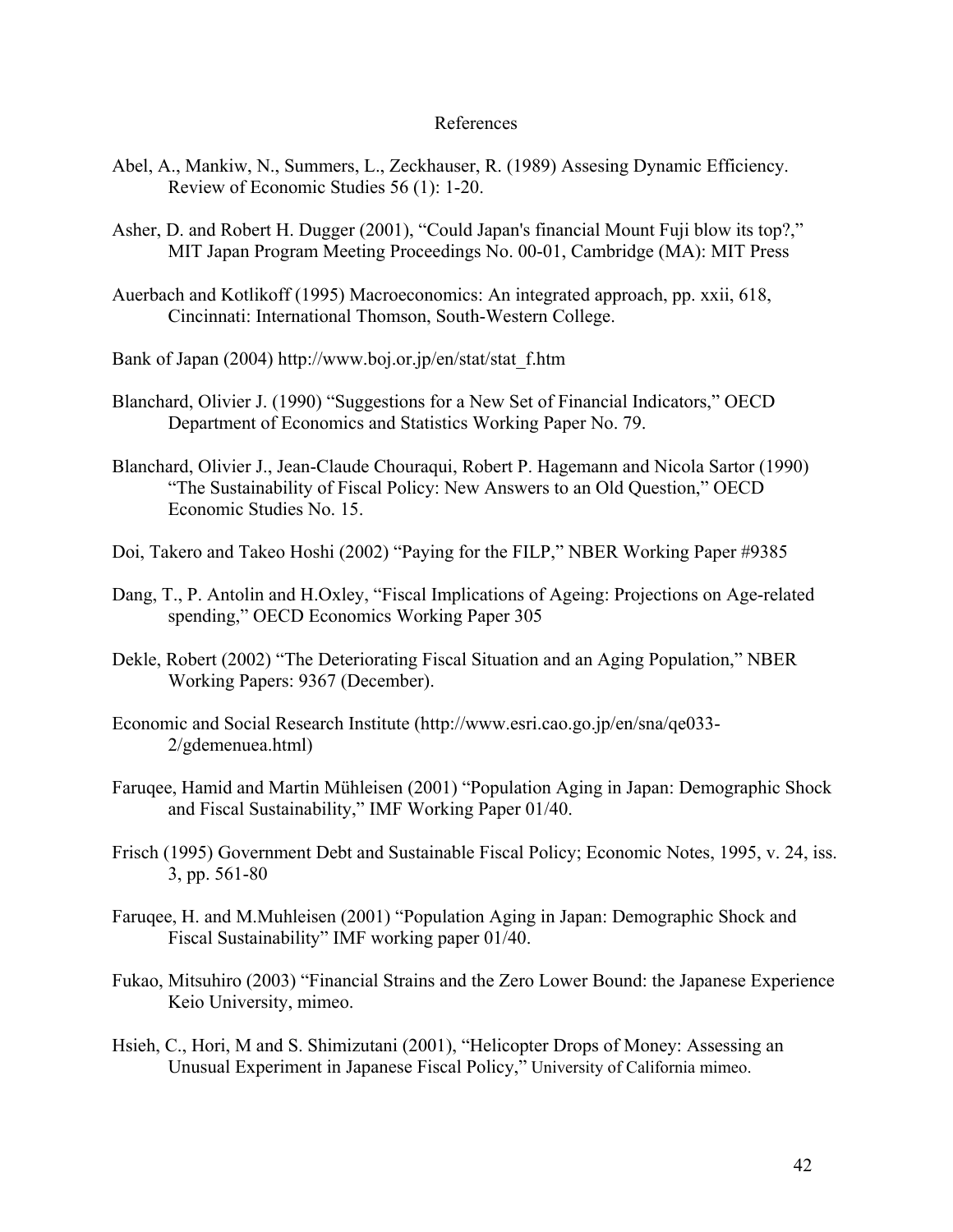# References

Abel, A., Mankiw, N., Summers, L., Zeckhauser, R. (1989) Assesing Dynamic Efficiency. Review of Economic Studies 56 (1): 1-20.

Asher, D. and Robert H. Dugger (2001), “Could Japan's financial Mount Fuji blow its top?,” MIT Japan Program Meeting Proceedings No. 00-01, Cambridge (MA): MIT Press

Auerbach and Kotlikoff (1995) Macroeconomics: An integrated approach, pp. xxii, 618, Cincinnati: International Thomson, South-Western College.

Bank of Japan (2004) http://www.boj.or.jp/en/stat/stat_f.htm

Blanchard, Olivier J. (1990) “Suggestions for a New Set of Financial Indicators,” OECD Department of Economics and Statistics Working Paper No. 79.

Blanchard, Olivier J., Jean-Claude Chouraqui, Robert P. Hagemann and Nicola Sartor (1990) “The Sustainability of Fiscal Policy: New Answers to an Old Question,” OECD Economic Studies No. 15.

Doi, Takero and Takeo Hoshi (2002) “Paying for the FILP,” NBER Working Paper #9385

Dang, T., P. Antolin and H.Oxley, “Fiscal Implications of Ageing: Projections on Age-related spending,” OECD Economics Working Paper 305

Dekle, Robert (2002) “The Deteriorating Fiscal Situation and an Aging Population,” NBER Working Papers: 9367 (December).

Economic and Social Research Institute (http://www.esri.cao.go.jp/en/sna/qe033-2/gdemenuea.html)

Faruqee, Hamid and Martin Mühleisen (2001) “Population Aging in Japan: Demographic Shock and Fiscal Sustainability,” IMF Working Paper 01/40.

Frisch (1995) Government Debt and Sustainable Fiscal Policy; Economic Notes, 1995, v. 24, iss. 3, pp. 561-80

Faruqee, H. and M.Muhleisen (2001) “Population Aging in Japan: Demographic Shock and Fiscal Sustainability” IMF working paper 01/40.

Fukao, Mitsuhiro (2003) “Financial Strains and the Zero Lower Bound: the Japanese Experience Keio University, mimeo.

Hsieh, C., Hori, M and S. Shimizutani (2001), “Helicopter Drops of Money: Assessing an Unusual Experiment in Japanese Fiscal Policy,” University of California mimeo.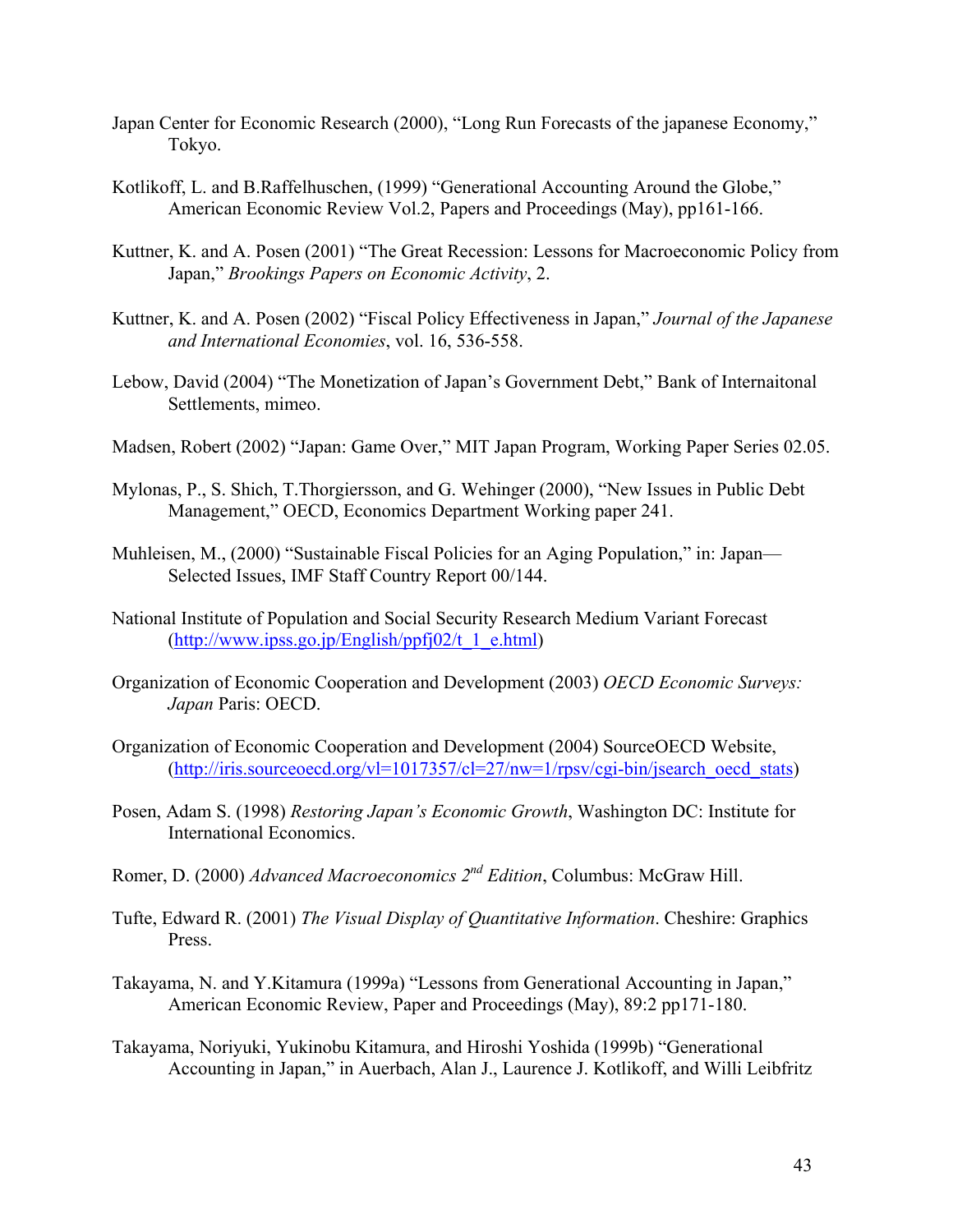Japan Center for Economic Research (2000), "Long Run Forecasts of the japanese Economy," Tokyo.

Kotlikoff, L. and B.Raffelhuschen, (1999) "Generational Accounting Around the Globe," American Economic Review Vol.2, Papers and Proceedings (May), pp161-166.

Kuttner, K. and A. Posen (2001) "The Great Recession: Lessons for Macroeconomic Policy from Japan," *Brookings Papers on Economic Activity*, 2.

Kuttner, K. and A. Posen (2002) "Fiscal Policy Effectiveness in Japan," *Journal of the Japanese and International Economies*, vol. 16, 536-558.

Lebow, David (2004) "The Monetization of Japan's Government Debt," Bank of Internaitonal Settlements, mimeo.

Madsen, Robert (2002) "Japan: Game Over," MIT Japan Program, Working Paper Series 02.05.

Mylonas, P., S. Shich, T.Thorgiersson, and G. Wehinger (2000), "New Issues in Public Debt Management," OECD, Economics Department Working paper 241.

Muhleisen, M., (2000) "Sustainable Fiscal Policies for an Aging Population," in: Japan—Selected Issues, IMF Staff Country Report 00/144.

National Institute of Population and Social Security Research Medium Variant Forecast (http://www.ipss.go.jp/English/ppfj02/t_1_e.html)

Organization of Economic Cooperation and Development (2003) *OECD Economic Surveys: Japan* Paris: OECD.

Organization of Economic Cooperation and Development (2004) SourceOECD Website, (http://iris.sourceoecd.org/vl=1017357/cl=27/nw=1/rpsv/cgi-bin/jsearch_oecd_stats)

Posen, Adam S. (1998) *Restoring Japan's Economic Growth*, Washington DC: Institute for International Economics.

Romer, D. (2000) *Advanced Macroeconomics 2nd Edition*, Columbus: McGraw Hill.

Tufte, Edward R. (2001) *The Visual Display of Quantitative Information*. Cheshire: Graphics Press.

Takayama, N. and Y.Kitamura (1999a) "Lessons from Generational Accounting in Japan," American Economic Review, Paper and Proceedings (May), 89:2 pp171-180.

Takayama, Noriyuki, Yukinobu Kitamura, and Hiroshi Yoshida (1999b) "Generational Accounting in Japan," in Auerbach, Alan J., Laurence J. Kotlikoff, and Willi Leibfritz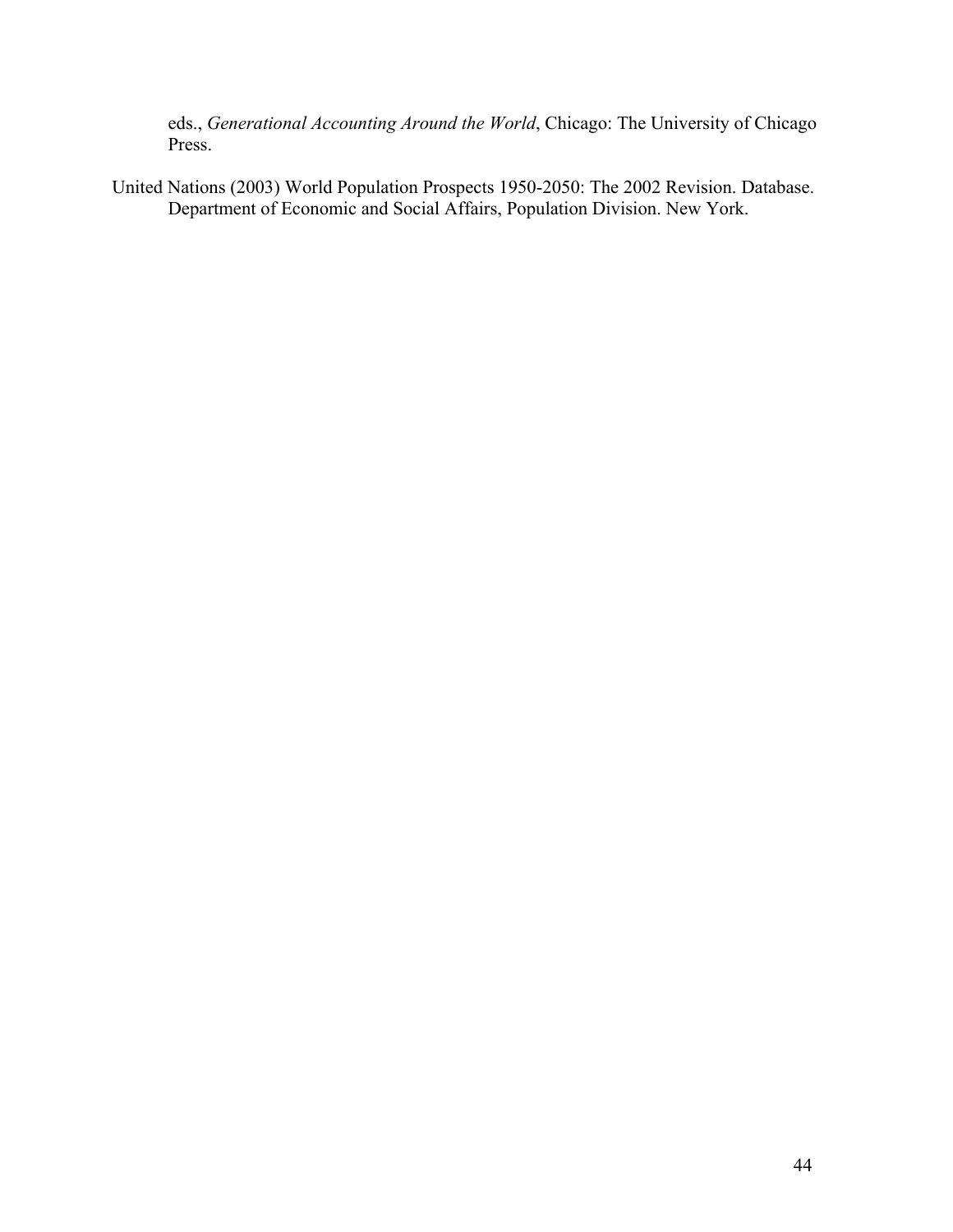eds., *Generational Accounting Around the World*, Chicago: The University of Chicago Press.

United Nations (2003) World Population Prospects 1950-2050: The 2002 Revision. Database. Department of Economic and Social Affairs, Population Division. New York.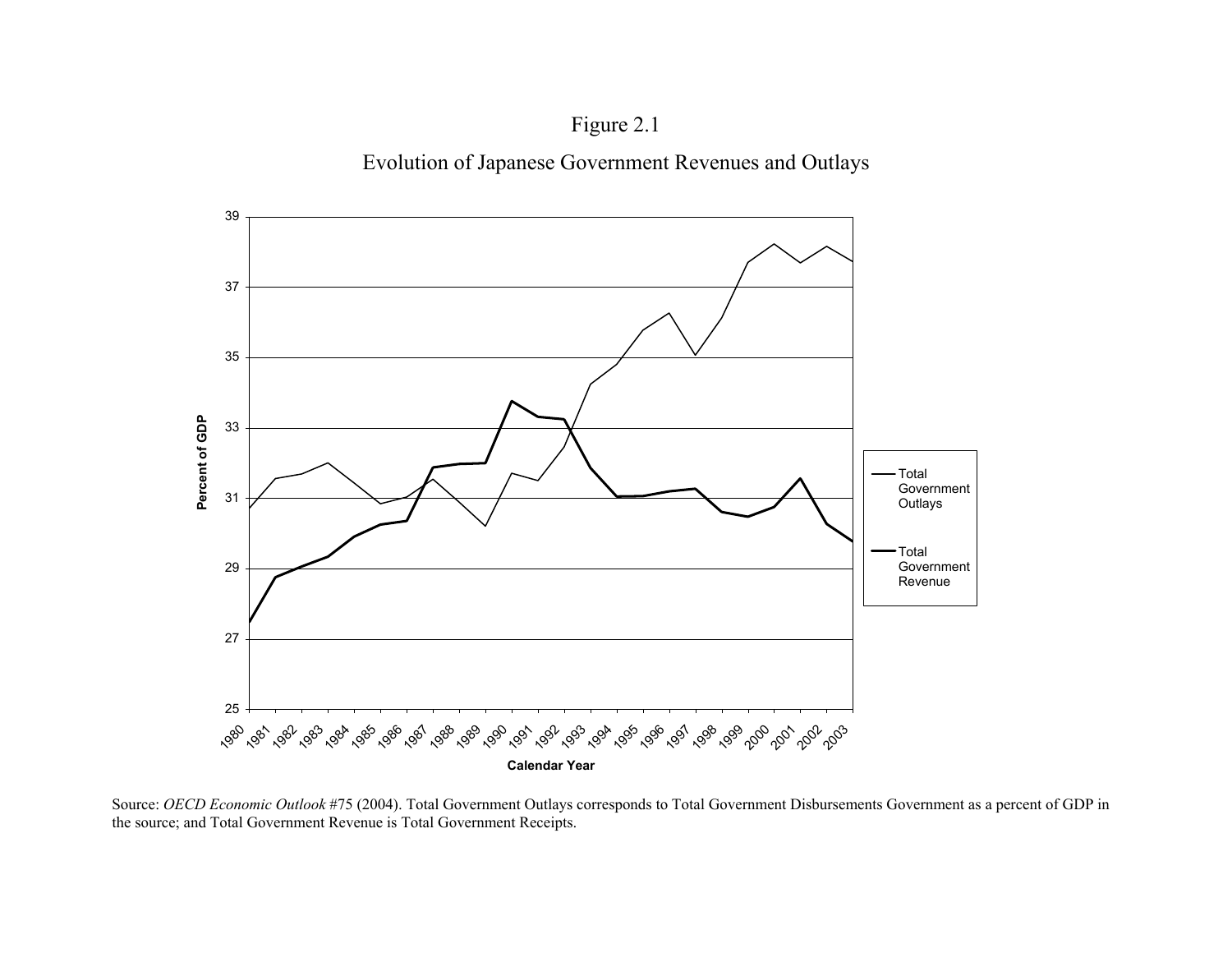Figure 2.1

Evolution of Japanese Government Revenues and Outlays

Source: *OECD Economic Outlook* #75 (2004). Total Government Outlays corresponds to Total Government Disbursements Government as a percent of GDP in the source; and Total Government Revenue is Total Government Receipts.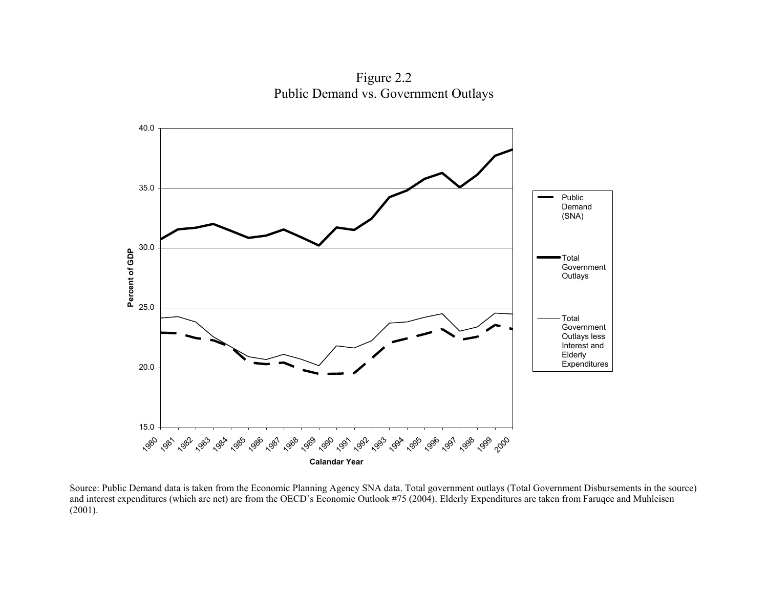Figure 2.2
Public Demand vs. Government Outlays

Source: Public Demand data is taken from the Economic Planning Agency SNA data. Total government outlays (Total Government Disbursements in the source) and interest expenditures (which are net) are from the OECD's Economic Outlook #75 (2004). Elderly Expenditures are taken from Faruqee and Muhleisen (2001).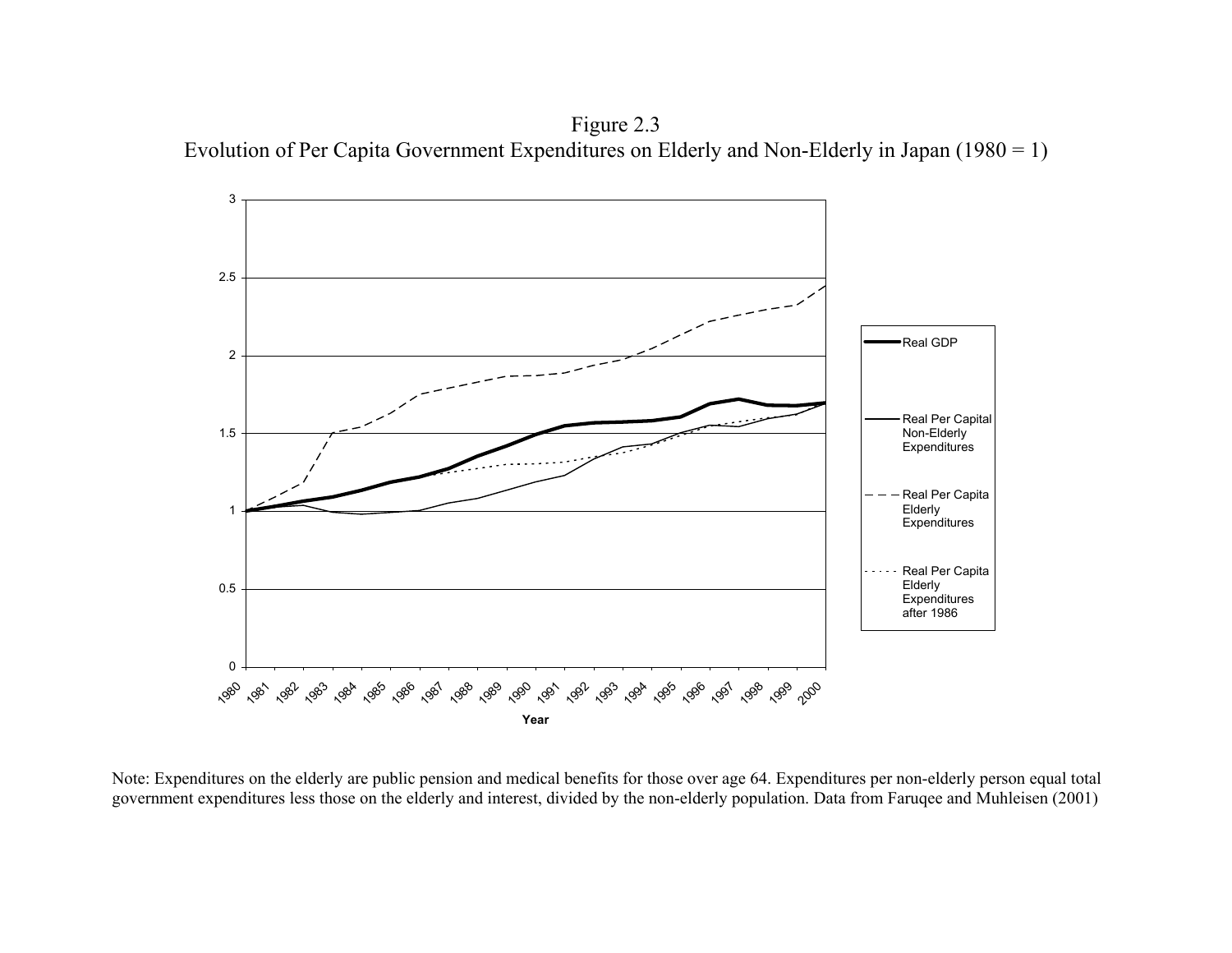Figure 2.3
Evolution of Per Capita Government Expenditures on Elderly and Non-Elderly in Japan (1980 = 1)

Note: Expenditures on the elderly are public pension and medical benefits for those over age 64. Expenditures per non-elderly person equal total government expenditures less those on the elderly and interest, divided by the non-elderly population. Data from Faruqee and Muhleisen (2001)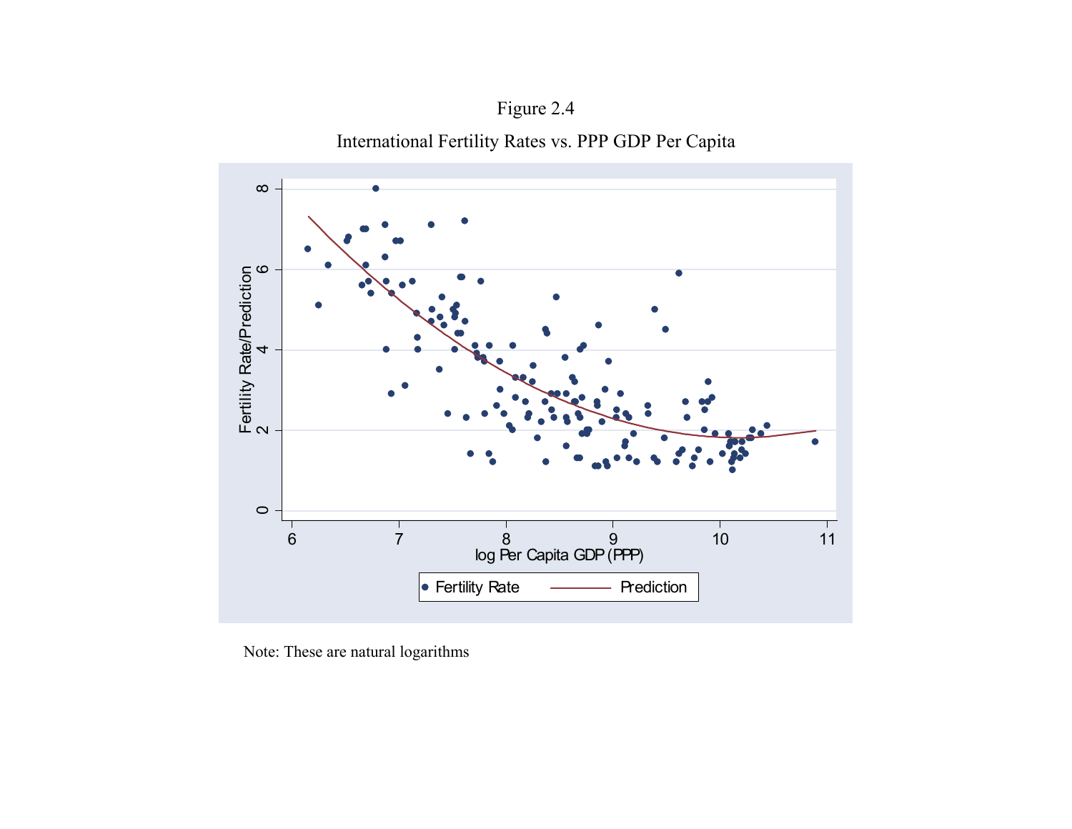Figure 2.4

International Fertility Rates vs. PPP GDP Per Capita

Note: These are natural logarithms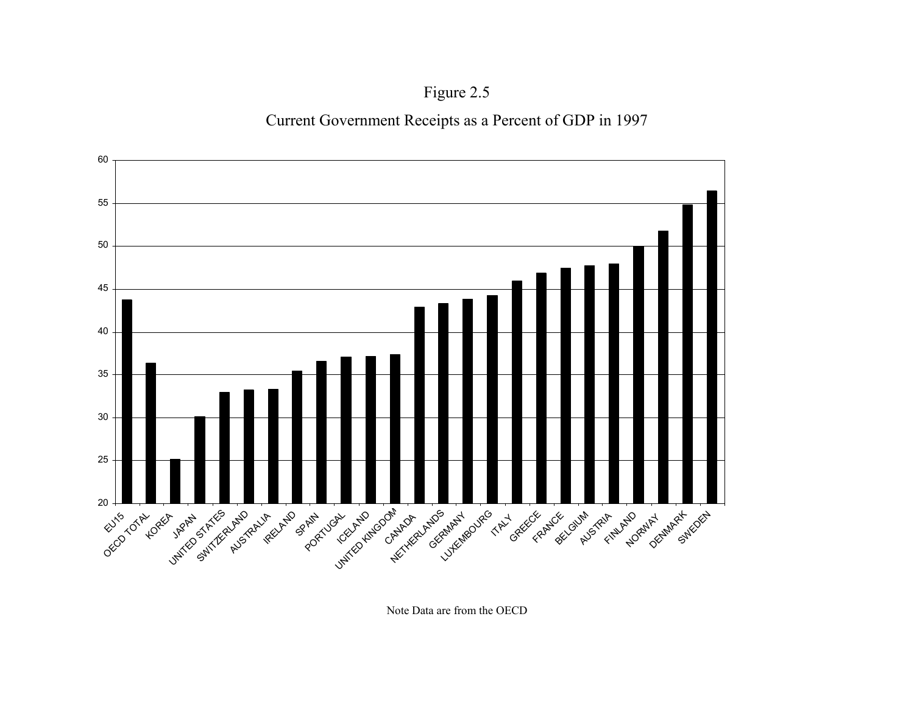Figure 2.5

Current Government Receipts as a Percent of GDP in 1997

Note Data are from the OECD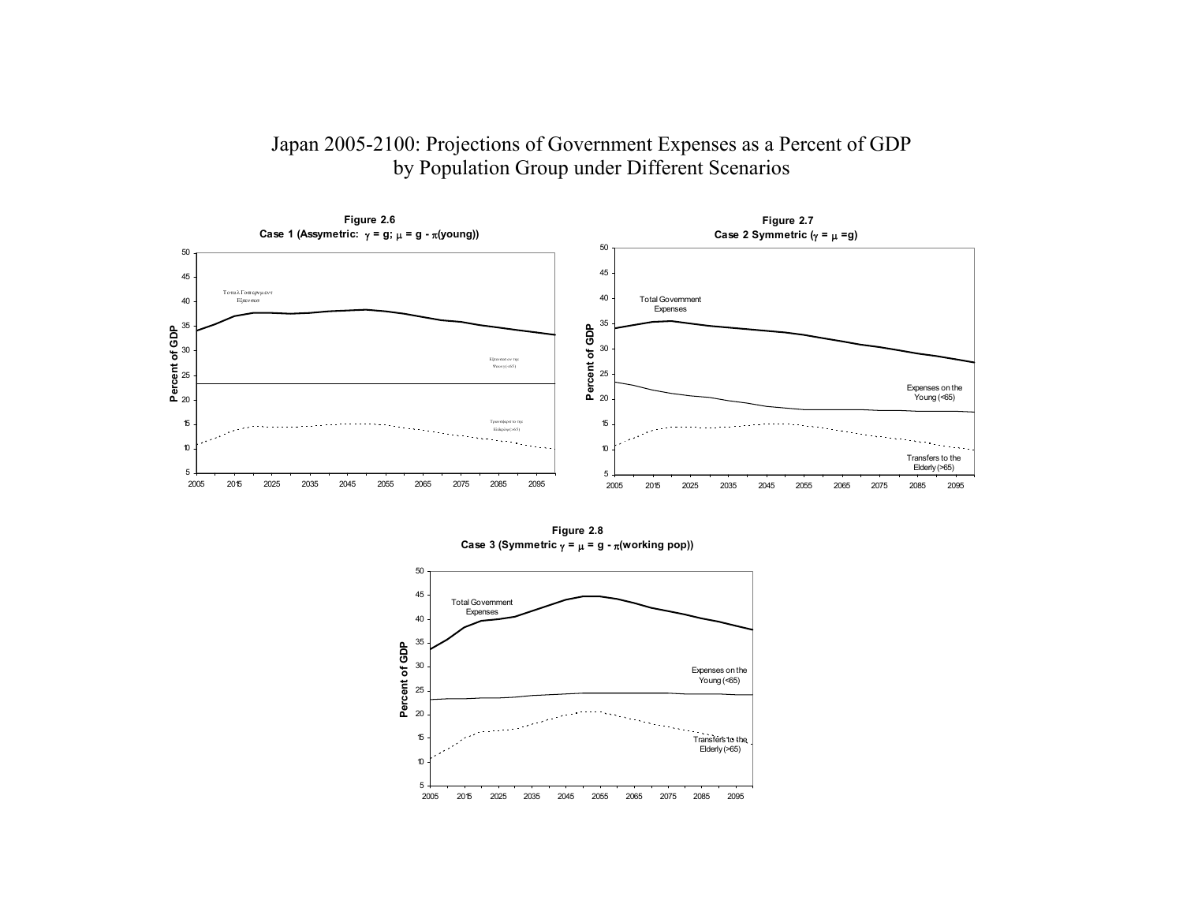# Japan 2005-2100: Projections of Government Expenses as a Percent of GDP by Population Group under Different Scenarios

**Figure 2.6**
**Case 1 (Assymetric: $\gamma = g$; $\mu = g - \pi$(young))**

**Figure 2.7**
**Case 2 Symmetric ($\gamma = \mu = g$)**

**Figure 2.8**
**Case 3 (Symmetric $\gamma = \mu = g - \pi$(working pop))**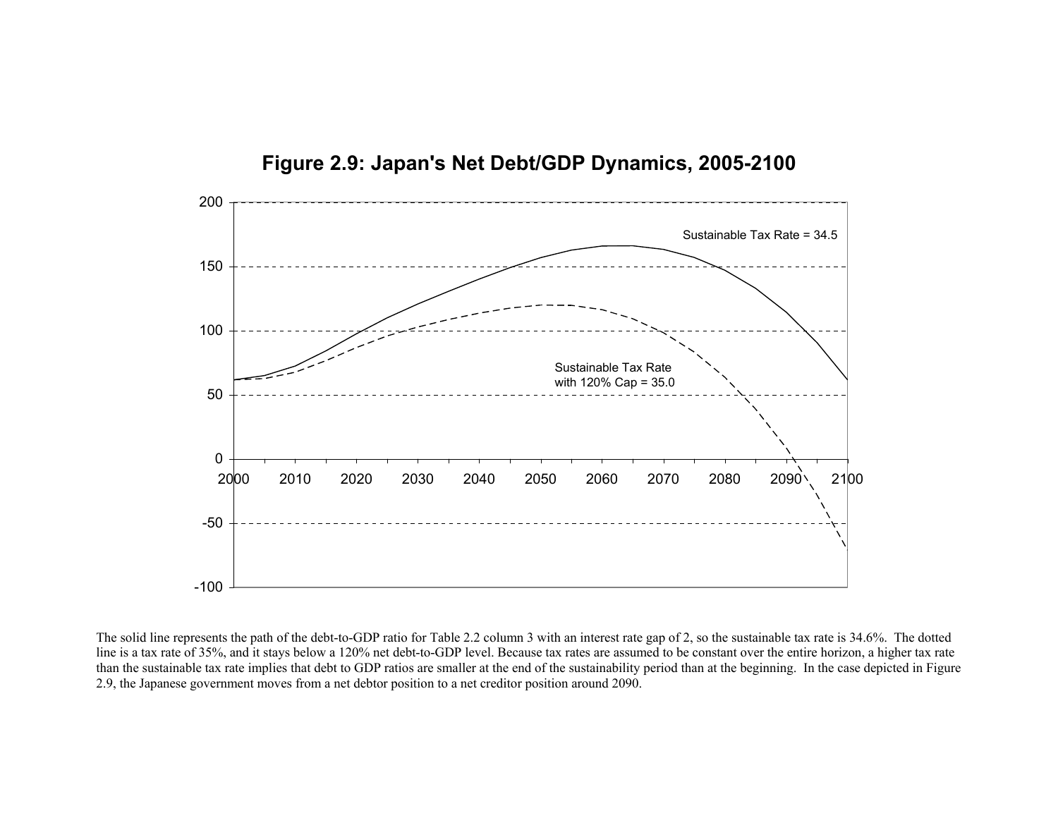**Figure 2.9: Japan's Net Debt/GDP Dynamics, 2005-2100**

The solid line represents the path of the debt-to-GDP ratio for Table 2.2 column 3 with an interest rate gap of 2, so the sustainable tax rate is 34.6%. The dotted line is a tax rate of 35%, and it stays below a 120% net debt-to-GDP level. Because tax rates are assumed to be constant over the entire horizon, a higher tax rate than the sustainable tax rate implies that debt to GDP ratios are smaller at the end of the sustainability period than at the beginning. In the case depicted in Figure 2.9, the Japanese government moves from a net debtor position to a net creditor position around 2090.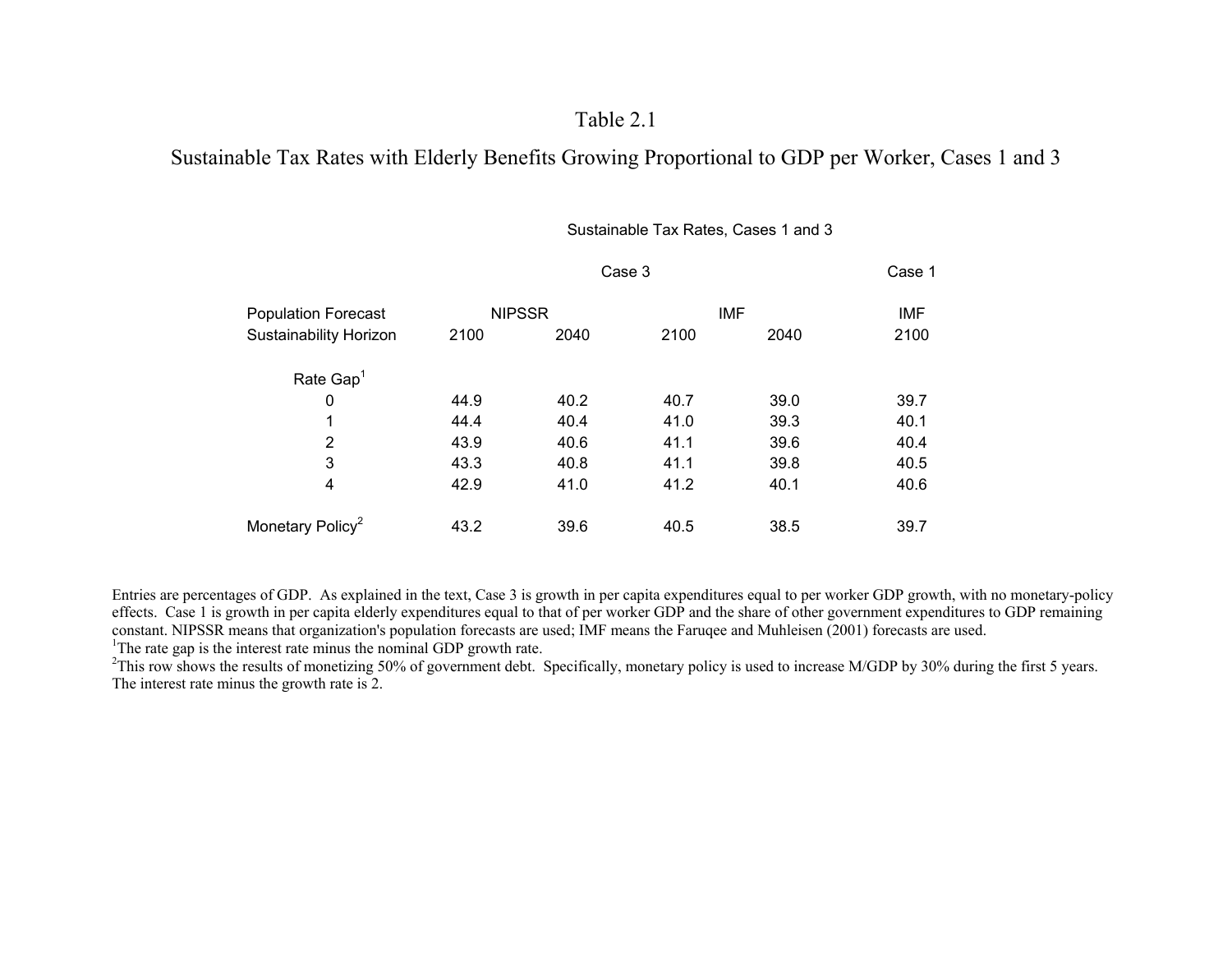# Table 2.1

## Sustainable Tax Rates with Elderly Benefits Growing Proportional to GDP per Worker, Cases 1 and 3

| | Sustainable Tax Rates, Cases 1 and 3 | | | | |
|---|---|---|---|---|---|
| | Case 3 | | | | Case 1 |
| Population Forecast | NIPSSR | | IMF | | IMF |
| Sustainability Horizon | 2100 | 2040 | 2100 | 2040 | 2100 |
| Rate Gap[1] | | | | | |
| 0 | 44.9 | 40.2 | 40.7 | 39.0 | 39.7 |
| 1 | 44.4 | 40.4 | 41.0 | 39.3 | 40.1 |
| 2 | 43.9 | 40.6 | 41.1 | 39.6 | 40.4 |
| 3 | 43.3 | 40.8 | 41.1 | 39.8 | 40.5 |
| 4 | 42.9 | 41.0 | 41.2 | 40.1 | 40.6 |
| Monetary Policy[2] | 43.2 | 39.6 | 40.5 | 38.5 | 39.7 |

Entries are percentages of GDP. As explained in the text, Case 3 is growth in per capita expenditures equal to per worker GDP growth, with no monetary-policy effects. Case 1 is growth in per capita elderly expenditures equal to that of per worker GDP and the share of other government expenditures to GDP remaining constant. NIPSSR means that organization's population forecasts are used; IMF means the Faruqee and Muhleisen (2001) forecasts are used.

[1]The rate gap is the interest rate minus the nominal GDP growth rate.

[2]This row shows the results of monetizing 50% of government debt. Specifically, monetary policy is used to increase M/GDP by 30% during the first 5 years. The interest rate minus the growth rate is 2.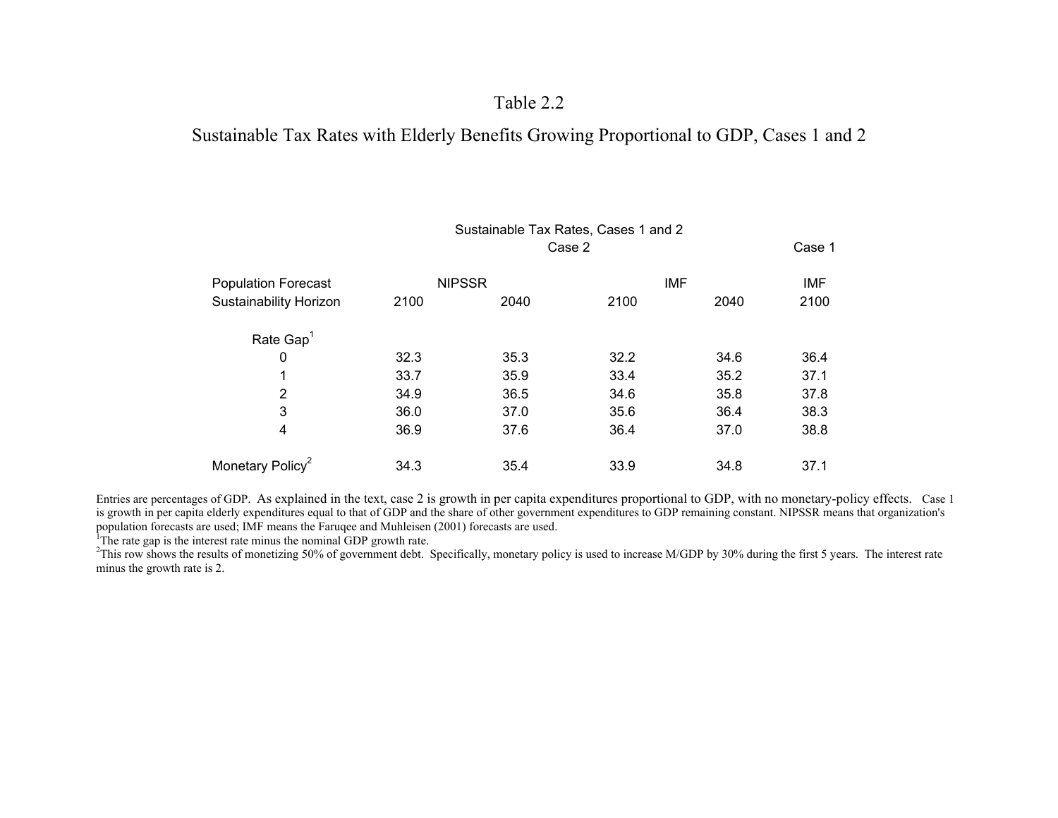# Table 2.2

## Sustainable Tax Rates with Elderly Benefits Growing Proportional to GDP, Cases 1 and 2

| | Sustainable Tax Rates, Cases 1 and 2 | | | | |
|---|---|---|---|---|---|
| | Case 2 | | | | Case 1 |
| Population Forecast | NIPSSR | | IMF | | IMF |
| Sustainability Horizon | 2100 | 2040 | 2100 | 2040 | 2100 |
| Rate Gap[1] | | | | | |
| 0 | 32.3 | 35.3 | 32.2 | 34.6 | 36.4 |
| 1 | 33.7 | 35.9 | 33.4 | 35.2 | 37.1 |
| 2 | 34.9 | 36.5 | 34.6 | 35.8 | 37.8 |
| 3 | 36.0 | 37.0 | 35.6 | 36.4 | 38.3 |
| 4 | 36.9 | 37.6 | 36.4 | 37.0 | 38.8 |
| Monetary Policy[2] | 34.3 | 35.4 | 33.9 | 34.8 | 37.1 |

Entries are percentages of GDP. As explained in the text, case 2 is growth in per capita expenditures proportional to GDP, with no monetary-policy effects. Case 1 is growth in per capita elderly expenditures equal to that of GDP and the share of other government expenditures to GDP remaining constant. NIPSSR means that organization's population forecasts are used; IMF means the Faruqee and Muhleisen (2001) forecasts are used.

[1]The rate gap is the interest rate minus the nominal GDP growth rate.

[2]This row shows the results of monetizing 50% of government debt. Specifically, monetary policy is used to increase M/GDP by 30% during the first 5 years. The interest rate minus the growth rate is 2.